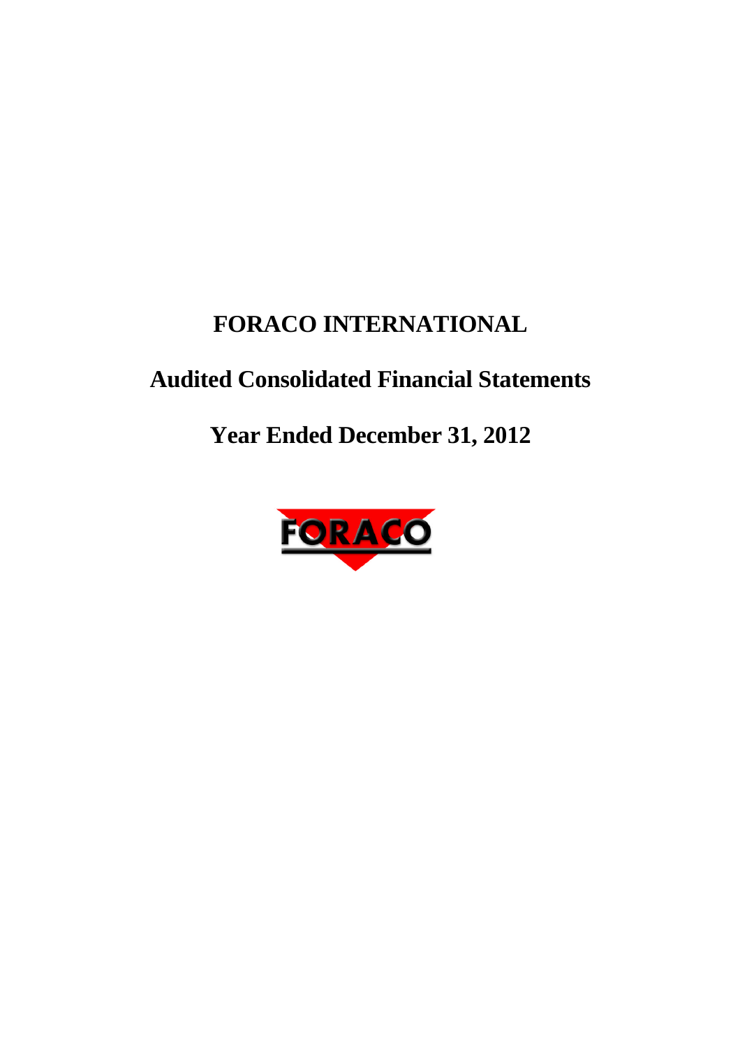# FORACO INTERNATIONAL

## Audited Consolidated Financial Statements

## Year Ended December 31, 2012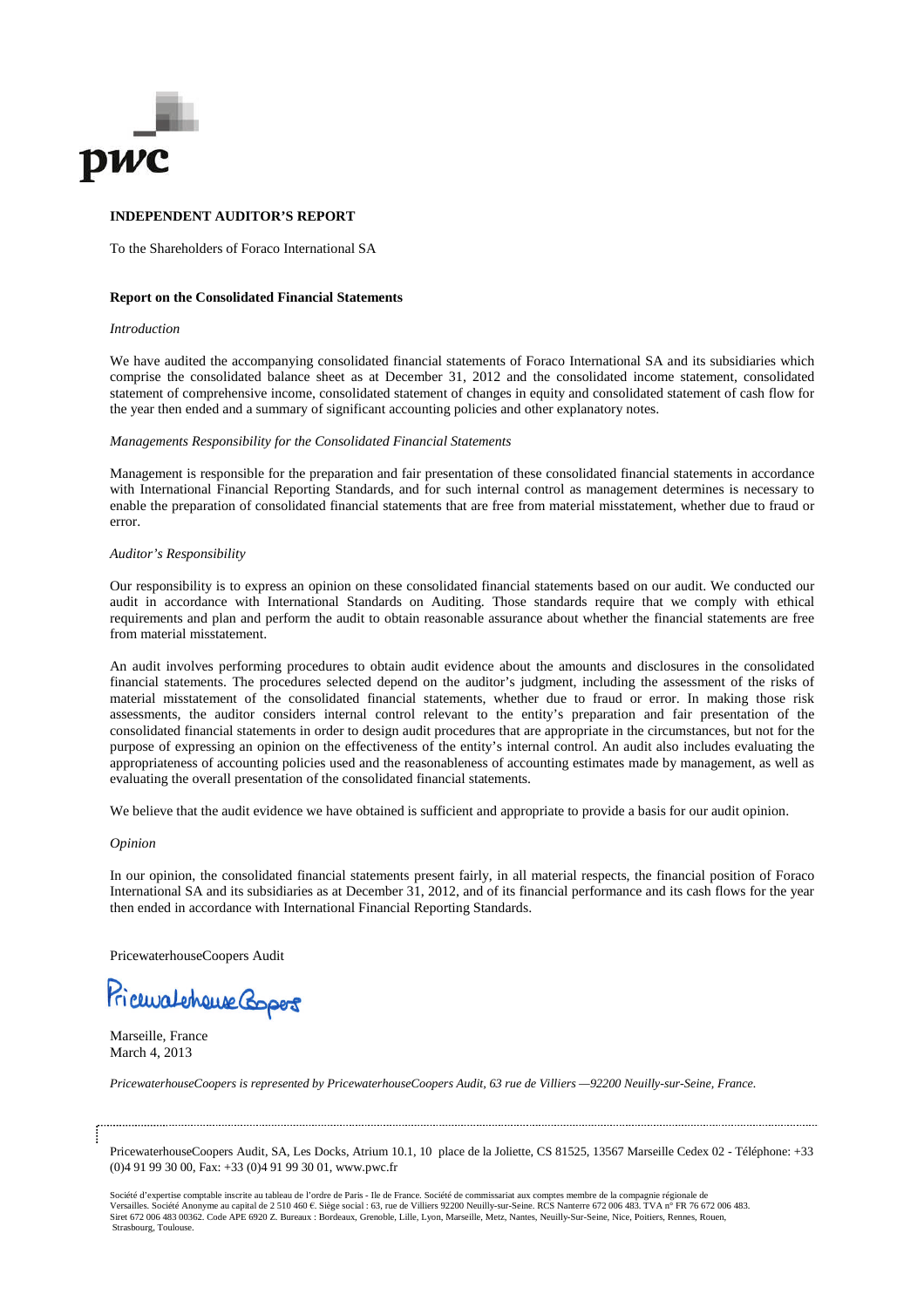**INDEPENDENT AUDITOR'S REPORT**

To the Shareholders of Foraco International SA

**Report on the Consolidated Financial Statements**

*Introduction*

We have audited the accompanying consolidated financial statements of Foraco International SA and its subsidiaries which comprise the consolidated balance sheet as at December 31, 2012 and the consolidated income statement, consolidated statement of comprehensive income, consolidated statement of changes in equity and consolidated statement of cash flow for the year then ended and a summary of significant accounting policies and other explanatory notes.

*Managements Responsibility for the Consolidated Financial Statements*

Management is responsible for the preparation and fair presentation of these consolidated financial statements in accordance with International Financial Reporting Standards, and for such internal control as management determines is necessary to enable the preparation of consolidated financial statements that are free from material misstatement, whether due to fraud or error.

*Auditor's Responsibility*

Our responsibility is to express an opinion on these consolidated financial statements based on our audit. We conducted our audit in accordance with International Standards on Auditing. Those standards require that we comply with ethical requirements and plan and perform the audit to obtain reasonable assurance about whether the financial statements are free from material misstatement.

An audit involves performing procedures to obtain audit evidence about the amounts and disclosures in the consolidated financial statements. The procedures selected depend on the auditor's judgment, including the assessment of the risks of material misstatement of the consolidated financial statements, whether due to fraud or error. In making those risk assessments, the auditor considers internal control relevant to the entity's preparation and fair presentation of the consolidated financial statements in order to design audit procedures that are appropriate in the circumstances, but not for the purpose of expressing an opinion on the effectiveness of the entity's internal control. An audit also includes evaluating the appropriateness of accounting policies used and the reasonableness of accounting estimates made by management, as well as evaluating the overall presentation of the consolidated financial statements.

We believe that the audit evidence we have obtained is sufficient and appropriate to provide a basis for our audit opinion.

*Opinion*

In our opinion, the consolidated financial statements present fairly, in all material respects, the financial position of Foraco International SA and its subsidiaries as at December 31, 2012, and of its financial performance and its cash flows for the year then ended in accordance with International Financial Reporting Standards.

PricewaterhouseCoopers Audit

PricewaterhouseCoopers

Marseille, France
March 4, 2013

*PricewaterhouseCoopers is represented by PricewaterhouseCoopers Audit, 63 rue de Villiers —92200 Neuilly-sur-Seine, France.*

PricewaterhouseCoopers Audit, SA, Les Docks, Atrium 10.1, 10 place de la Joliette, CS 81525, 13567 Marseille Cedex 02 - Téléphone: +33 (0)4 91 99 30 00, Fax: +33 (0)4 91 99 30 01, www.pwc.fr

Société d'expertise comptable inscrite au tableau de l'ordre de Paris - Ile de France. Société de commissariat aux comptes membre de la compagnie régionale de Versailles. Société Anonyme au capital de 2 510 460 €. Siège social : 63, rue de Villiers 92200 Neuilly-sur-Seine. RCS Nanterre 672 006 483. TVA n° FR 76 672 006 483. Siret 672 006 483 00362. Code APE 6920 Z. Bureaux : Bordeaux, Grenoble, Lille, Lyon, Marseille, Metz, Nantes, Neuilly-Sur-Seine, Nice, Poitiers, Rennes, Rouen, Strasbourg, Toulouse.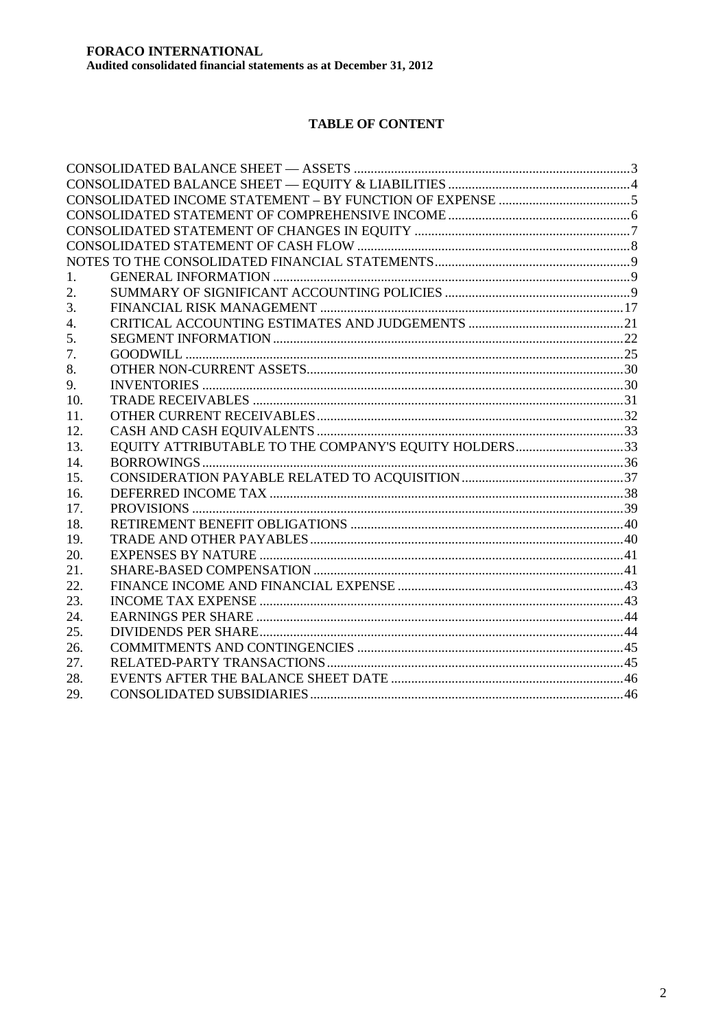# TABLE OF CONTENT

| | | |
|---|---|---|
| CONSOLIDATED BALANCE SHEET — ASSETS | | 3 |
| CONSOLIDATED BALANCE SHEET — EQUITY & LIABILITIES | | 4 |
| CONSOLIDATED INCOME STATEMENT – BY FUNCTION OF EXPENSE | | 5 |
| CONSOLIDATED STATEMENT OF COMPREHENSIVE INCOME | | 6 |
| CONSOLIDATED STATEMENT OF CHANGES IN EQUITY | | 7 |
| CONSOLIDATED STATEMENT OF CASH FLOW | | 8 |
| NOTES TO THE CONSOLIDATED FINANCIAL STATEMENTS | | 9 |
| 1. | GENERAL INFORMATION | 9 |
| 2. | SUMMARY OF SIGNIFICANT ACCOUNTING POLICIES | 9 |
| 3. | FINANCIAL RISK MANAGEMENT | 17 |
| 4. | CRITICAL ACCOUNTING ESTIMATES AND JUDGEMENTS | 21 |
| 5. | SEGMENT INFORMATION | 22 |
| 7. | GOODWILL | 25 |
| 8. | OTHER NON-CURRENT ASSETS | 30 |
| 9. | INVENTORIES | 30 |
| 10. | TRADE RECEIVABLES | 31 |
| 11. | OTHER CURRENT RECEIVABLES | 32 |
| 12. | CASH AND CASH EQUIVALENTS | 33 |
| 13. | EQUITY ATTRIBUTABLE TO THE COMPANY'S EQUITY HOLDERS | 33 |
| 14. | BORROWINGS | 36 |
| 15. | CONSIDERATION PAYABLE RELATED TO ACQUISITION | 37 |
| 16. | DEFERRED INCOME TAX | 38 |
| 17. | PROVISIONS | 39 |
| 18. | RETIREMENT BENEFIT OBLIGATIONS | 40 |
| 19. | TRADE AND OTHER PAYABLES | 40 |
| 20. | EXPENSES BY NATURE | 41 |
| 21. | SHARE-BASED COMPENSATION | 41 |
| 22. | FINANCE INCOME AND FINANCIAL EXPENSE | 43 |
| 23. | INCOME TAX EXPENSE | 43 |
| 24. | EARNINGS PER SHARE | 44 |
| 25. | DIVIDENDS PER SHARE | 44 |
| 26. | COMMITMENTS AND CONTINGENCIES | 45 |
| 27. | RELATED-PARTY TRANSACTIONS | 45 |
| 28. | EVENTS AFTER THE BALANCE SHEET DATE | 46 |
| 29. | CONSOLIDATED SUBSIDIARIES | 46 |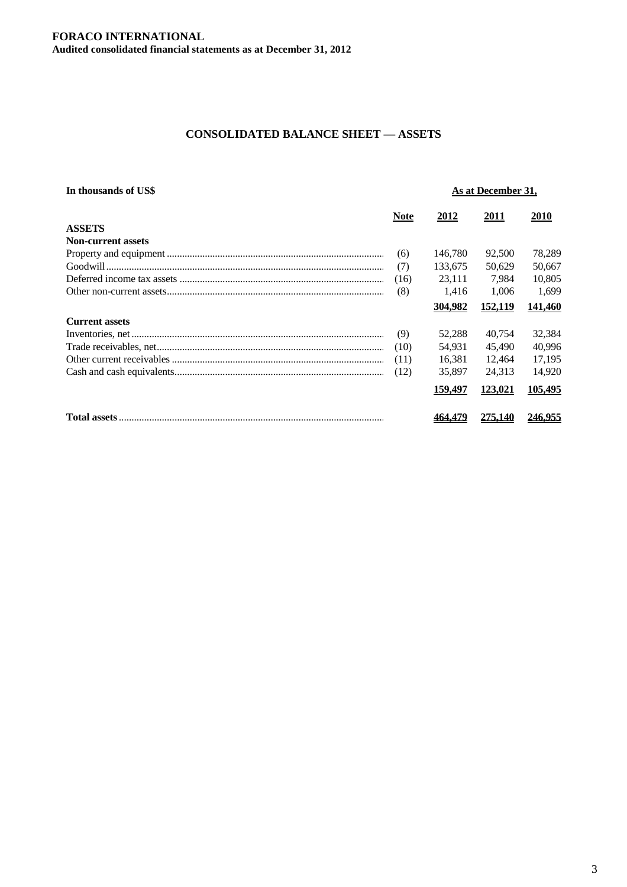**FORACO INTERNATIONAL**
**Audited consolidated financial statements as at December 31, 2012**

## CONSOLIDATED BALANCE SHEET — ASSETS

| In thousands of US$ | | As at December 31, | | |
|---|---|---|---|---|
| | **Note** | **2012** | **2011** | **2010** |
| **ASSETS** | | | | |
| **Non-current assets** | | | | |
| Property and equipment | (6) | 146,780 | 92,500 | 78,289 |
| Goodwill | (7) | 133,675 | 50,629 | 50,667 |
| Deferred income tax assets | (16) | 23,111 | 7,984 | 10,805 |
| Other non-current assets | (8) | 1,416 | 1,006 | 1,699 |
| | | **304,982** | **152,119** | **141,460** |
| **Current assets** | | | | |
| Inventories, net | (9) | 52,288 | 40,754 | 32,384 |
| Trade receivables, net | (10) | 54,931 | 45,490 | 40,996 |
| Other current receivables | (11) | 16,381 | 12,464 | 17,195 |
| Cash and cash equivalents | (12) | 35,897 | 24,313 | 14,920 |
| | | **159,497** | **123,021** | **105,495** |
| **Total assets** | | **464,479** | **275,140** | **246,955** |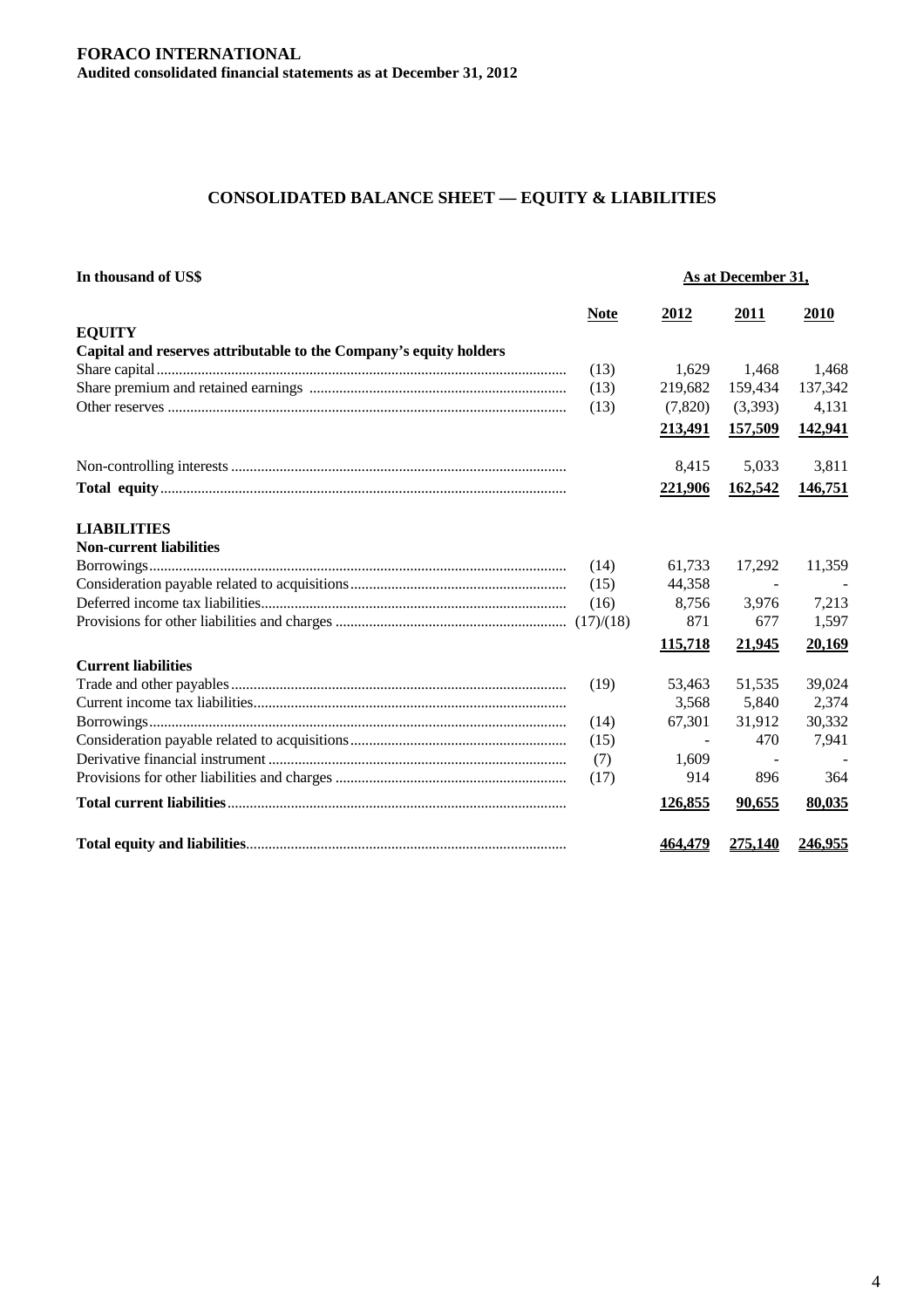**FORACO INTERNATIONAL**
**Audited consolidated financial statements as at December 31, 2012**

# CONSOLIDATED BALANCE SHEET — EQUITY & LIABILITIES

| In thousand of US$ | | As at December 31, | | |
|---|---|---|---|---|
| | **Note** | **2012** | **2011** | **2010** |
| **EQUITY** | | | | |
| **Capital and reserves attributable to the Company's equity holders** | | | | |
| Share capital | (13) | 1,629 | 1,468 | 1,468 |
| Share premium and retained earnings | (13) | 219,682 | 159,434 | 137,342 |
| Other reserves | (13) | (7,820) | (3,393) | 4,131 |
| | | **213,491** | **157,509** | **142,941** |
| Non-controlling interests | | 8,415 | 5,033 | 3,811 |
| **Total equity** | | **221,906** | **162,542** | **146,751** |
| **LIABILITIES** | | | | |
| **Non-current liabilities** | | | | |
| Borrowings | (14) | 61,733 | 17,292 | 11,359 |
| Consideration payable related to acquisitions | (15) | 44,358 | - | - |
| Deferred income tax liabilities | (16) | 8,756 | 3,976 | 7,213 |
| Provisions for other liabilities and charges | (17)/(18) | 871 | 677 | 1,597 |
| | | **115,718** | **21,945** | **20,169** |
| **Current liabilities** | | | | |
| Trade and other payables | (19) | 53,463 | 51,535 | 39,024 |
| Current income tax liabilities | | 3,568 | 5,840 | 2,374 |
| Borrowings | (14) | 67,301 | 31,912 | 30,332 |
| Consideration payable related to acquisitions | (15) | - | 470 | 7,941 |
| Derivative financial instrument | (7) | 1,609 | - | - |
| Provisions for other liabilities and charges | (17) | 914 | 896 | 364 |
| **Total current liabilities** | | **126,855** | **90,655** | **80,035** |
| **Total equity and liabilities** | | **464,479** | **275,140** | **246,955** |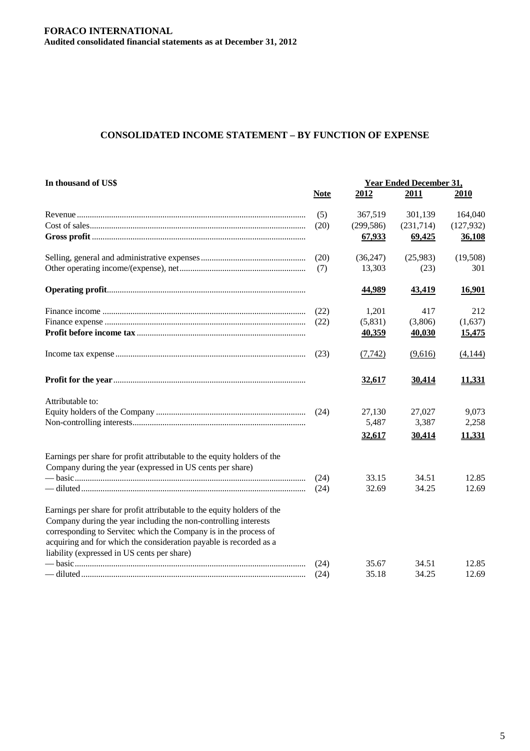**FORACO INTERNATIONAL**
**Audited consolidated financial statements as at December 31, 2012**

## CONSOLIDATED INCOME STATEMENT – BY FUNCTION OF EXPENSE

| In thousand of US$ | Note | Year Ended December 31, 2012 | 2011 | 2010 |
|---|---|---|---|---|
| Revenue | (5) | 367,519 | 301,139 | 164,040 |
| Cost of sales | (20) | (299,586) | (231,714) | (127,932) |
| **Gross profit** | | 67,933 | 69,425 | 36,108 |
| Selling, general and administrative expenses | (20) | (36,247) | (25,983) | (19,508) |
| Other operating income/(expense), net | (7) | 13,303 | (23) | 301 |
| **Operating profit** | | 44,989 | 43,419 | 16,901 |
| Finance income | (22) | 1,201 | 417 | 212 |
| Finance expense | (22) | (5,831) | (3,806) | (1,637) |
| **Profit before income tax** | | 40,359 | 40,030 | 15,475 |
| Income tax expense | (23) | (7,742) | (9,616) | (4,144) |
| **Profit for the year** | | 32,617 | 30,414 | 11,331 |
| Attributable to: | | | | |
| Equity holders of the Company | (24) | 27,130 | 27,027 | 9,073 |
| Non-controlling interests | | 5,487 | 3,387 | 2,258 |
| | | 32,617 | 30,414 | 11,331 |
| Earnings per share for profit attributable to the equity holders of the Company during the year (expressed in US cents per share) | | | | |
| — basic | (24) | 33.15 | 34.51 | 12.85 |
| — diluted | (24) | 32.69 | 34.25 | 12.69 |
| Earnings per share for profit attributable to the equity holders of the Company during the year including the non-controlling interests corresponding to Servitec which the Company is in the process of acquiring and for which the consideration payable is recorded as a liability (expressed in US cents per share) | | | | |
| — basic | (24) | 35.67 | 34.51 | 12.85 |
| — diluted | (24) | 35.18 | 34.25 | 12.69 |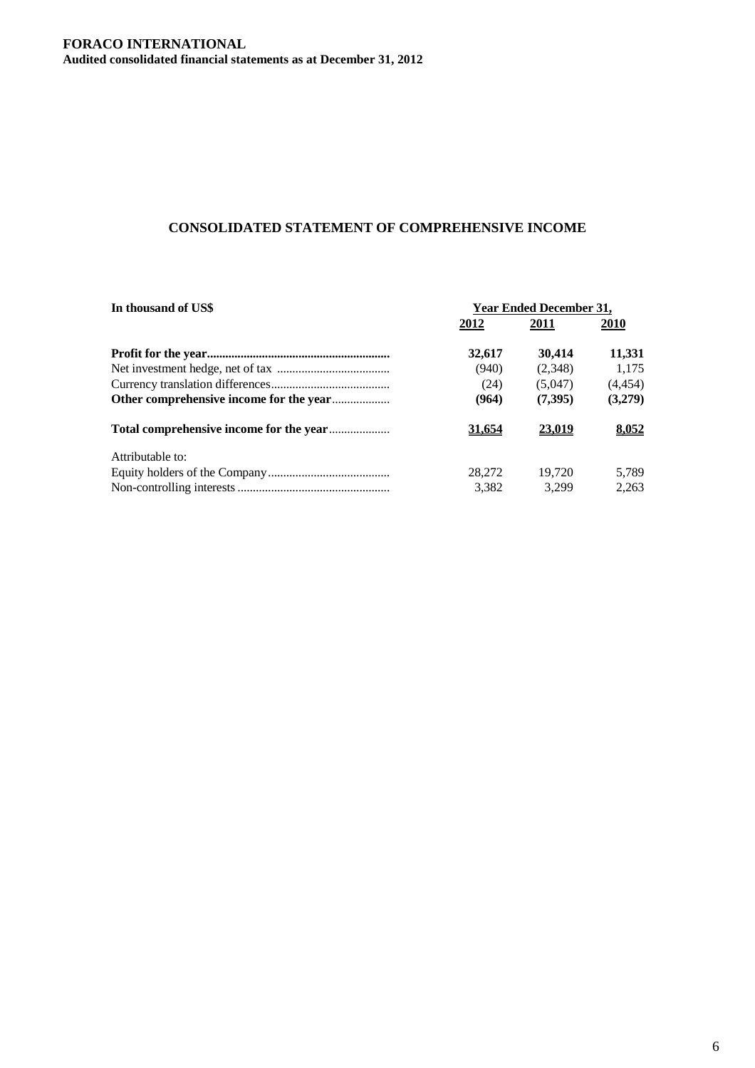**FORACO INTERNATIONAL**
**Audited consolidated financial statements as at December 31, 2012**

## CONSOLIDATED STATEMENT OF COMPREHENSIVE INCOME

| In thousand of US$ | Year Ended December 31, | | |
|---|---|---|---|
| | 2012 | 2011 | 2010 |
| **Profit for the year** | **32,617** | **30,414** | **11,331** |
| Net investment hedge, net of tax | (940) | (2,348) | 1,175 |
| Currency translation differences | (24) | (5,047) | (4,454) |
| **Other comprehensive income for the year** | **(964)** | **(7,395)** | **(3,279)** |
| **Total comprehensive income for the year** | **31,654** | **23,019** | **8,052** |
| Attributable to: | | | |
| Equity holders of the Company | 28,272 | 19,720 | 5,789 |
| Non-controlling interests | 3,382 | 3,299 | 2,263 |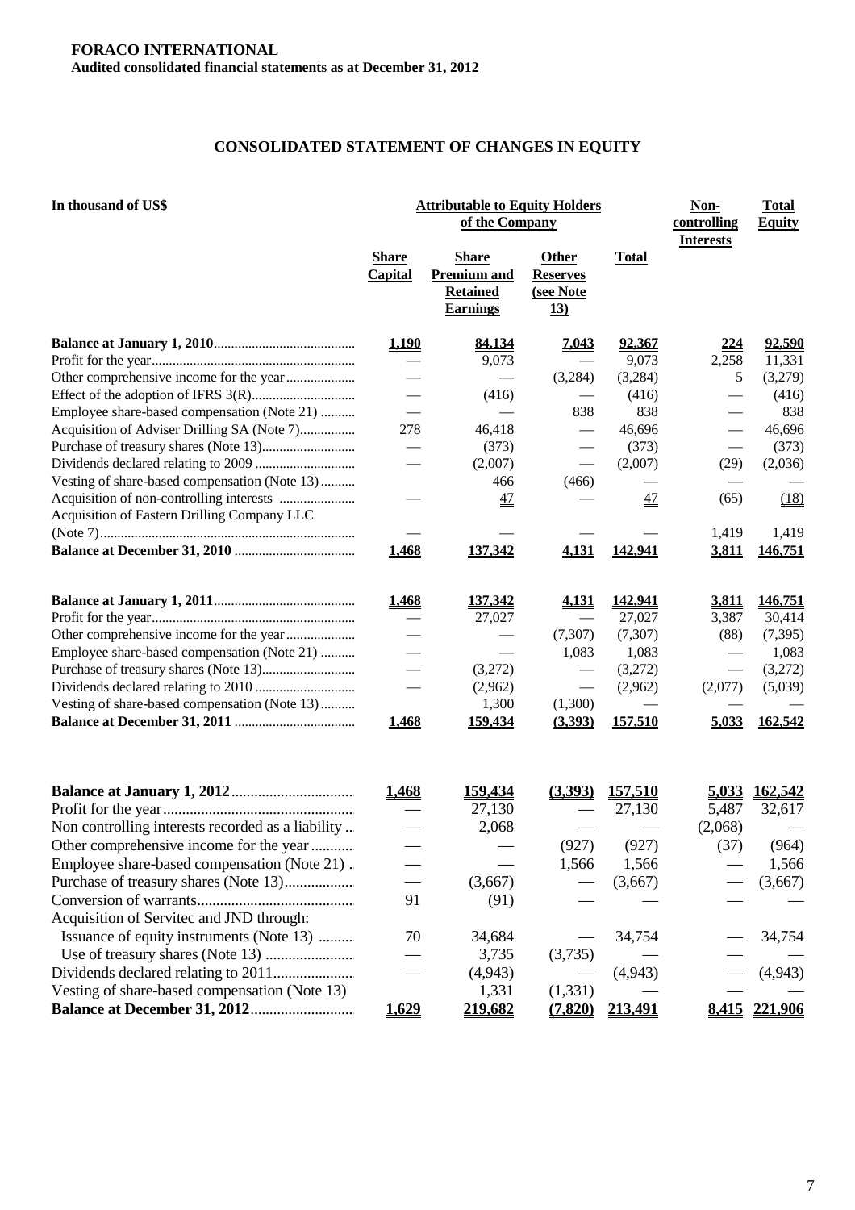**FORACO INTERNATIONAL**
**Audited consolidated financial statements as at December 31, 2012**

## CONSOLIDATED STATEMENT OF CHANGES IN EQUITY

| In thousand of US$ | Attributable to Equity Holders of the Company | | | | Non-controlling Interests | Total Equity |
|---|---|---|---|---|---|---|
| | Share Capital | Share Premium and Retained Earnings | Other Reserves (see Note 13) | Total | | |
| **Balance at January 1, 2010** | **1,190** | **84,134** | **7,043** | **92,367** | **224** | **92,590** |
| Profit for the year | — | 9,073 | — | 9,073 | 2,258 | 11,331 |
| Other comprehensive income for the year | — | — | (3,284) | (3,284) | 5 | (3,279) |
| Effect of the adoption of IFRS 3(R) | — | (416) | — | (416) | — | (416) |
| Employee share-based compensation (Note 21) | — | — | 838 | 838 | — | 838 |
| Acquisition of Adviser Drilling SA (Note 7) | 278 | 46,418 | — | 46,696 | — | 46,696 |
| Purchase of treasury shares (Note 13) | — | (373) | — | (373) | — | (373) |
| Dividends declared relating to 2009 | — | (2,007) | — | (2,007) | (29) | (2,036) |
| Vesting of share-based compensation (Note 13) | | 466 | (466) | — | — | — |
| Acquisition of non-controlling interests | — | 47 | — | 47 | (65) | (18) |
| Acquisition of Eastern Drilling Company LLC (Note 7) | — | — | — | — | 1,419 | 1,419 |
| **Balance at December 31, 2010** | **1,468** | **137,342** | **4,131** | **142,941** | **3,811** | **146,751** |
| **Balance at January 1, 2011** | **1,468** | **137,342** | **4,131** | **142,941** | **3,811** | **146,751** |
| Profit for the year | — | 27,027 | — | 27,027 | 3,387 | 30,414 |
| Other comprehensive income for the year | — | — | (7,307) | (7,307) | (88) | (7,395) |
| Employee share-based compensation (Note 21) | — | — | 1,083 | 1,083 | — | 1,083 |
| Purchase of treasury shares (Note 13) | — | (3,272) | — | (3,272) | — | (3,272) |
| Dividends declared relating to 2010 | — | (2,962) | — | (2,962) | (2,077) | (5,039) |
| Vesting of share-based compensation (Note 13) | | 1,300 | (1,300) | — | — | — |
| **Balance at December 31, 2011** | **1,468** | **159,434** | **(3,393)** | **157,510** | **5,033** | **162,542** |
| **Balance at January 1, 2012** | **1,468** | **159,434** | **(3,393)** | **157,510** | **5,033** | **162,542** |
| Profit for the year | — | 27,130 | — | 27,130 | 5,487 | 32,617 |
| Non controlling interests recorded as a liability | — | 2,068 | — | — | (2,068) | — |
| Other comprehensive income for the year | — | — | (927) | (927) | (37) | (964) |
| Employee share-based compensation (Note 21) | — | — | 1,566 | 1,566 | — | 1,566 |
| Purchase of treasury shares (Note 13) | — | (3,667) | — | (3,667) | — | (3,667) |
| Conversion of warrants | 91 | (91) | — | — | — | — |
| Acquisition of Servitec and JND through: | | | | | | |
| Issuance of equity instruments (Note 13) | 70 | 34,684 | — | 34,754 | — | 34,754 |
| Use of treasury shares (Note 13) | — | 3,735 | (3,735) | — | — | — |
| Dividends declared relating to 2011 | — | (4,943) | — | (4,943) | — | (4,943) |
| Vesting of share-based compensation (Note 13) | — | 1,331 | (1,331) | — | — | — |
| **Balance at December 31, 2012** | **1,629** | **219,682** | **(7,820)** | **213,491** | **8,415** | **221,906** |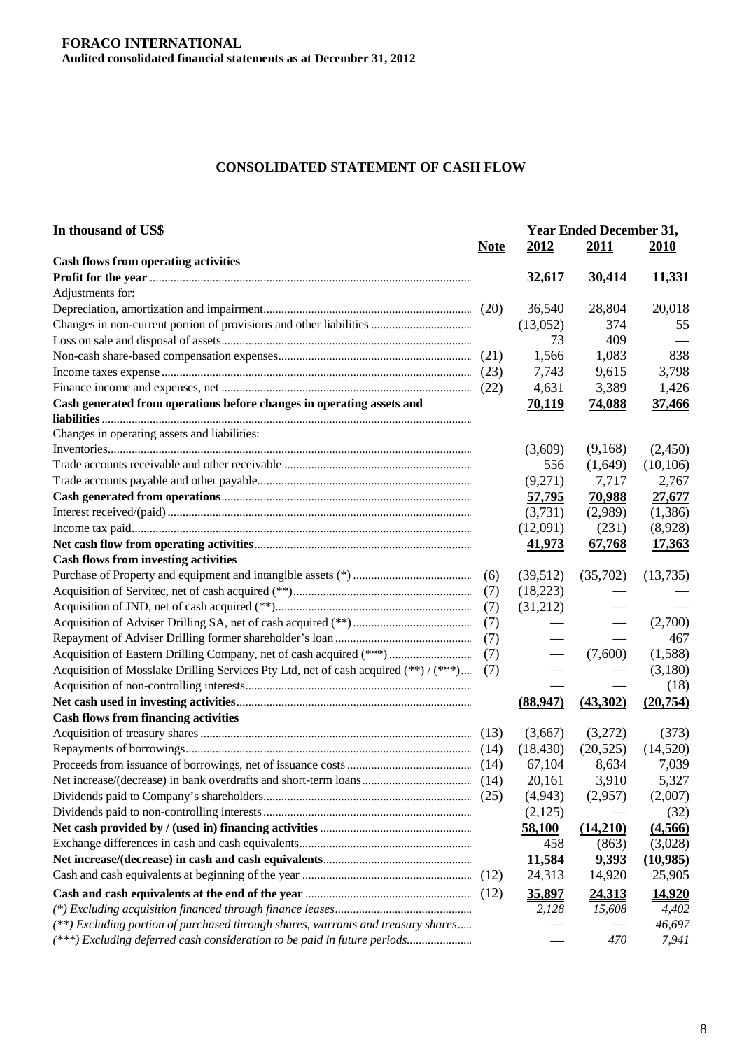**FORACO INTERNATIONAL**
**Audited consolidated financial statements as at December 31, 2012**

## CONSOLIDATED STATEMENT OF CASH FLOW

| In thousand of US$ | Note | 2012 | 2011 | 2010 |
|---|---|---|---|---|
| | | **Year Ended December 31,** | | |
| **Cash flows from operating activities** | | | | |
| **Profit for the year** | | **32,617** | **30,414** | **11,331** |
| Adjustments for: | | | | |
| Depreciation, amortization and impairment | (20) | 36,540 | 28,804 | 20,018 |
| Changes in non-current portion of provisions and other liabilities | | (13,052) | 374 | 55 |
| Loss on sale and disposal of assets | | 73 | 409 | — |
| Non-cash share-based compensation expenses | (21) | 1,566 | 1,083 | 838 |
| Income taxes expense | (23) | 7,743 | 9,615 | 3,798 |
| Finance income and expenses, net | (22) | 4,631 | 3,389 | 1,426 |
| **Cash generated from operations before changes in operating assets and liabilities** | | **70,119** | **74,088** | **37,466** |
| Changes in operating assets and liabilities: | | | | |
| Inventories | | (3,609) | (9,168) | (2,450) |
| Trade accounts receivable and other receivable | | 556 | (1,649) | (10,106) |
| Trade accounts payable and other payable | | (9,271) | 7,717 | 2,767 |
| **Cash generated from operations** | | **57,795** | **70,988** | **27,677** |
| Interest received/(paid) | | (3,731) | (2,989) | (1,386) |
| Income tax paid | | (12,091) | (231) | (8,928) |
| **Net cash flow from operating activities** | | **41,973** | **67,768** | **17,363** |
| **Cash flows from investing activities** | | | | |
| Purchase of Property and equipment and intangible assets (*) | (6) | (39,512) | (35,702) | (13,735) |
| Acquisition of Servitec, net of cash acquired (**) | (7) | (18,223) | — | — |
| Acquisition of JND, net of cash acquired (**) | (7) | (31,212) | — | — |
| Acquisition of Adviser Drilling SA, net of cash acquired (**) | (7) | — | — | (2,700) |
| Repayment of Adviser Drilling former shareholder's loan | (7) | — | — | 467 |
| Acquisition of Eastern Drilling Company, net of cash acquired (***) | (7) | — | (7,600) | (1,588) |
| Acquisition of Mosslake Drilling Services Pty Ltd, net of cash acquired (**) / (***) | (7) | — | — | (3,180) |
| Acquisition of non-controlling interests | | — | — | (18) |
| **Net cash used in investing activities** | | **(88,947)** | **(43,302)** | **(20,754)** |
| **Cash flows from financing activities** | | | | |
| Acquisition of treasury shares | (13) | (3,667) | (3,272) | (373) |
| Repayments of borrowings | (14) | (18,430) | (20,525) | (14,520) |
| Proceeds from issuance of borrowings, net of issuance costs | (14) | 67,104 | 8,634 | 7,039 |
| Net increase/(decrease) in bank overdrafts and short-term loans | (14) | 20,161 | 3,910 | 5,327 |
| Dividends paid to Company's shareholders | (25) | (4,943) | (2,957) | (2,007) |
| Dividends paid to non-controlling interests | | (2,125) | — | (32) |
| **Net cash provided by / (used in) financing activities** | | **58,100** | **(14,210)** | **(4,566)** |
| Exchange differences in cash and cash equivalents | | 458 | (863) | (3,028) |
| **Net increase/(decrease) in cash and cash equivalents** | | **11,584** | **9,393** | **(10,985)** |
| Cash and cash equivalents at beginning of the year | (12) | 24,313 | 14,920 | 25,905 |
| **Cash and cash equivalents at the end of the year** | (12) | **35,897** | **24,313** | **14,920** |
| *(\*) Excluding acquisition financed through finance leases* | | *2,128* | *15,608* | *4,402* |
| *(\*\*) Excluding portion of purchased through shares, warrants and treasury shares* | | — | — | *46,697* |
| *(\*\*\*) Excluding deferred cash consideration to be paid in future periods* | | — | *470* | *7,941* |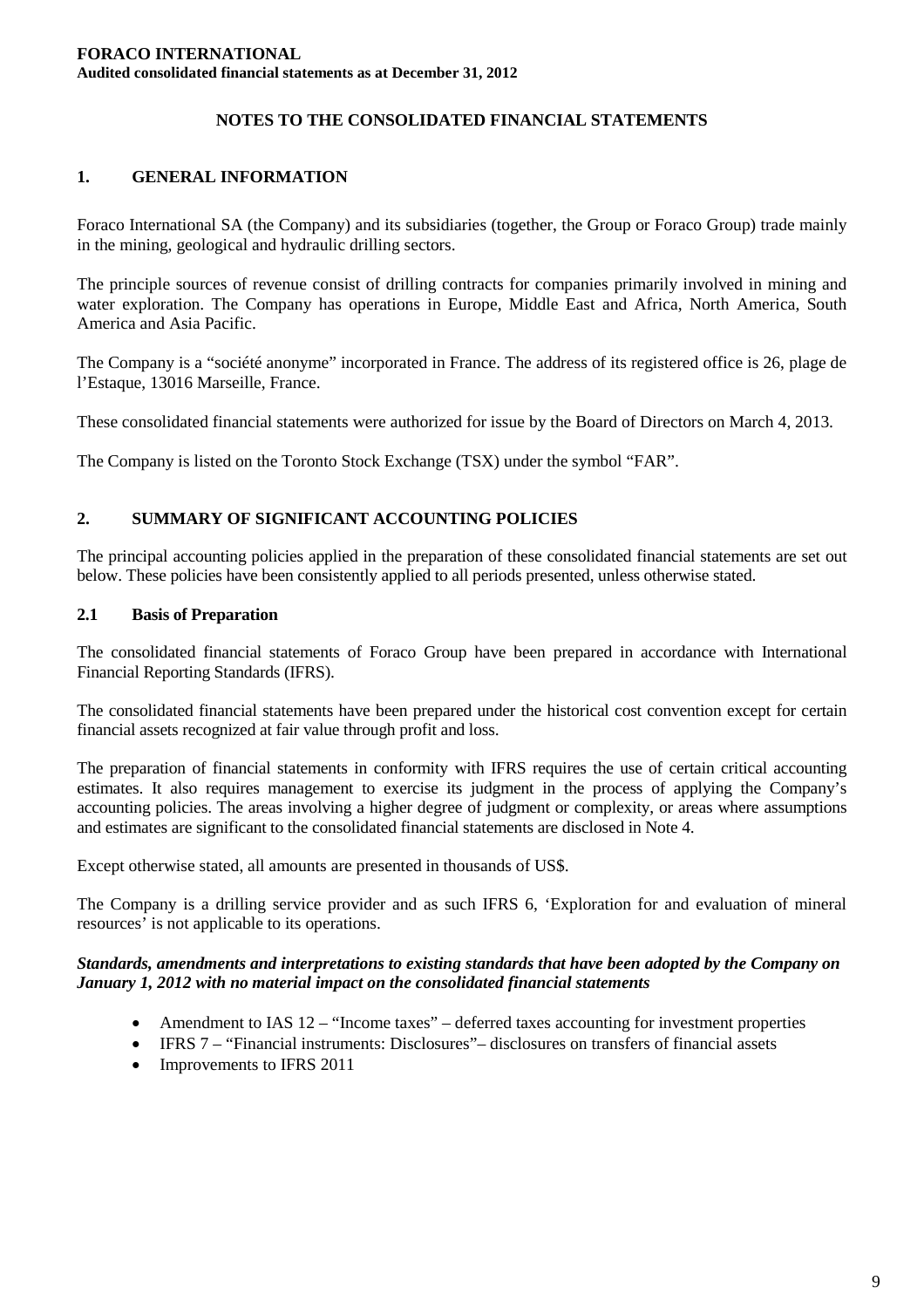## NOTES TO THE CONSOLIDATED FINANCIAL STATEMENTS

## 1. GENERAL INFORMATION

Foraco International SA (the Company) and its subsidiaries (together, the Group or Foraco Group) trade mainly in the mining, geological and hydraulic drilling sectors.

The principle sources of revenue consist of drilling contracts for companies primarily involved in mining and water exploration. The Company has operations in Europe, Middle East and Africa, North America, South America and Asia Pacific.

The Company is a "société anonyme" incorporated in France. The address of its registered office is 26, plage de l'Estaque, 13016 Marseille, France.

These consolidated financial statements were authorized for issue by the Board of Directors on March 4, 2013.

The Company is listed on the Toronto Stock Exchange (TSX) under the symbol "FAR".

## 2. SUMMARY OF SIGNIFICANT ACCOUNTING POLICIES

The principal accounting policies applied in the preparation of these consolidated financial statements are set out below. These policies have been consistently applied to all periods presented, unless otherwise stated.

### 2.1 Basis of Preparation

The consolidated financial statements of Foraco Group have been prepared in accordance with International Financial Reporting Standards (IFRS).

The consolidated financial statements have been prepared under the historical cost convention except for certain financial assets recognized at fair value through profit and loss.

The preparation of financial statements in conformity with IFRS requires the use of certain critical accounting estimates. It also requires management to exercise its judgment in the process of applying the Company's accounting policies. The areas involving a higher degree of judgment or complexity, or areas where assumptions and estimates are significant to the consolidated financial statements are disclosed in Note 4.

Except otherwise stated, all amounts are presented in thousands of US$.

The Company is a drilling service provider and as such IFRS 6, 'Exploration for and evaluation of mineral resources' is not applicable to its operations.

***Standards, amendments and interpretations to existing standards that have been adopted by the Company on January 1, 2012 with no material impact on the consolidated financial statements***

- Amendment to IAS 12 – "Income taxes" – deferred taxes accounting for investment properties
- IFRS 7 – "Financial instruments: Disclosures"– disclosures on transfers of financial assets
- Improvements to IFRS 2011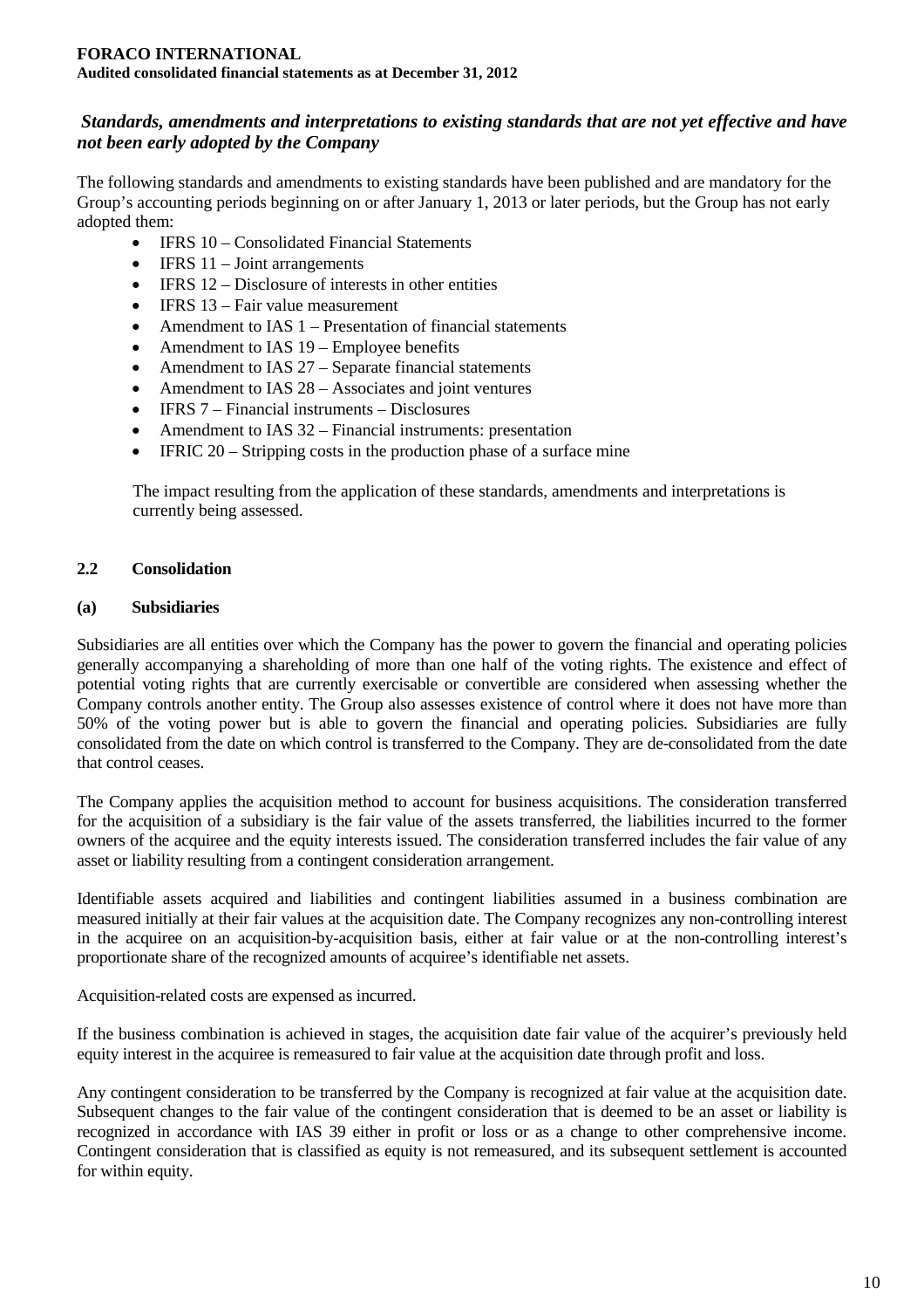### *Standards, amendments and interpretations to existing standards that are not yet effective and have not been early adopted by the Company*

The following standards and amendments to existing standards have been published and are mandatory for the Group's accounting periods beginning on or after January 1, 2013 or later periods, but the Group has not early adopted them:

- IFRS 10 – Consolidated Financial Statements
- IFRS 11 – Joint arrangements
- IFRS 12 – Disclosure of interests in other entities
- IFRS 13 – Fair value measurement
- Amendment to IAS 1 – Presentation of financial statements
- Amendment to IAS 19 – Employee benefits
- Amendment to IAS 27 – Separate financial statements
- Amendment to IAS 28 – Associates and joint ventures
- IFRS 7 – Financial instruments – Disclosures
- Amendment to IAS 32 – Financial instruments: presentation
- IFRIC 20 – Stripping costs in the production phase of a surface mine

The impact resulting from the application of these standards, amendments and interpretations is currently being assessed.

## 2.2 Consolidation

### (a) Subsidiaries

Subsidiaries are all entities over which the Company has the power to govern the financial and operating policies generally accompanying a shareholding of more than one half of the voting rights. The existence and effect of potential voting rights that are currently exercisable or convertible are considered when assessing whether the Company controls another entity. The Group also assesses existence of control where it does not have more than 50% of the voting power but is able to govern the financial and operating policies. Subsidiaries are fully consolidated from the date on which control is transferred to the Company. They are de-consolidated from the date that control ceases.

The Company applies the acquisition method to account for business acquisitions. The consideration transferred for the acquisition of a subsidiary is the fair value of the assets transferred, the liabilities incurred to the former owners of the acquiree and the equity interests issued. The consideration transferred includes the fair value of any asset or liability resulting from a contingent consideration arrangement.

Identifiable assets acquired and liabilities and contingent liabilities assumed in a business combination are measured initially at their fair values at the acquisition date. The Company recognizes any non-controlling interest in the acquiree on an acquisition-by-acquisition basis, either at fair value or at the non-controlling interest's proportionate share of the recognized amounts of acquiree's identifiable net assets.

Acquisition-related costs are expensed as incurred.

If the business combination is achieved in stages, the acquisition date fair value of the acquirer's previously held equity interest in the acquiree is remeasured to fair value at the acquisition date through profit and loss.

Any contingent consideration to be transferred by the Company is recognized at fair value at the acquisition date. Subsequent changes to the fair value of the contingent consideration that is deemed to be an asset or liability is recognized in accordance with IAS 39 either in profit or loss or as a change to other comprehensive income. Contingent consideration that is classified as equity is not remeasured, and its subsequent settlement is accounted for within equity.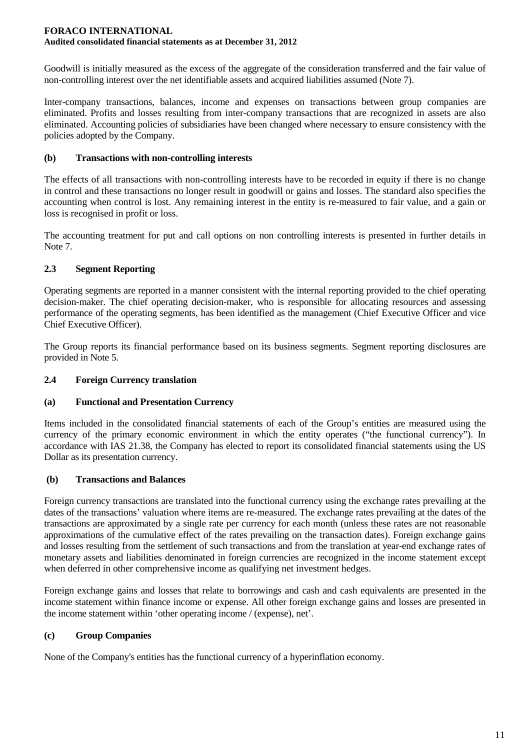Goodwill is initially measured as the excess of the aggregate of the consideration transferred and the fair value of non-controlling interest over the net identifiable assets and acquired liabilities assumed (Note 7).

Inter-company transactions, balances, income and expenses on transactions between group companies are eliminated. Profits and losses resulting from inter-company transactions that are recognized in assets are also eliminated. Accounting policies of subsidiaries have been changed where necessary to ensure consistency with the policies adopted by the Company.

### (b) Transactions with non-controlling interests

The effects of all transactions with non-controlling interests have to be recorded in equity if there is no change in control and these transactions no longer result in goodwill or gains and losses. The standard also specifies the accounting when control is lost. Any remaining interest in the entity is re-measured to fair value, and a gain or loss is recognised in profit or loss.

The accounting treatment for put and call options on non controlling interests is presented in further details in Note 7.

## 2.3 Segment Reporting

Operating segments are reported in a manner consistent with the internal reporting provided to the chief operating decision-maker. The chief operating decision-maker, who is responsible for allocating resources and assessing performance of the operating segments, has been identified as the management (Chief Executive Officer and vice Chief Executive Officer).

The Group reports its financial performance based on its business segments. Segment reporting disclosures are provided in Note 5.

## 2.4 Foreign Currency translation

### (a) Functional and Presentation Currency

Items included in the consolidated financial statements of each of the Group's entities are measured using the currency of the primary economic environment in which the entity operates ("the functional currency"). In accordance with IAS 21.38, the Company has elected to report its consolidated financial statements using the US Dollar as its presentation currency.

### (b) Transactions and Balances

Foreign currency transactions are translated into the functional currency using the exchange rates prevailing at the dates of the transactions' valuation where items are re-measured. The exchange rates prevailing at the dates of the transactions are approximated by a single rate per currency for each month (unless these rates are not reasonable approximations of the cumulative effect of the rates prevailing on the transaction dates). Foreign exchange gains and losses resulting from the settlement of such transactions and from the translation at year-end exchange rates of monetary assets and liabilities denominated in foreign currencies are recognized in the income statement except when deferred in other comprehensive income as qualifying net investment hedges.

Foreign exchange gains and losses that relate to borrowings and cash and cash equivalents are presented in the income statement within finance income or expense. All other foreign exchange gains and losses are presented in the income statement within 'other operating income / (expense), net'.

### (c) Group Companies

None of the Company's entities has the functional currency of a hyperinflation economy.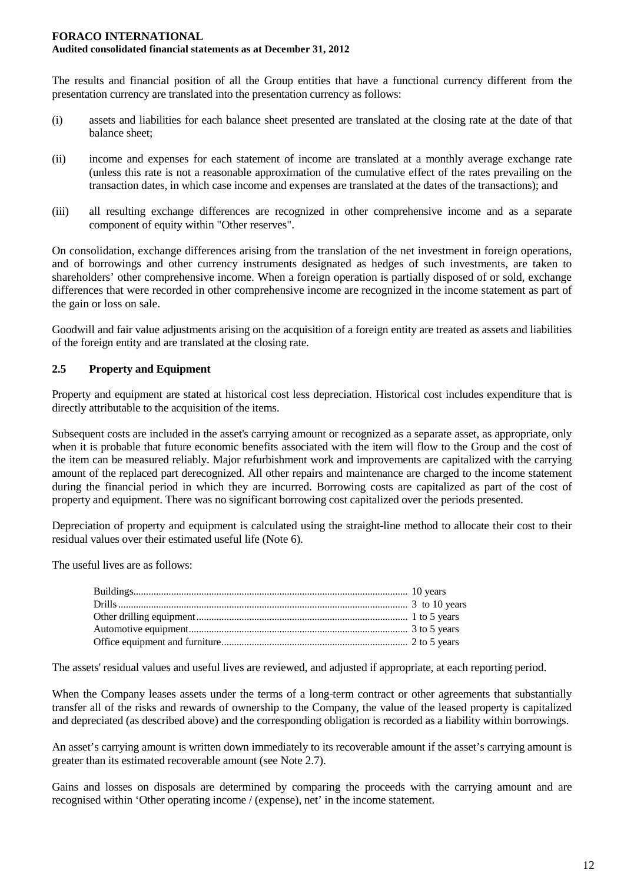The results and financial position of all the Group entities that have a functional currency different from the presentation currency are translated into the presentation currency as follows:

(i) assets and liabilities for each balance sheet presented are translated at the closing rate at the date of that balance sheet;

(ii) income and expenses for each statement of income are translated at a monthly average exchange rate (unless this rate is not a reasonable approximation of the cumulative effect of the rates prevailing on the transaction dates, in which case income and expenses are translated at the dates of the transactions); and

(iii) all resulting exchange differences are recognized in other comprehensive income and as a separate component of equity within "Other reserves".

On consolidation, exchange differences arising from the translation of the net investment in foreign operations, and of borrowings and other currency instruments designated as hedges of such investments, are taken to shareholders' other comprehensive income. When a foreign operation is partially disposed of or sold, exchange differences that were recorded in other comprehensive income are recognized in the income statement as part of the gain or loss on sale.

Goodwill and fair value adjustments arising on the acquisition of a foreign entity are treated as assets and liabilities of the foreign entity and are translated at the closing rate.

### 2.5 Property and Equipment

Property and equipment are stated at historical cost less depreciation. Historical cost includes expenditure that is directly attributable to the acquisition of the items.

Subsequent costs are included in the asset's carrying amount or recognized as a separate asset, as appropriate, only when it is probable that future economic benefits associated with the item will flow to the Group and the cost of the item can be measured reliably. Major refurbishment work and improvements are capitalized with the carrying amount of the replaced part derecognized. All other repairs and maintenance are charged to the income statement during the financial period in which they are incurred. Borrowing costs are capitalized as part of the cost of property and equipment. There was no significant borrowing cost capitalized over the periods presented.

Depreciation of property and equipment is calculated using the straight-line method to allocate their cost to their residual values over their estimated useful life (Note 6).

The useful lives are as follows:

| | |
|---|---|
| Buildings | 10 years |
| Drills | 3 to 10 years |
| Other drilling equipment | 1 to 5 years |
| Automotive equipment | 3 to 5 years |
| Office equipment and furniture | 2 to 5 years |

The assets' residual values and useful lives are reviewed, and adjusted if appropriate, at each reporting period.

When the Company leases assets under the terms of a long-term contract or other agreements that substantially transfer all of the risks and rewards of ownership to the Company, the value of the leased property is capitalized and depreciated (as described above) and the corresponding obligation is recorded as a liability within borrowings.

An asset's carrying amount is written down immediately to its recoverable amount if the asset's carrying amount is greater than its estimated recoverable amount (see Note 2.7).

Gains and losses on disposals are determined by comparing the proceeds with the carrying amount and are recognised within 'Other operating income / (expense), net' in the income statement.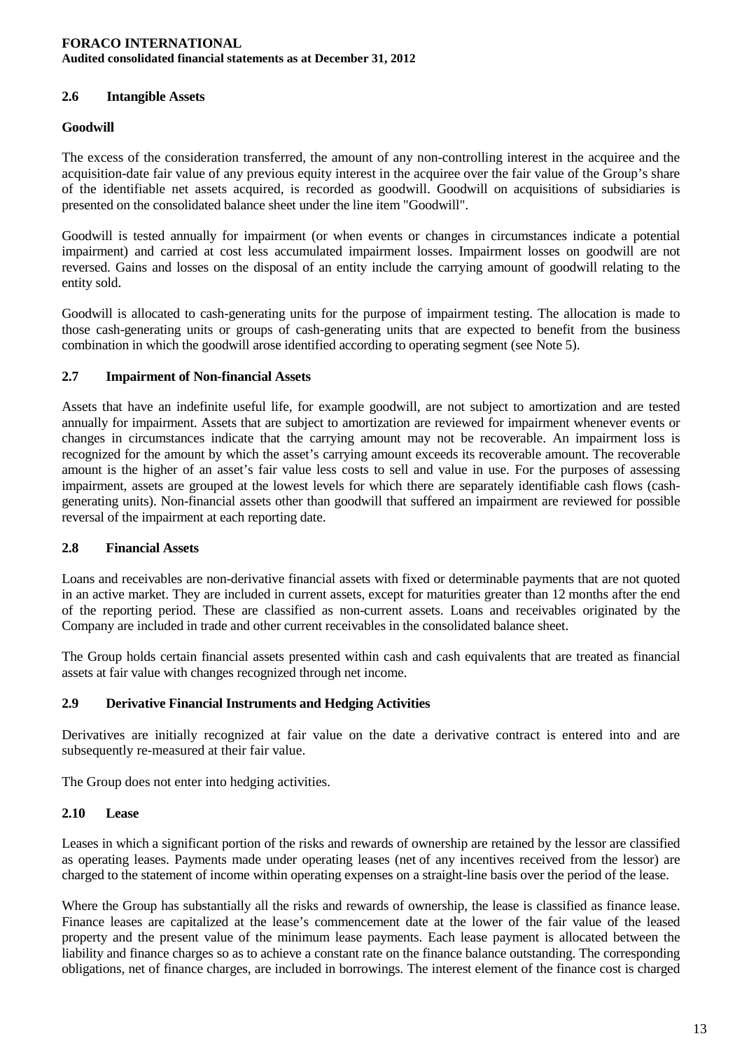### 2.6 Intangible Assets

#### Goodwill

The excess of the consideration transferred, the amount of any non-controlling interest in the acquiree and the acquisition-date fair value of any previous equity interest in the acquiree over the fair value of the Group's share of the identifiable net assets acquired, is recorded as goodwill. Goodwill on acquisitions of subsidiaries is presented on the consolidated balance sheet under the line item "Goodwill".

Goodwill is tested annually for impairment (or when events or changes in circumstances indicate a potential impairment) and carried at cost less accumulated impairment losses. Impairment losses on goodwill are not reversed. Gains and losses on the disposal of an entity include the carrying amount of goodwill relating to the entity sold.

Goodwill is allocated to cash-generating units for the purpose of impairment testing. The allocation is made to those cash-generating units or groups of cash-generating units that are expected to benefit from the business combination in which the goodwill arose identified according to operating segment (see Note 5).

### 2.7 Impairment of Non-financial Assets

Assets that have an indefinite useful life, for example goodwill, are not subject to amortization and are tested annually for impairment. Assets that are subject to amortization are reviewed for impairment whenever events or changes in circumstances indicate that the carrying amount may not be recoverable. An impairment loss is recognized for the amount by which the asset's carrying amount exceeds its recoverable amount. The recoverable amount is the higher of an asset's fair value less costs to sell and value in use. For the purposes of assessing impairment, assets are grouped at the lowest levels for which there are separately identifiable cash flows (cash-generating units). Non-financial assets other than goodwill that suffered an impairment are reviewed for possible reversal of the impairment at each reporting date.

### 2.8 Financial Assets

Loans and receivables are non-derivative financial assets with fixed or determinable payments that are not quoted in an active market. They are included in current assets, except for maturities greater than 12 months after the end of the reporting period. These are classified as non-current assets. Loans and receivables originated by the Company are included in trade and other current receivables in the consolidated balance sheet.

The Group holds certain financial assets presented within cash and cash equivalents that are treated as financial assets at fair value with changes recognized through net income.

### 2.9 Derivative Financial Instruments and Hedging Activities

Derivatives are initially recognized at fair value on the date a derivative contract is entered into and are subsequently re-measured at their fair value.

The Group does not enter into hedging activities.

### 2.10 Lease

Leases in which a significant portion of the risks and rewards of ownership are retained by the lessor are classified as operating leases. Payments made under operating leases (net of any incentives received from the lessor) are charged to the statement of income within operating expenses on a straight-line basis over the period of the lease.

Where the Group has substantially all the risks and rewards of ownership, the lease is classified as finance lease. Finance leases are capitalized at the lease's commencement date at the lower of the fair value of the leased property and the present value of the minimum lease payments. Each lease payment is allocated between the liability and finance charges so as to achieve a constant rate on the finance balance outstanding. The corresponding obligations, net of finance charges, are included in borrowings. The interest element of the finance cost is charged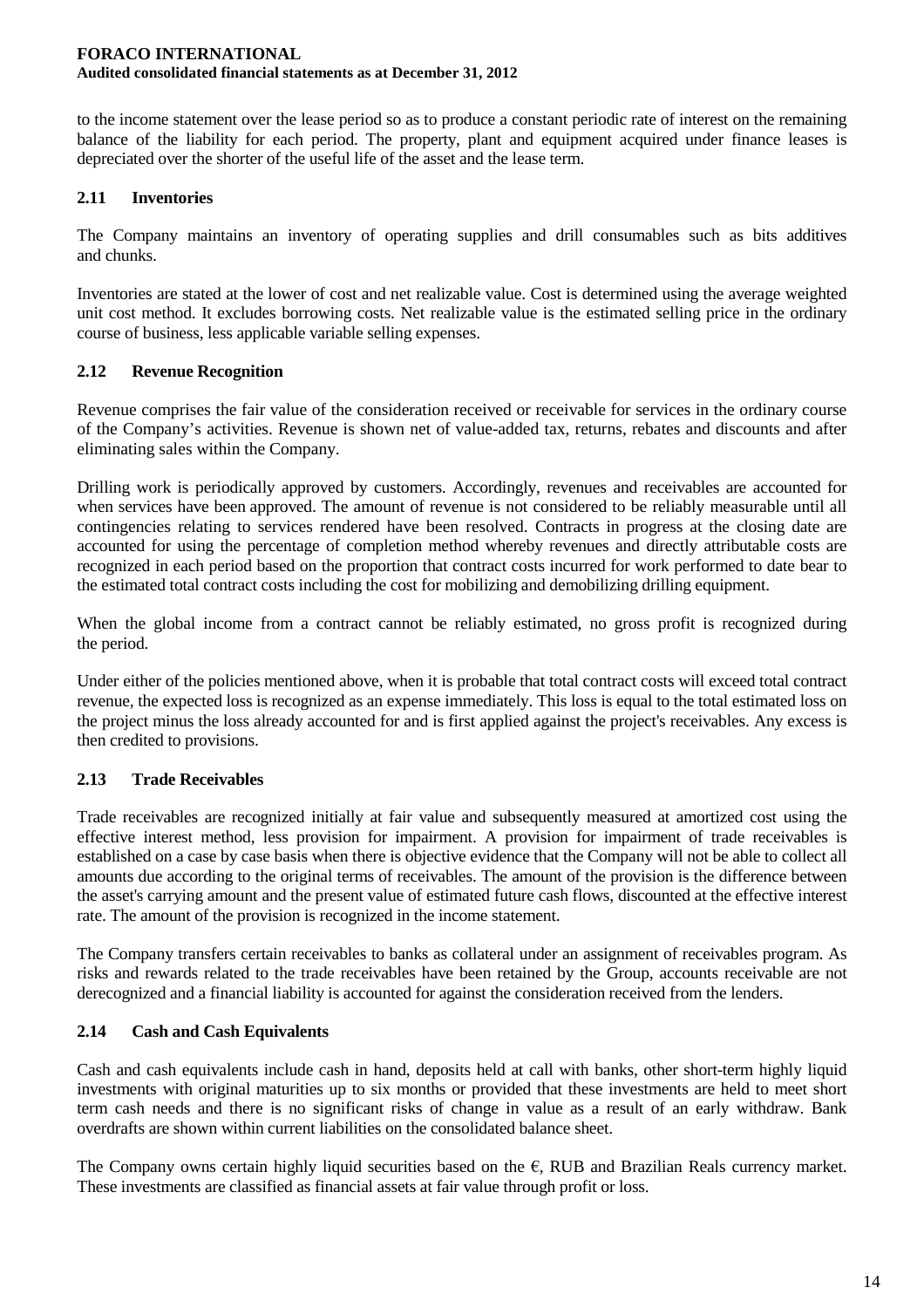to the income statement over the lease period so as to produce a constant periodic rate of interest on the remaining balance of the liability for each period. The property, plant and equipment acquired under finance leases is depreciated over the shorter of the useful life of the asset and the lease term.

### 2.11 Inventories

The Company maintains an inventory of operating supplies and drill consumables such as bits additives and chunks.

Inventories are stated at the lower of cost and net realizable value. Cost is determined using the average weighted unit cost method. It excludes borrowing costs. Net realizable value is the estimated selling price in the ordinary course of business, less applicable variable selling expenses.

### 2.12 Revenue Recognition

Revenue comprises the fair value of the consideration received or receivable for services in the ordinary course of the Company's activities. Revenue is shown net of value-added tax, returns, rebates and discounts and after eliminating sales within the Company.

Drilling work is periodically approved by customers. Accordingly, revenues and receivables are accounted for when services have been approved. The amount of revenue is not considered to be reliably measurable until all contingencies relating to services rendered have been resolved. Contracts in progress at the closing date are accounted for using the percentage of completion method whereby revenues and directly attributable costs are recognized in each period based on the proportion that contract costs incurred for work performed to date bear to the estimated total contract costs including the cost for mobilizing and demobilizing drilling equipment.

When the global income from a contract cannot be reliably estimated, no gross profit is recognized during the period.

Under either of the policies mentioned above, when it is probable that total contract costs will exceed total contract revenue, the expected loss is recognized as an expense immediately. This loss is equal to the total estimated loss on the project minus the loss already accounted for and is first applied against the project's receivables. Any excess is then credited to provisions.

### 2.13 Trade Receivables

Trade receivables are recognized initially at fair value and subsequently measured at amortized cost using the effective interest method, less provision for impairment. A provision for impairment of trade receivables is established on a case by case basis when there is objective evidence that the Company will not be able to collect all amounts due according to the original terms of receivables. The amount of the provision is the difference between the asset's carrying amount and the present value of estimated future cash flows, discounted at the effective interest rate. The amount of the provision is recognized in the income statement.

The Company transfers certain receivables to banks as collateral under an assignment of receivables program. As risks and rewards related to the trade receivables have been retained by the Group, accounts receivable are not derecognized and a financial liability is accounted for against the consideration received from the lenders.

### 2.14 Cash and Cash Equivalents

Cash and cash equivalents include cash in hand, deposits held at call with banks, other short-term highly liquid investments with original maturities up to six months or provided that these investments are held to meet short term cash needs and there is no significant risks of change in value as a result of an early withdraw. Bank overdrafts are shown within current liabilities on the consolidated balance sheet.

The Company owns certain highly liquid securities based on the €, RUB and Brazilian Reals currency market. These investments are classified as financial assets at fair value through profit or loss.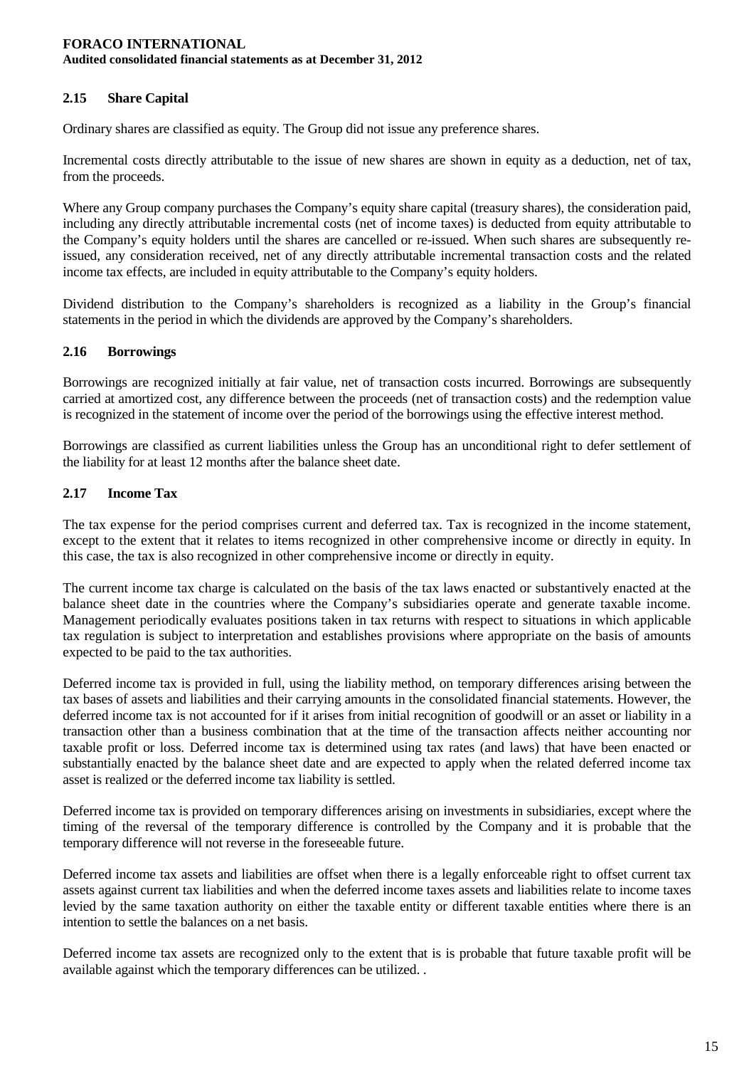### 2.15 Share Capital

Ordinary shares are classified as equity. The Group did not issue any preference shares.

Incremental costs directly attributable to the issue of new shares are shown in equity as a deduction, net of tax, from the proceeds.

Where any Group company purchases the Company's equity share capital (treasury shares), the consideration paid, including any directly attributable incremental costs (net of income taxes) is deducted from equity attributable to the Company's equity holders until the shares are cancelled or re-issued. When such shares are subsequently re-issued, any consideration received, net of any directly attributable incremental transaction costs and the related income tax effects, are included in equity attributable to the Company's equity holders.

Dividend distribution to the Company's shareholders is recognized as a liability in the Group's financial statements in the period in which the dividends are approved by the Company's shareholders.

### 2.16 Borrowings

Borrowings are recognized initially at fair value, net of transaction costs incurred. Borrowings are subsequently carried at amortized cost, any difference between the proceeds (net of transaction costs) and the redemption value is recognized in the statement of income over the period of the borrowings using the effective interest method.

Borrowings are classified as current liabilities unless the Group has an unconditional right to defer settlement of the liability for at least 12 months after the balance sheet date.

### 2.17 Income Tax

The tax expense for the period comprises current and deferred tax. Tax is recognized in the income statement, except to the extent that it relates to items recognized in other comprehensive income or directly in equity. In this case, the tax is also recognized in other comprehensive income or directly in equity.

The current income tax charge is calculated on the basis of the tax laws enacted or substantively enacted at the balance sheet date in the countries where the Company's subsidiaries operate and generate taxable income. Management periodically evaluates positions taken in tax returns with respect to situations in which applicable tax regulation is subject to interpretation and establishes provisions where appropriate on the basis of amounts expected to be paid to the tax authorities.

Deferred income tax is provided in full, using the liability method, on temporary differences arising between the tax bases of assets and liabilities and their carrying amounts in the consolidated financial statements. However, the deferred income tax is not accounted for if it arises from initial recognition of goodwill or an asset or liability in a transaction other than a business combination that at the time of the transaction affects neither accounting nor taxable profit or loss. Deferred income tax is determined using tax rates (and laws) that have been enacted or substantially enacted by the balance sheet date and are expected to apply when the related deferred income tax asset is realized or the deferred income tax liability is settled.

Deferred income tax is provided on temporary differences arising on investments in subsidiaries, except where the timing of the reversal of the temporary difference is controlled by the Company and it is probable that the temporary difference will not reverse in the foreseeable future.

Deferred income tax assets and liabilities are offset when there is a legally enforceable right to offset current tax assets against current tax liabilities and when the deferred income taxes assets and liabilities relate to income taxes levied by the same taxation authority on either the taxable entity or different taxable entities where there is an intention to settle the balances on a net basis.

Deferred income tax assets are recognized only to the extent that is is probable that future taxable profit will be available against which the temporary differences can be utilized. .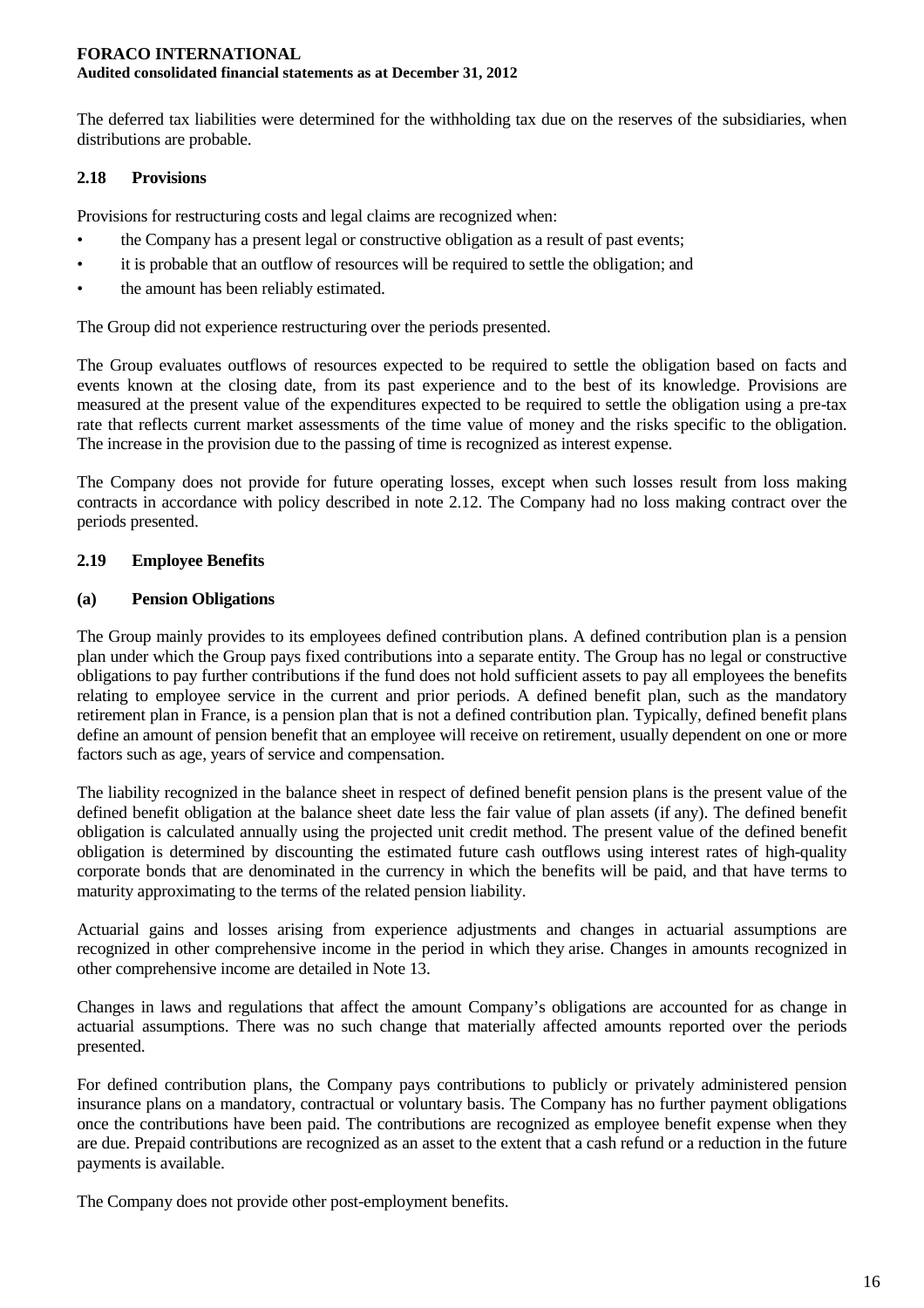The deferred tax liabilities were determined for the withholding tax due on the reserves of the subsidiaries, when distributions are probable.

### 2.18 Provisions

Provisions for restructuring costs and legal claims are recognized when:

- the Company has a present legal or constructive obligation as a result of past events;
- it is probable that an outflow of resources will be required to settle the obligation; and
- the amount has been reliably estimated.

The Group did not experience restructuring over the periods presented.

The Group evaluates outflows of resources expected to be required to settle the obligation based on facts and events known at the closing date, from its past experience and to the best of its knowledge. Provisions are measured at the present value of the expenditures expected to be required to settle the obligation using a pre-tax rate that reflects current market assessments of the time value of money and the risks specific to the obligation. The increase in the provision due to the passing of time is recognized as interest expense.

The Company does not provide for future operating losses, except when such losses result from loss making contracts in accordance with policy described in note 2.12. The Company had no loss making contract over the periods presented.

### 2.19 Employee Benefits

#### (a) Pension Obligations

The Group mainly provides to its employees defined contribution plans. A defined contribution plan is a pension plan under which the Group pays fixed contributions into a separate entity. The Group has no legal or constructive obligations to pay further contributions if the fund does not hold sufficient assets to pay all employees the benefits relating to employee service in the current and prior periods. A defined benefit plan, such as the mandatory retirement plan in France, is a pension plan that is not a defined contribution plan. Typically, defined benefit plans define an amount of pension benefit that an employee will receive on retirement, usually dependent on one or more factors such as age, years of service and compensation.

The liability recognized in the balance sheet in respect of defined benefit pension plans is the present value of the defined benefit obligation at the balance sheet date less the fair value of plan assets (if any). The defined benefit obligation is calculated annually using the projected unit credit method. The present value of the defined benefit obligation is determined by discounting the estimated future cash outflows using interest rates of high-quality corporate bonds that are denominated in the currency in which the benefits will be paid, and that have terms to maturity approximating to the terms of the related pension liability.

Actuarial gains and losses arising from experience adjustments and changes in actuarial assumptions are recognized in other comprehensive income in the period in which they arise. Changes in amounts recognized in other comprehensive income are detailed in Note 13.

Changes in laws and regulations that affect the amount Company's obligations are accounted for as change in actuarial assumptions. There was no such change that materially affected amounts reported over the periods presented.

For defined contribution plans, the Company pays contributions to publicly or privately administered pension insurance plans on a mandatory, contractual or voluntary basis. The Company has no further payment obligations once the contributions have been paid. The contributions are recognized as employee benefit expense when they are due. Prepaid contributions are recognized as an asset to the extent that a cash refund or a reduction in the future payments is available.

The Company does not provide other post-employment benefits.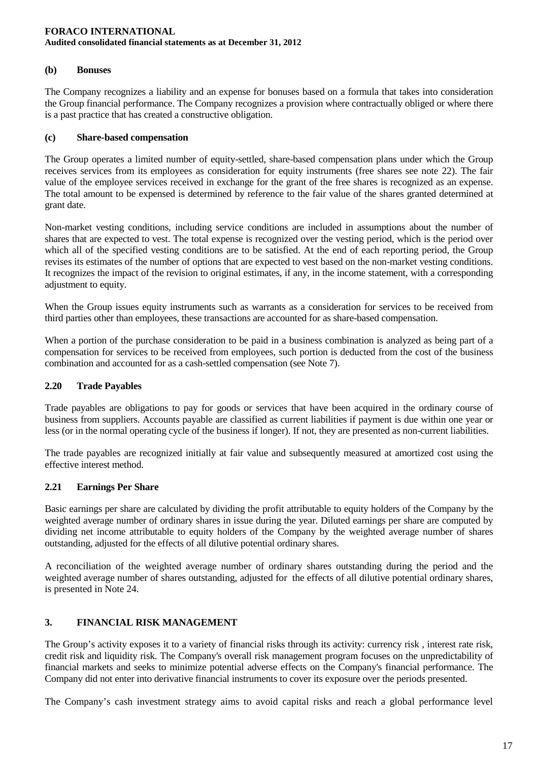### (b) Bonuses

The Company recognizes a liability and an expense for bonuses based on a formula that takes into consideration the Group financial performance. The Company recognizes a provision where contractually obliged or where there is a past practice that has created a constructive obligation.

### (c) Share-based compensation

The Group operates a limited number of equity-settled, share-based compensation plans under which the Group receives services from its employees as consideration for equity instruments (free shares see note 22). The fair value of the employee services received in exchange for the grant of the free shares is recognized as an expense. The total amount to be expensed is determined by reference to the fair value of the shares granted determined at grant date.

Non-market vesting conditions, including service conditions are included in assumptions about the number of shares that are expected to vest. The total expense is recognized over the vesting period, which is the period over which all of the specified vesting conditions are to be satisfied. At the end of each reporting period, the Group revises its estimates of the number of options that are expected to vest based on the non-market vesting conditions. It recognizes the impact of the revision to original estimates, if any, in the income statement, with a corresponding adjustment to equity.

When the Group issues equity instruments such as warrants as a consideration for services to be received from third parties other than employees, these transactions are accounted for as share-based compensation.

When a portion of the purchase consideration to be paid in a business combination is analyzed as being part of a compensation for services to be received from employees, such portion is deducted from the cost of the business combination and accounted for as a cash-settled compensation (see Note 7).

## 2.20 Trade Payables

Trade payables are obligations to pay for goods or services that have been acquired in the ordinary course of business from suppliers. Accounts payable are classified as current liabilities if payment is due within one year or less (or in the normal operating cycle of the business if longer). If not, they are presented as non-current liabilities.

The trade payables are recognized initially at fair value and subsequently measured at amortized cost using the effective interest method.

## 2.21 Earnings Per Share

Basic earnings per share are calculated by dividing the profit attributable to equity holders of the Company by the weighted average number of ordinary shares in issue during the year. Diluted earnings per share are computed by dividing net income attributable to equity holders of the Company by the weighted average number of shares outstanding, adjusted for the effects of all dilutive potential ordinary shares.

A reconciliation of the weighted average number of ordinary shares outstanding during the period and the weighted average number of shares outstanding, adjusted for the effects of all dilutive potential ordinary shares, is presented in Note 24.

# 3. FINANCIAL RISK MANAGEMENT

The Group's activity exposes it to a variety of financial risks through its activity: currency risk , interest rate risk, credit risk and liquidity risk. The Company's overall risk management program focuses on the unpredictability of financial markets and seeks to minimize potential adverse effects on the Company's financial performance. The Company did not enter into derivative financial instruments to cover its exposure over the periods presented.

The Company's cash investment strategy aims to avoid capital risks and reach a global performance level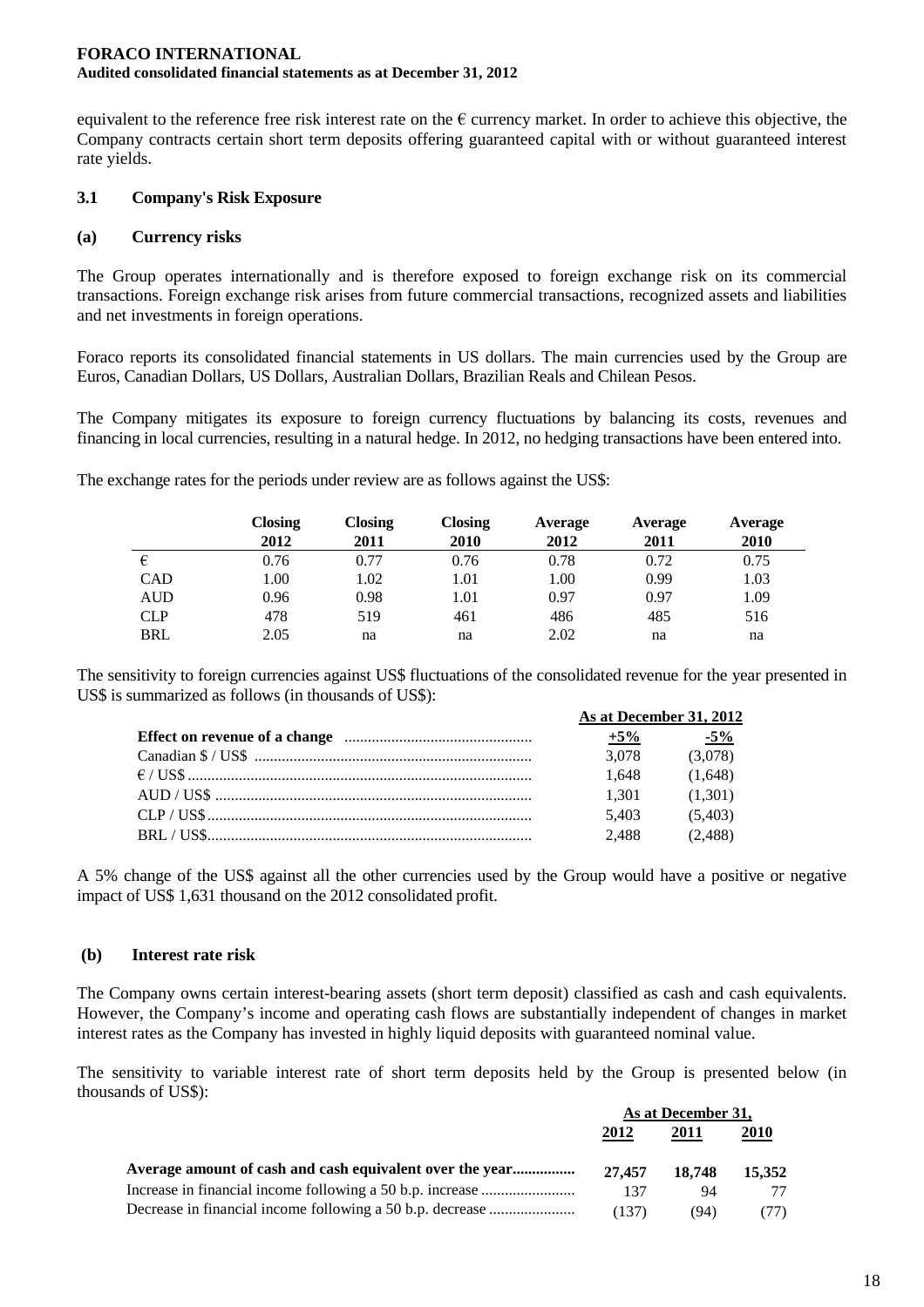equivalent to the reference free risk interest rate on the € currency market. In order to achieve this objective, the Company contracts certain short term deposits offering guaranteed capital with or without guaranteed interest rate yields.

### 3.1 Company's Risk Exposure

#### (a) Currency risks

The Group operates internationally and is therefore exposed to foreign exchange risk on its commercial transactions. Foreign exchange risk arises from future commercial transactions, recognized assets and liabilities and net investments in foreign operations.

Foraco reports its consolidated financial statements in US dollars. The main currencies used by the Group are Euros, Canadian Dollars, US Dollars, Australian Dollars, Brazilian Reals and Chilean Pesos.

The Company mitigates its exposure to foreign currency fluctuations by balancing its costs, revenues and financing in local currencies, resulting in a natural hedge. In 2012, no hedging transactions have been entered into.

The exchange rates for the periods under review are as follows against the US$:

| | Closing 2012 | Closing 2011 | Closing 2010 | Average 2012 | Average 2011 | Average 2010 |
|---|---|---|---|---|---|---|
| € | 0.76 | 0.77 | 0.76 | 0.78 | 0.72 | 0.75 |
| CAD | 1.00 | 1.02 | 1.01 | 1.00 | 0.99 | 1.03 |
| AUD | 0.96 | 0.98 | 1.01 | 0.97 | 0.97 | 1.09 |
| CLP | 478 | 519 | 461 | 486 | 485 | 516 |
| BRL | 2.05 | na | na | 2.02 | na | na |

The sensitivity to foreign currencies against US$ fluctuations of the consolidated revenue for the year presented in US$ is summarized as follows (in thousands of US$):

| | As at December 31, 2012 | |
|---|---|---|
| **Effect on revenue of a change** | +5% | -5% |
| Canadian $ / US$ | 3,078 | (3,078) |
| € / US$ | 1,648 | (1,648) |
| AUD / US$ | 1,301 | (1,301) |
| CLP / US$ | 5,403 | (5,403) |
| BRL / US$ | 2,488 | (2,488) |

A 5% change of the US$ against all the other currencies used by the Group would have a positive or negative impact of US$ 1,631 thousand on the 2012 consolidated profit.

#### (b) Interest rate risk

The Company owns certain interest-bearing assets (short term deposit) classified as cash and cash equivalents. However, the Company's income and operating cash flows are substantially independent of changes in market interest rates as the Company has invested in highly liquid deposits with guaranteed nominal value.

The sensitivity to variable interest rate of short term deposits held by the Group is presented below (in thousands of US$):

| | As at December 31, | | |
|---|---|---|---|
| | 2012 | 2011 | 2010 |
| **Average amount of cash and cash equivalent over the year** | **27,457** | **18,748** | **15,352** |
| Increase in financial income following a 50 b.p. increase | 137 | 94 | 77 |
| Decrease in financial income following a 50 b.p. decrease | (137) | (94) | (77) |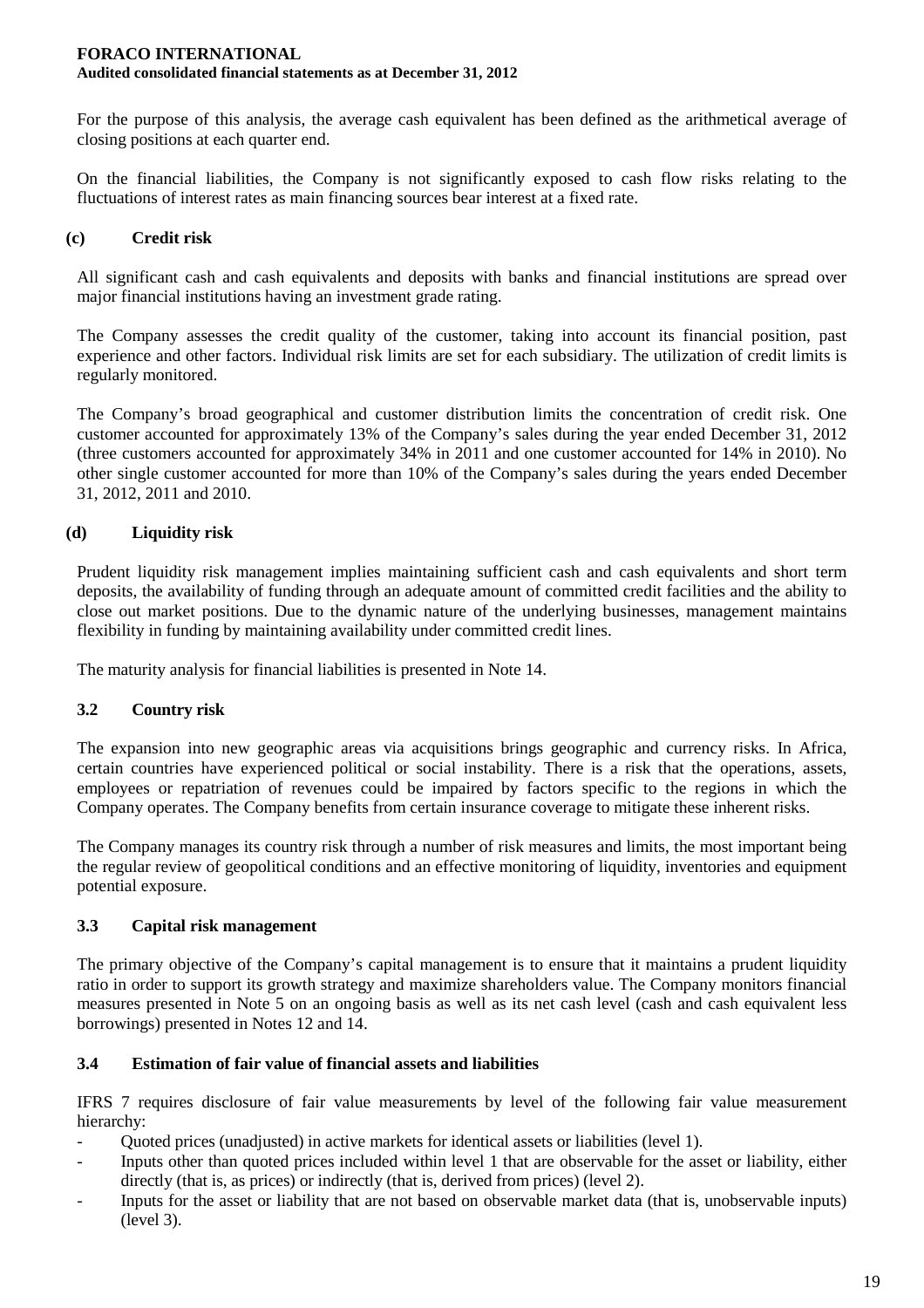For the purpose of this analysis, the average cash equivalent has been defined as the arithmetical average of closing positions at each quarter end.

On the financial liabilities, the Company is not significantly exposed to cash flow risks relating to the fluctuations of interest rates as main financing sources bear interest at a fixed rate.

### (c) Credit risk

All significant cash and cash equivalents and deposits with banks and financial institutions are spread over major financial institutions having an investment grade rating.

The Company assesses the credit quality of the customer, taking into account its financial position, past experience and other factors. Individual risk limits are set for each subsidiary. The utilization of credit limits is regularly monitored.

The Company's broad geographical and customer distribution limits the concentration of credit risk. One customer accounted for approximately 13% of the Company's sales during the year ended December 31, 2012 (three customers accounted for approximately 34% in 2011 and one customer accounted for 14% in 2010). No other single customer accounted for more than 10% of the Company's sales during the years ended December 31, 2012, 2011 and 2010.

### (d) Liquidity risk

Prudent liquidity risk management implies maintaining sufficient cash and cash equivalents and short term deposits, the availability of funding through an adequate amount of committed credit facilities and the ability to close out market positions. Due to the dynamic nature of the underlying businesses, management maintains flexibility in funding by maintaining availability under committed credit lines.

The maturity analysis for financial liabilities is presented in Note 14.

## 3.2 Country risk

The expansion into new geographic areas via acquisitions brings geographic and currency risks. In Africa, certain countries have experienced political or social instability. There is a risk that the operations, assets, employees or repatriation of revenues could be impaired by factors specific to the regions in which the Company operates. The Company benefits from certain insurance coverage to mitigate these inherent risks.

The Company manages its country risk through a number of risk measures and limits, the most important being the regular review of geopolitical conditions and an effective monitoring of liquidity, inventories and equipment potential exposure.

## 3.3 Capital risk management

The primary objective of the Company's capital management is to ensure that it maintains a prudent liquidity ratio in order to support its growth strategy and maximize shareholders value. The Company monitors financial measures presented in Note 5 on an ongoing basis as well as its net cash level (cash and cash equivalent less borrowings) presented in Notes 12 and 14.

## 3.4 Estimation of fair value of financial assets and liabilities

IFRS 7 requires disclosure of fair value measurements by level of the following fair value measurement hierarchy:

- Quoted prices (unadjusted) in active markets for identical assets or liabilities (level 1).
- Inputs other than quoted prices included within level 1 that are observable for the asset or liability, either directly (that is, as prices) or indirectly (that is, derived from prices) (level 2).
- Inputs for the asset or liability that are not based on observable market data (that is, unobservable inputs) (level 3).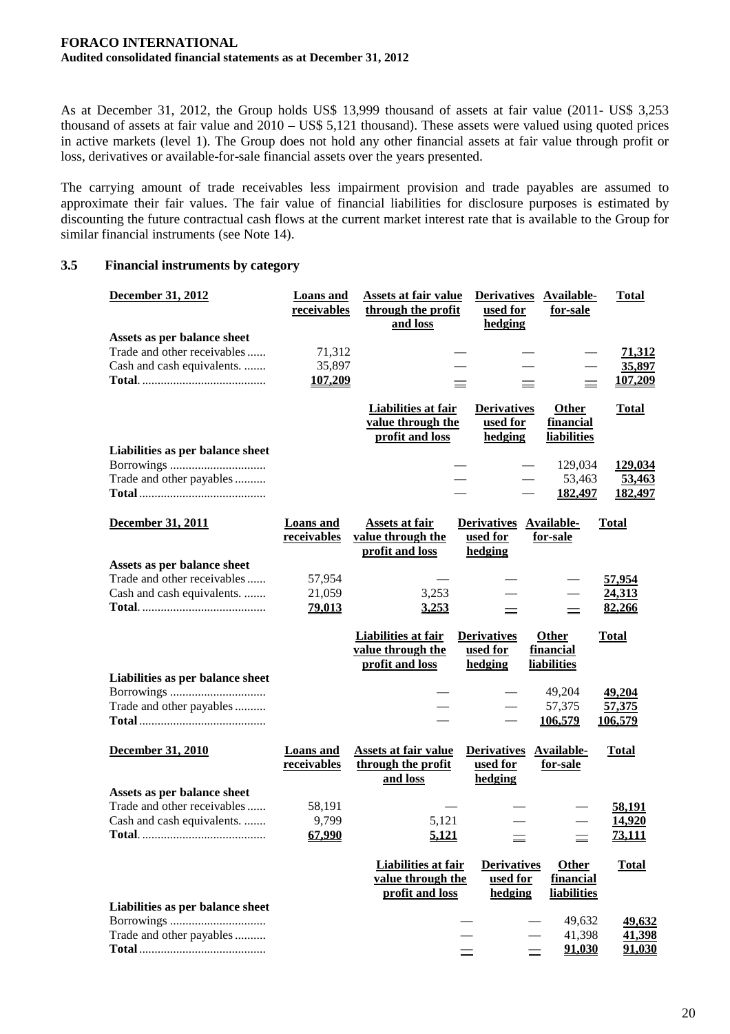As at December 31, 2012, the Group holds US$ 13,999 thousand of assets at fair value (2011- US$ 3,253 thousand of assets at fair value and 2010 – US$ 5,121 thousand). These assets were valued using quoted prices in active markets (level 1). The Group does not hold any other financial assets at fair value through profit or loss, derivatives or available-for-sale financial assets over the years presented.

The carrying amount of trade receivables less impairment provision and trade payables are assumed to approximate their fair values. The fair value of financial liabilities for disclosure purposes is estimated by discounting the future contractual cash flows at the current market interest rate that is available to the Group for similar financial instruments (see Note 14).

### 3.5 Financial instruments by category

| December 31, 2012 | Loans and receivables | Assets at fair value through the profit and loss | Derivatives used for hedging | Available-for-sale | Total |
|---|---|---|---|---|---|
| **Assets as per balance sheet** | | | | | |
| Trade and other receivables | 71,312 | — | — | — | 71,312 |
| Cash and cash equivalents. | 35,897 | — | — | — | 35,897 |
| **Total** | 107,209 | — | — | — | 107,209 |

| | Liabilities at fair value through the profit and loss | Derivatives used for hedging | Other financial liabilities | Total |
|---|---|---|---|---|
| **Liabilities as per balance sheet** | | | | |
| Borrowings | — | — | 129,034 | 129,034 |
| Trade and other payables | — | — | 53,463 | 53,463 |
| **Total** | — | — | 182,497 | 182,497 |

| December 31, 2011 | Loans and receivables | Assets at fair value through the profit and loss | Derivatives used for hedging | Available-for-sale | Total |
|---|---|---|---|---|---|
| **Assets as per balance sheet** | | | | | |
| Trade and other receivables | 57,954 | — | — | — | 57,954 |
| Cash and cash equivalents. | 21,059 | 3,253 | — | — | 24,313 |
| **Total** | 79,013 | 3,253 | — | — | 82,266 |

| | Liabilities at fair value through the profit and loss | Derivatives used for hedging | Other financial liabilities | Total |
|---|---|---|---|---|
| **Liabilities as per balance sheet** | | | | |
| Borrowings | — | — | 49,204 | 49,204 |
| Trade and other payables | — | — | 57,375 | 57,375 |
| **Total** | — | — | 106,579 | 106,579 |

| December 31, 2010 | Loans and receivables | Assets at fair value through the profit and loss | Derivatives used for hedging | Available-for-sale | Total |
|---|---|---|---|---|---|
| **Assets as per balance sheet** | | | | | |
| Trade and other receivables | 58,191 | — | — | — | 58,191 |
| Cash and cash equivalents. | 9,799 | 5,121 | — | — | 14,920 |
| **Total** | 67,990 | 5,121 | — | — | 73,111 |

| | Liabilities at fair value through the profit and loss | Derivatives used for hedging | Other financial liabilities | Total |
|---|---|---|---|---|
| **Liabilities as per balance sheet** | | | | |
| Borrowings | — | — | 49,632 | 49,632 |
| Trade and other payables | — | — | 41,398 | 41,398 |
| **Total** | — | — | 91,030 | 91,030 |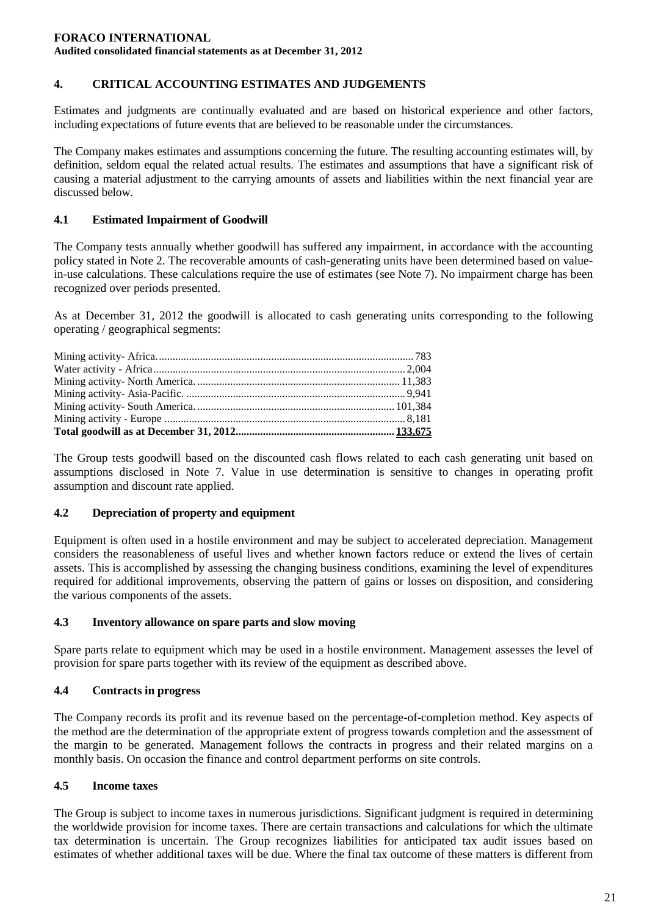## 4. CRITICAL ACCOUNTING ESTIMATES AND JUDGEMENTS

Estimates and judgments are continually evaluated and are based on historical experience and other factors, including expectations of future events that are believed to be reasonable under the circumstances.

The Company makes estimates and assumptions concerning the future. The resulting accounting estimates will, by definition, seldom equal the related actual results. The estimates and assumptions that have a significant risk of causing a material adjustment to the carrying amounts of assets and liabilities within the next financial year are discussed below.

### 4.1 Estimated Impairment of Goodwill

The Company tests annually whether goodwill has suffered any impairment, in accordance with the accounting policy stated in Note 2. The recoverable amounts of cash-generating units have been determined based on value-in-use calculations. These calculations require the use of estimates (see Note 7). No impairment charge has been recognized over periods presented.

As at December 31, 2012 the goodwill is allocated to cash generating units corresponding to the following operating / geographical segments:

| | |
|---|---|
| Mining activity- Africa. | 783 |
| Water activity - Africa | 2,004 |
| Mining activity- North America. | 11,383 |
| Mining activity- Asia-Pacific. | 9,941 |
| Mining activity- South America. | 101,384 |
| Mining activity - Europe | 8,181 |
| **Total goodwill as at December 31, 2012** | **133,675** |

The Group tests goodwill based on the discounted cash flows related to each cash generating unit based on assumptions disclosed in Note 7. Value in use determination is sensitive to changes in operating profit assumption and discount rate applied.

### 4.2 Depreciation of property and equipment

Equipment is often used in a hostile environment and may be subject to accelerated depreciation. Management considers the reasonableness of useful lives and whether known factors reduce or extend the lives of certain assets. This is accomplished by assessing the changing business conditions, examining the level of expenditures required for additional improvements, observing the pattern of gains or losses on disposition, and considering the various components of the assets.

### 4.3 Inventory allowance on spare parts and slow moving

Spare parts relate to equipment which may be used in a hostile environment. Management assesses the level of provision for spare parts together with its review of the equipment as described above.

### 4.4 Contracts in progress

The Company records its profit and its revenue based on the percentage-of-completion method. Key aspects of the method are the determination of the appropriate extent of progress towards completion and the assessment of the margin to be generated. Management follows the contracts in progress and their related margins on a monthly basis. On occasion the finance and control department performs on site controls.

### 4.5 Income taxes

The Group is subject to income taxes in numerous jurisdictions. Significant judgment is required in determining the worldwide provision for income taxes. There are certain transactions and calculations for which the ultimate tax determination is uncertain. The Group recognizes liabilities for anticipated tax audit issues based on estimates of whether additional taxes will be due. Where the final tax outcome of these matters is different from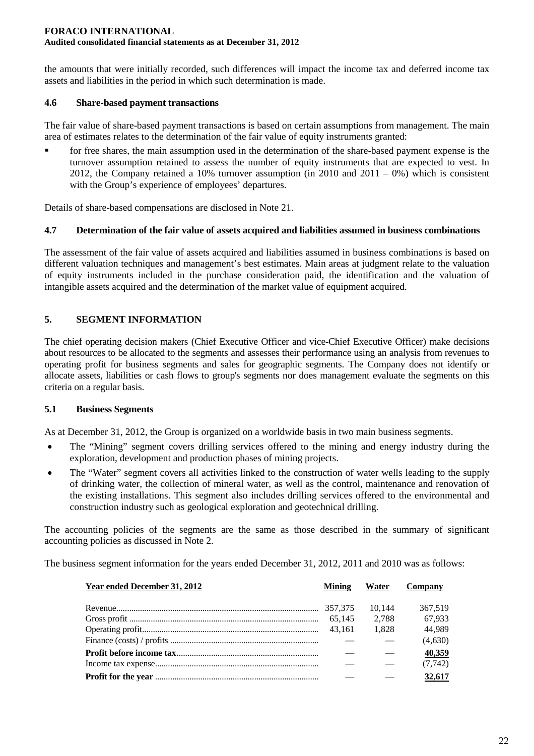the amounts that were initially recorded, such differences will impact the income tax and deferred income tax assets and liabilities in the period in which such determination is made.

### 4.6 Share-based payment transactions

The fair value of share-based payment transactions is based on certain assumptions from management. The main area of estimates relates to the determination of the fair value of equity instruments granted:

- for free shares, the main assumption used in the determination of the share-based payment expense is the turnover assumption retained to assess the number of equity instruments that are expected to vest. In 2012, the Company retained a 10% turnover assumption (in 2010 and 2011 – 0%) which is consistent with the Group's experience of employees' departures.

Details of share-based compensations are disclosed in Note 21.

### 4.7 Determination of the fair value of assets acquired and liabilities assumed in business combinations

The assessment of the fair value of assets acquired and liabilities assumed in business combinations is based on different valuation techniques and management's best estimates. Main areas at judgment relate to the valuation of equity instruments included in the purchase consideration paid, the identification and the valuation of intangible assets acquired and the determination of the market value of equipment acquired.

## 5. SEGMENT INFORMATION

The chief operating decision makers (Chief Executive Officer and vice-Chief Executive Officer) make decisions about resources to be allocated to the segments and assesses their performance using an analysis from revenues to operating profit for business segments and sales for geographic segments. The Company does not identify or allocate assets, liabilities or cash flows to group's segments nor does management evaluate the segments on this criteria on a regular basis.

### 5.1 Business Segments

As at December 31, 2012, the Group is organized on a worldwide basis in two main business segments.

- The "Mining" segment covers drilling services offered to the mining and energy industry during the exploration, development and production phases of mining projects.
- The "Water" segment covers all activities linked to the construction of water wells leading to the supply of drinking water, the collection of mineral water, as well as the control, maintenance and renovation of the existing installations. This segment also includes drilling services offered to the environmental and construction industry such as geological exploration and geotechnical drilling.

The accounting policies of the segments are the same as those described in the summary of significant accounting policies as discussed in Note 2.

The business segment information for the years ended December 31, 2012, 2011 and 2010 was as follows:

| Year ended December 31, 2012 | Mining | Water | Company |
|---|---|---|---|
| Revenue | 357,375 | 10,144 | 367,519 |
| Gross profit | 65,145 | 2,788 | 67,933 |
| Operating profit | 43,161 | 1,828 | 44,989 |
| Finance (costs) / profits | — | — | (4,630) |
| **Profit before income tax** | — | — | **40,359** |
| Income tax expense | — | — | (7,742) |
| **Profit for the year** | — | — | **32,617** |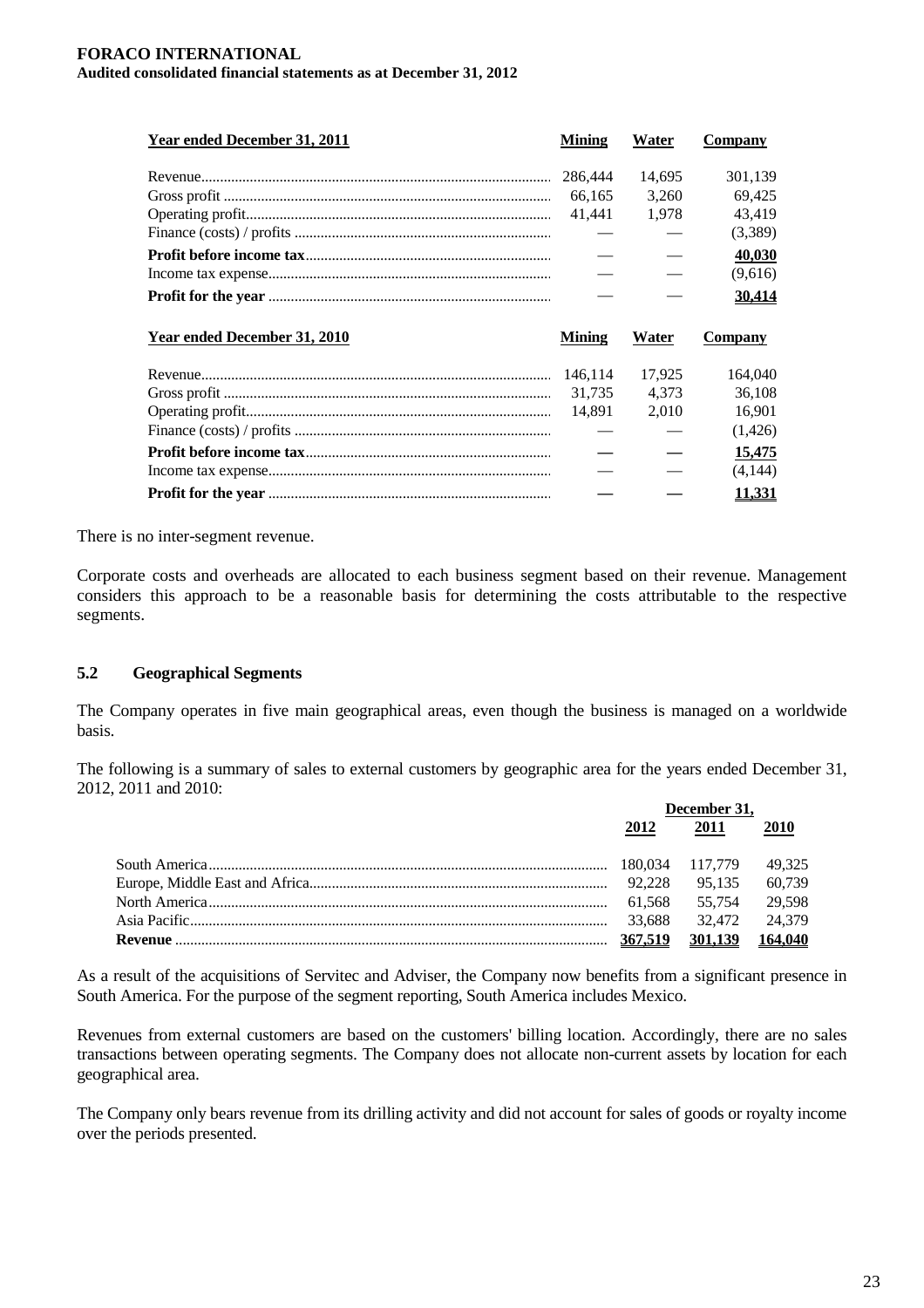| Year ended December 31, 2011 | Mining | Water | Company |
|---|---|---|---|
| Revenue | 286,444 | 14,695 | 301,139 |
| Gross profit | 66,165 | 3,260 | 69,425 |
| Operating profit | 41,441 | 1,978 | 43,419 |
| Finance (costs) / profits | — | — | (3,389) |
| **Profit before income tax** | — | — | **40,030** |
| Income tax expense | — | — | (9,616) |
| **Profit for the year** | — | — | **30,414** |

| Year ended December 31, 2010 | Mining | Water | Company |
|---|---|---|---|
| Revenue | 146,114 | 17,925 | 164,040 |
| Gross profit | 31,735 | 4,373 | 36,108 |
| Operating profit | 14,891 | 2,010 | 16,901 |
| Finance (costs) / profits | — | — | (1,426) |
| **Profit before income tax** | — | — | **15,475** |
| Income tax expense | — | — | (4,144) |
| **Profit for the year** | — | — | **11,331** |

There is no inter-segment revenue.

Corporate costs and overheads are allocated to each business segment based on their revenue. Management considers this approach to be a reasonable basis for determining the costs attributable to the respective segments.

### 5.2 Geographical Segments

The Company operates in five main geographical areas, even though the business is managed on a worldwide basis.

The following is a summary of sales to external customers by geographic area for the years ended December 31, 2012, 2011 and 2010:

| | December 31, | | |
|---|---|---|---|
| | 2012 | 2011 | 2010 |
| South America | 180,034 | 117,779 | 49,325 |
| Europe, Middle East and Africa | 92,228 | 95,135 | 60,739 |
| North America | 61,568 | 55,754 | 29,598 |
| Asia Pacific | 33,688 | 32,472 | 24,379 |
| **Revenue** | **367,519** | **301,139** | **164,040** |

As a result of the acquisitions of Servitec and Adviser, the Company now benefits from a significant presence in South America. For the purpose of the segment reporting, South America includes Mexico.

Revenues from external customers are based on the customers' billing location. Accordingly, there are no sales transactions between operating segments. The Company does not allocate non-current assets by location for each geographical area.

The Company only bears revenue from its drilling activity and did not account for sales of goods or royalty income over the periods presented.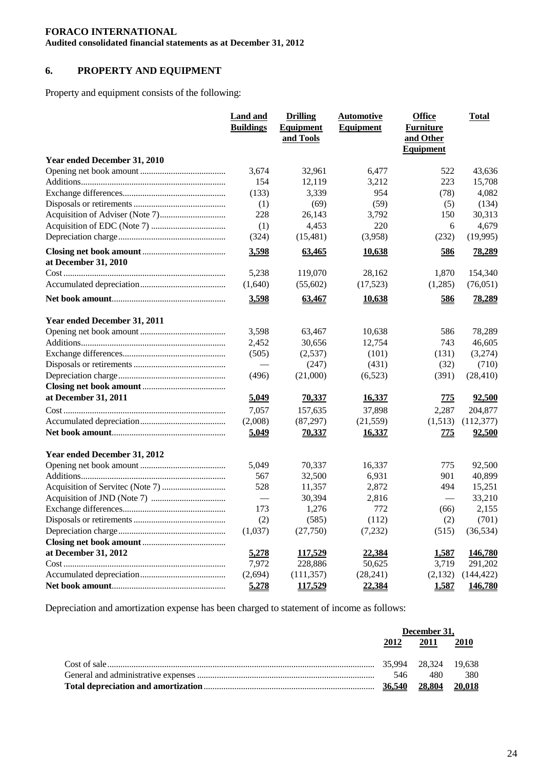## 6. PROPERTY AND EQUIPMENT

Property and equipment consists of the following:

| | Land and Buildings | Drilling Equipment and Tools | Automotive Equipment | Office Furniture and Other Equipment | Total |
|---|---|---|---|---|---|
| **Year ended December 31, 2010** | | | | | |
| Opening net book amount | 3,674 | 32,961 | 6,477 | 522 | 43,636 |
| Additions | 154 | 12,119 | 3,212 | 223 | 15,708 |
| Exchange differences | (133) | 3,339 | 954 | (78) | 4,082 |
| Disposals or retirements | (1) | (69) | (59) | (5) | (134) |
| Acquisition of Adviser (Note 7) | 228 | 26,143 | 3,792 | 150 | 30,313 |
| Acquisition of EDC (Note 7) | (1) | 4,453 | 220 | 6 | 4,679 |
| Depreciation charge | (324) | (15,481) | (3,958) | (232) | (19,995) |
| **Closing net book amount** | **3,598** | **63,465** | **10,638** | **586** | **78,289** |
| **at December 31, 2010** | | | | | |
| Cost | 5,238 | 119,070 | 28,162 | 1,870 | 154,340 |
| Accumulated depreciation | (1,640) | (55,602) | (17,523) | (1,285) | (76,051) |
| **Net book amount** | **3,598** | **63,467** | **10,638** | **586** | **78,289** |
| **Year ended December 31, 2011** | | | | | |
| Opening net book amount | 3,598 | 63,467 | 10,638 | 586 | 78,289 |
| Additions | 2,452 | 30,656 | 12,754 | 743 | 46,605 |
| Exchange differences | (505) | (2,537) | (101) | (131) | (3,274) |
| Disposals or retirements | — | (247) | (431) | (32) | (710) |
| Depreciation charge | (496) | (21,000) | (6,523) | (391) | (28,410) |
| **Closing net book amount** | | | | | |
| **at December 31, 2011** | **5,049** | **70,337** | **16,337** | **775** | **92,500** |
| Cost | 7,057 | 157,635 | 37,898 | 2,287 | 204,877 |
| Accumulated depreciation | (2,008) | (87,297) | (21,559) | (1,513) | (112,377) |
| **Net book amount** | **5,049** | **70,337** | **16,337** | **775** | **92,500** |
| **Year ended December 31, 2012** | | | | | |
| Opening net book amount | 5,049 | 70,337 | 16,337 | 775 | 92,500 |
| Additions | 567 | 32,500 | 6,931 | 901 | 40,899 |
| Acquisition of Servitec (Note 7) | 528 | 11,357 | 2,872 | 494 | 15,251 |
| Acquisition of JND (Note 7) | — | 30,394 | 2,816 | — | 33,210 |
| Exchange differences | 173 | 1,276 | 772 | (66) | 2,155 |
| Disposals or retirements | (2) | (585) | (112) | (2) | (701) |
| Depreciation charge | (1,037) | (27,750) | (7,232) | (515) | (36,534) |
| **Closing net book amount** | | | | | |
| **at December 31, 2012** | **5,278** | **117,529** | **22,384** | **1,587** | **146,780** |
| Cost | 7,972 | 228,886 | 50,625 | 3,719 | 291,202 |
| Accumulated depreciation | (2,694) | (111,357) | (28,241) | (2,132) | (144,422) |
| **Net book amount** | **5,278** | **117,529** | **22,384** | **1,587** | **146,780** |

Depreciation and amortization expense has been charged to statement of income as follows:

| | December 31, | | |
|---|---|---|---|
| | 2012 | 2011 | 2010 |
| Cost of sale | 35,994 | 28,324 | 19,638 |
| General and administrative expenses | 546 | 480 | 380 |
| **Total depreciation and amortization** | **36,540** | **28,804** | **20,018** |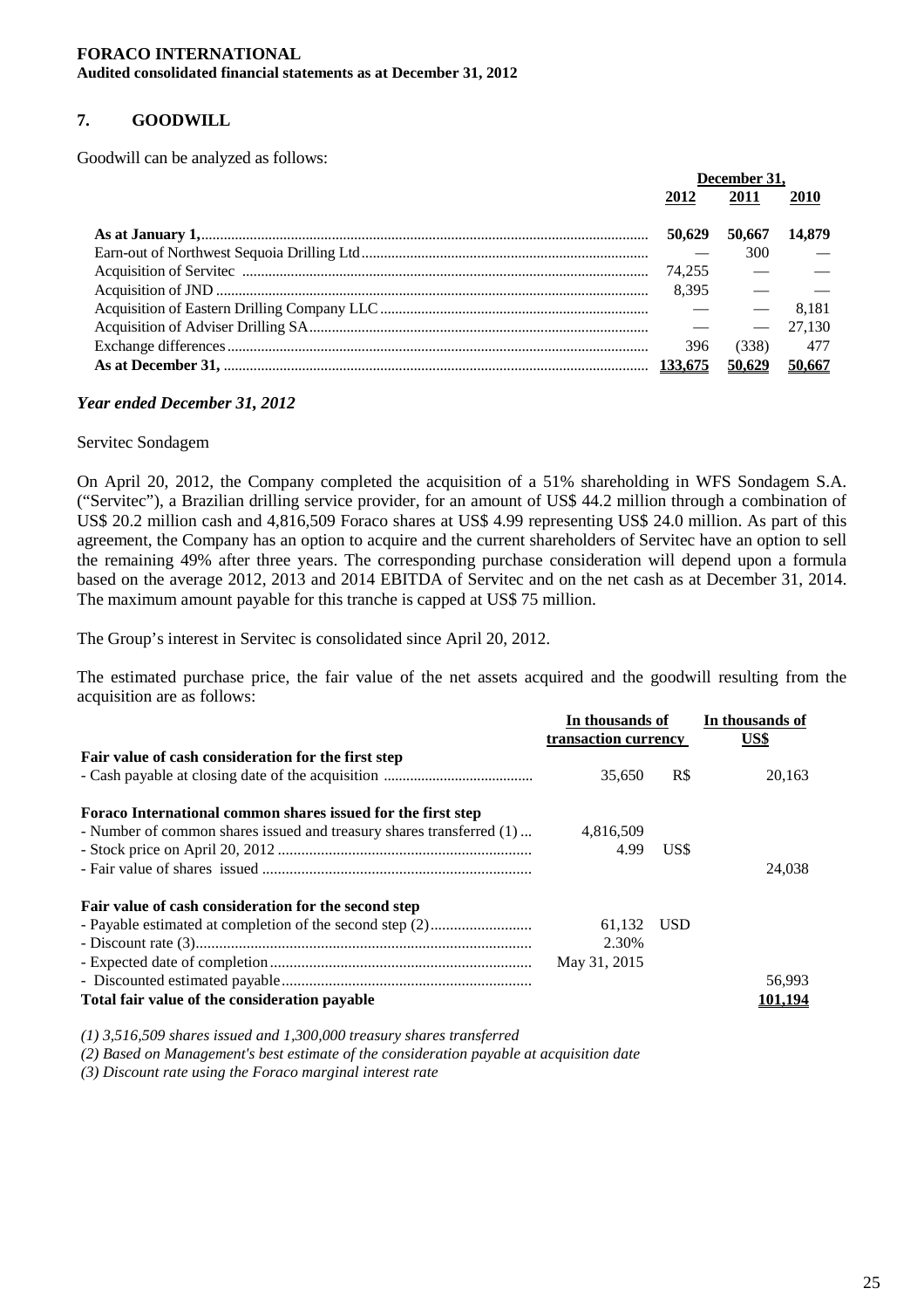## 7. GOODWILL

Goodwill can be analyzed as follows:

| | December 31, | | |
|---|---|---|---|
| | **2012** | **2011** | **2010** |
| **As at January 1,** | **50,629** | **50,667** | **14,879** |
| Earn-out of Northwest Sequoia Drilling Ltd | — | 300 | — |
| Acquisition of Servitec | 74,255 | — | — |
| Acquisition of JND | 8,395 | — | — |
| Acquisition of Eastern Drilling Company LLC | — | — | 8,181 |
| Acquisition of Adviser Drilling SA | — | — | 27,130 |
| Exchange differences | 396 | (338) | 477 |
| **As at December 31,** | **133,675** | **50,629** | **50,667** |

### *Year ended December 31, 2012*

Servitec Sondagem

On April 20, 2012, the Company completed the acquisition of a 51% shareholding in WFS Sondagem S.A. ("Servitec"), a Brazilian drilling service provider, for an amount of US$ 44.2 million through a combination of US$ 20.2 million cash and 4,816,509 Foraco shares at US$ 4.99 representing US$ 24.0 million. As part of this agreement, the Company has an option to acquire and the current shareholders of Servitec have an option to sell the remaining 49% after three years. The corresponding purchase consideration will depend upon a formula based on the average 2012, 2013 and 2014 EBITDA of Servitec and on the net cash as at December 31, 2014. The maximum amount payable for this tranche is capped at US$ 75 million.

The Group's interest in Servitec is consolidated since April 20, 2012.

The estimated purchase price, the fair value of the net assets acquired and the goodwill resulting from the acquisition are as follows:

| | In thousands of transaction currency | | In thousands of US$ |
|---|---|---|---|
| **Fair value of cash consideration for the first step** | | | |
| - Cash payable at closing date of the acquisition | 35,650 | R$ | 20,163 |
| **Foraco International common shares issued for the first step** | | | |
| - Number of common shares issued and treasury shares transferred (1) | 4,816,509 | | |
| - Stock price on April 20, 2012 | 4.99 | US$ | |
| - Fair value of shares issued | | | 24,038 |
| **Fair value of cash consideration for the second step** | | | |
| - Payable estimated at completion of the second step (2) | 61,132 | USD | |
| - Discount rate (3) | 2.30% | | |
| - Expected date of completion | May 31, 2015 | | |
| - Discounted estimated payable | | | 56,993 |
| **Total fair value of the consideration payable** | | | **101,194** |

*(1) 3,516,509 shares issued and 1,300,000 treasury shares transferred*

*(2) Based on Management's best estimate of the consideration payable at acquisition date*

*(3) Discount rate using the Foraco marginal interest rate*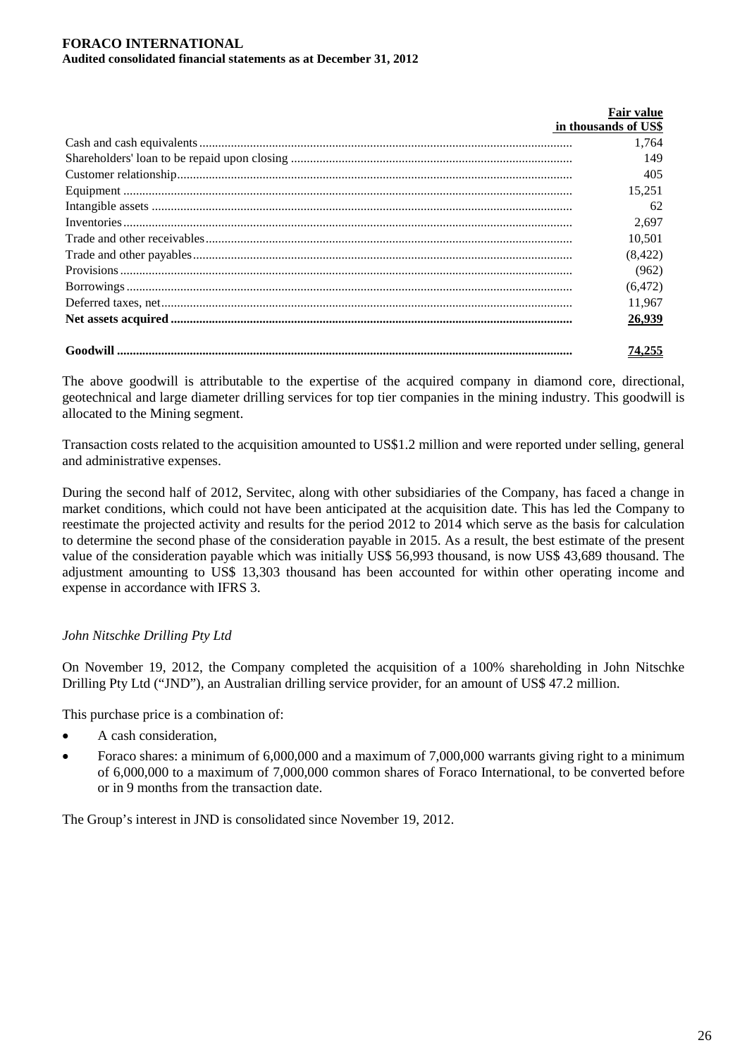| | Fair value in thousands of US$ |
|---|---|
| Cash and cash equivalents | 1,764 |
| Shareholders' loan to be repaid upon closing | 149 |
| Customer relationship | 405 |
| Equipment | 15,251 |
| Intangible assets | 62 |
| Inventories | 2,697 |
| Trade and other receivables | 10,501 |
| Trade and other payables | (8,422) |
| Provisions | (962) |
| Borrowings | (6,472) |
| Deferred taxes, net | 11,967 |
| **Net assets acquired** | **26,939** |
| **Goodwill** | **74,255** |

The above goodwill is attributable to the expertise of the acquired company in diamond core, directional, geotechnical and large diameter drilling services for top tier companies in the mining industry. This goodwill is allocated to the Mining segment.

Transaction costs related to the acquisition amounted to US$1.2 million and were reported under selling, general and administrative expenses.

During the second half of 2012, Servitec, along with other subsidiaries of the Company, has faced a change in market conditions, which could not have been anticipated at the acquisition date. This has led the Company to reestimate the projected activity and results for the period 2012 to 2014 which serve as the basis for calculation to determine the second phase of the consideration payable in 2015. As a result, the best estimate of the present value of the consideration payable which was initially US$ 56,993 thousand, is now US$ 43,689 thousand. The adjustment amounting to US$ 13,303 thousand has been accounted for within other operating income and expense in accordance with IFRS 3.

*John Nitschke Drilling Pty Ltd*

On November 19, 2012, the Company completed the acquisition of a 100% shareholding in John Nitschke Drilling Pty Ltd ("JND"), an Australian drilling service provider, for an amount of US$ 47.2 million.

This purchase price is a combination of:

- A cash consideration,
- Foraco shares: a minimum of 6,000,000 and a maximum of 7,000,000 warrants giving right to a minimum of 6,000,000 to a maximum of 7,000,000 common shares of Foraco International, to be converted before or in 9 months from the transaction date.

The Group's interest in JND is consolidated since November 19, 2012.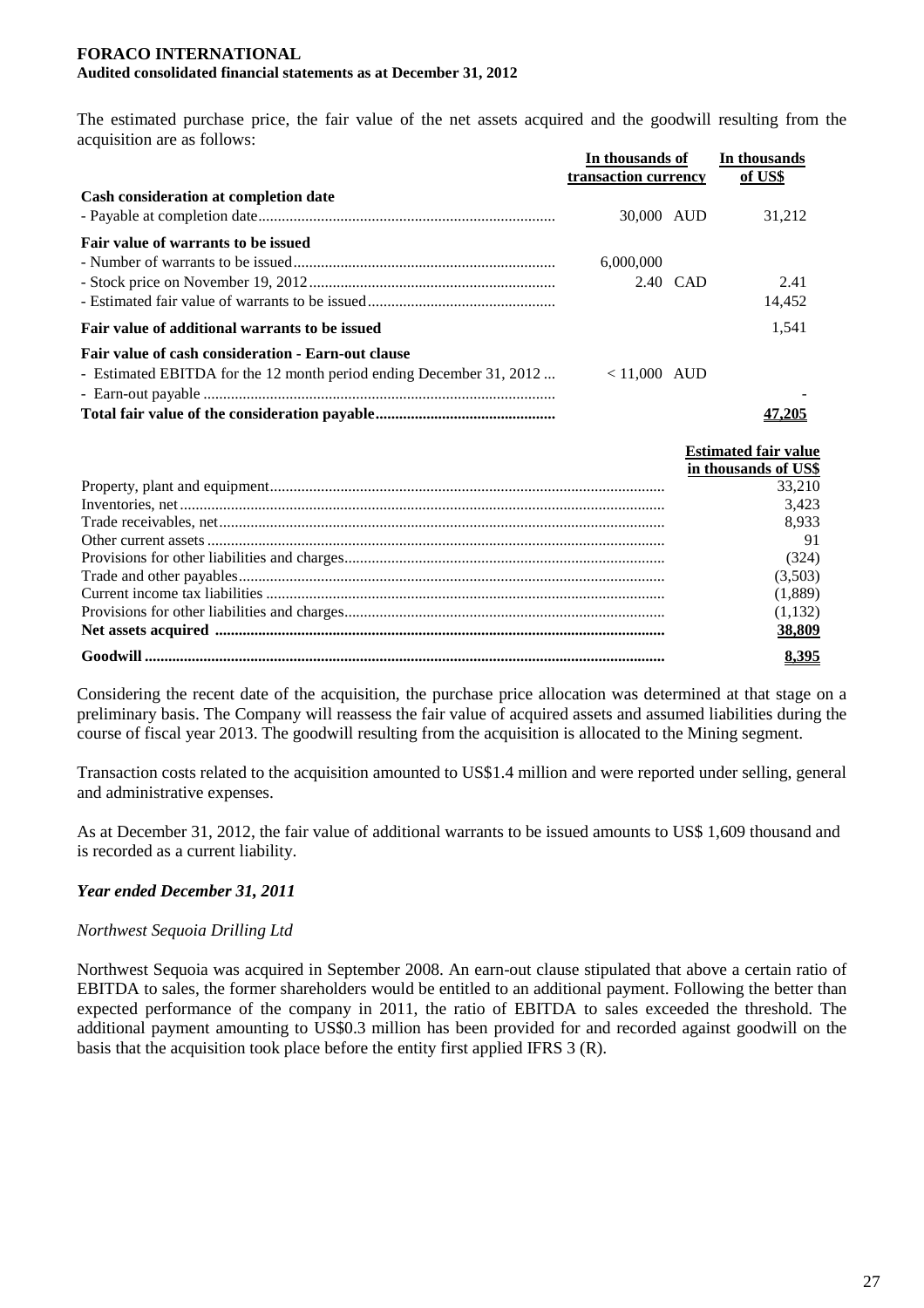The estimated purchase price, the fair value of the net assets acquired and the goodwill resulting from the acquisition are as follows:

| | In thousands of transaction currency | | In thousands of US$ |
|---|---|---|---|
| **Cash consideration at completion date** | | | |
| - Payable at completion date | 30,000 | AUD | 31,212 |
| **Fair value of warrants to be issued** | | | |
| - Number of warrants to be issued | 6,000,000 | | |
| - Stock price on November 19, 2012 | 2.40 | CAD | 2.41 |
| - Estimated fair value of warrants to be issued | | | 14,452 |
| **Fair value of additional warrants to be issued** | | | 1,541 |
| **Fair value of cash consideration - Earn-out clause** | | | |
| - Estimated EBITDA for the 12 month period ending December 31, 2012 | < 11,000 | AUD | |
| - Earn-out payable | | | - |
| **Total fair value of the consideration payable** | | | **47,205** |

| | Estimated fair value in thousands of US$ |
|---|---|
| Property, plant and equipment | 33,210 |
| Inventories, net | 3,423 |
| Trade receivables, net | 8,933 |
| Other current assets | 91 |
| Provisions for other liabilities and charges | (324) |
| Trade and other payables | (3,503) |
| Current income tax liabilities | (1,889) |
| Provisions for other liabilities and charges | (1,132) |
| **Net assets acquired** | **38,809** |
| **Goodwill** | **8,395** |

Considering the recent date of the acquisition, the purchase price allocation was determined at that stage on a preliminary basis. The Company will reassess the fair value of acquired assets and assumed liabilities during the course of fiscal year 2013. The goodwill resulting from the acquisition is allocated to the Mining segment.

Transaction costs related to the acquisition amounted to US$1.4 million and were reported under selling, general and administrative expenses.

As at December 31, 2012, the fair value of additional warrants to be issued amounts to US$ 1,609 thousand and is recorded as a current liability.

### *Year ended December 31, 2011*

*Northwest Sequoia Drilling Ltd*

Northwest Sequoia was acquired in September 2008. An earn-out clause stipulated that above a certain ratio of EBITDA to sales, the former shareholders would be entitled to an additional payment. Following the better than expected performance of the company in 2011, the ratio of EBITDA to sales exceeded the threshold. The additional payment amounting to US$0.3 million has been provided for and recorded against goodwill on the basis that the acquisition took place before the entity first applied IFRS 3 (R).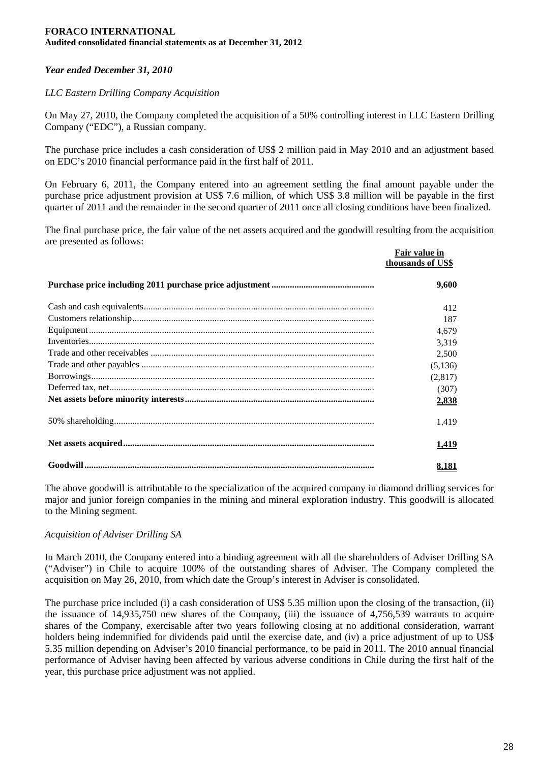*Year ended December 31, 2010*

*LLC Eastern Drilling Company Acquisition*

On May 27, 2010, the Company completed the acquisition of a 50% controlling interest in LLC Eastern Drilling Company ("EDC"), a Russian company.

The purchase price includes a cash consideration of US$ 2 million paid in May 2010 and an adjustment based on EDC's 2010 financial performance paid in the first half of 2011.

On February 6, 2011, the Company entered into an agreement settling the final amount payable under the purchase price adjustment provision at US$ 7.6 million, of which US$ 3.8 million will be payable in the first quarter of 2011 and the remainder in the second quarter of 2011 once all closing conditions have been finalized.

The final purchase price, the fair value of the net assets acquired and the goodwill resulting from the acquisition are presented as follows:

| | Fair value in thousands of US$ |
|---|---|
| **Purchase price including 2011 purchase price adjustment** | **9,600** |
| Cash and cash equivalents | 412 |
| Customers relationship | 187 |
| Equipment | 4,679 |
| Inventories | 3,319 |
| Trade and other receivables | 2,500 |
| Trade and other payables | (5,136) |
| Borrowings | (2,817) |
| Deferred tax, net | (307) |
| **Net assets before minority interests** | **2,838** |
| 50% shareholding | 1,419 |
| **Net assets acquired** | **1,419** |
| **Goodwill** | **8,181** |

The above goodwill is attributable to the specialization of the acquired company in diamond drilling services for major and junior foreign companies in the mining and mineral exploration industry. This goodwill is allocated to the Mining segment.

*Acquisition of Adviser Drilling SA*

In March 2010, the Company entered into a binding agreement with all the shareholders of Adviser Drilling SA ("Adviser") in Chile to acquire 100% of the outstanding shares of Adviser. The Company completed the acquisition on May 26, 2010, from which date the Group's interest in Adviser is consolidated.

The purchase price included (i) a cash consideration of US$ 5.35 million upon the closing of the transaction, (ii) the issuance of 14,935,750 new shares of the Company, (iii) the issuance of 4,756,539 warrants to acquire shares of the Company, exercisable after two years following closing at no additional consideration, warrant holders being indemnified for dividends paid until the exercise date, and (iv) a price adjustment of up to US$ 5.35 million depending on Adviser's 2010 financial performance, to be paid in 2011. The 2010 annual financial performance of Adviser having been affected by various adverse conditions in Chile during the first half of the year, this purchase price adjustment was not applied.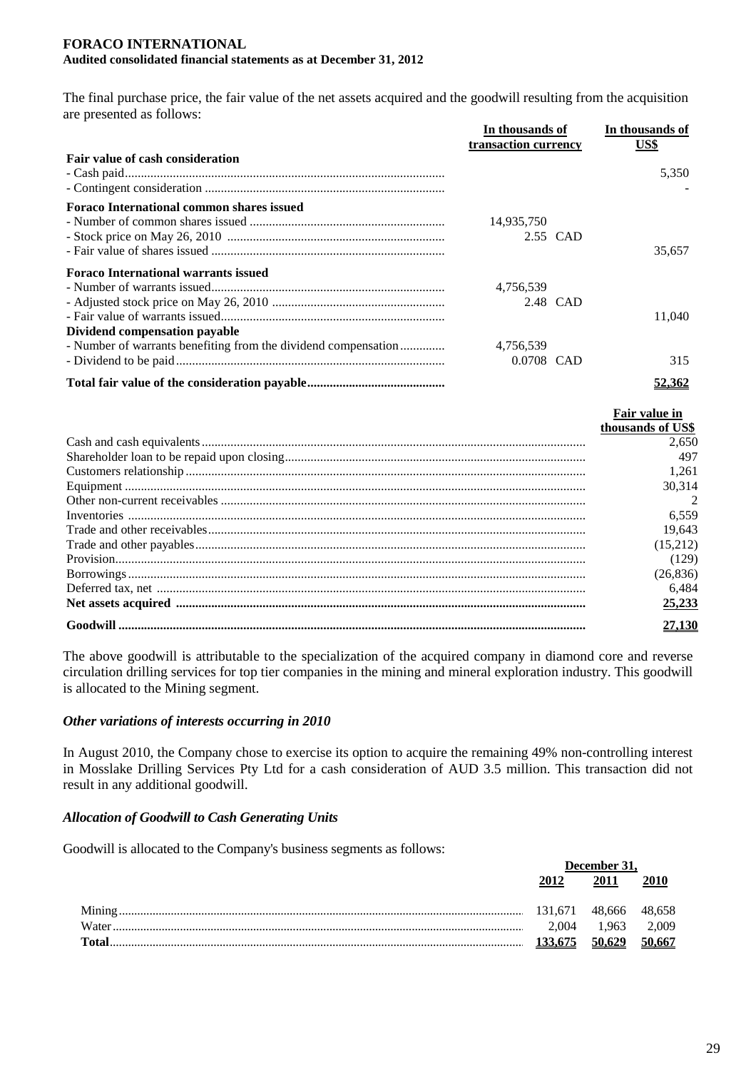The final purchase price, the fair value of the net assets acquired and the goodwill resulting from the acquisition are presented as follows:

| | In thousands of transaction currency | | In thousands of US$ |
|---|---|---|---|
| **Fair value of cash consideration** | | | |
| - Cash paid | | | 5,350 |
| - Contingent consideration | | | - |
| **Foraco International common shares issued** | | | |
| - Number of common shares issued | 14,935,750 | | |
| - Stock price on May 26, 2010 | 2.55 | CAD | |
| - Fair value of shares issued | | | 35,657 |
| **Foraco International warrants issued** | | | |
| - Number of warrants issued | 4,756,539 | | |
| - Adjusted stock price on May 26, 2010 | 2.48 | CAD | |
| - Fair value of warrants issued | | | 11,040 |
| **Dividend compensation payable** | | | |
| - Number of warrants benefiting from the dividend compensation | 4,756,539 | | |
| - Dividend to be paid | 0.0708 | CAD | 315 |
| **Total fair value of the consideration payable** | | | **52,362** |

| | Fair value in thousands of US$ |
|---|---|
| Cash and cash equivalents | 2,650 |
| Shareholder loan to be repaid upon closing | 497 |
| Customers relationship | 1,261 |
| Equipment | 30,314 |
| Other non-current receivables | 2 |
| Inventories | 6,559 |
| Trade and other receivables | 19,643 |
| Trade and other payables | (15,212) |
| Provision | (129) |
| Borrowings | (26,836) |
| Deferred tax, net | 6,484 |
| **Net assets acquired** | **25,233** |
| **Goodwill** | **27,130** |

The above goodwill is attributable to the specialization of the acquired company in diamond core and reverse circulation drilling services for top tier companies in the mining and mineral exploration industry. This goodwill is allocated to the Mining segment.

### *Other variations of interests occurring in 2010*

In August 2010, the Company chose to exercise its option to acquire the remaining 49% non-controlling interest in Mosslake Drilling Services Pty Ltd for a cash consideration of AUD 3.5 million. This transaction did not result in any additional goodwill.

### *Allocation of Goodwill to Cash Generating Units*

Goodwill is allocated to the Company's business segments as follows:

| | December 31, | | |
|---|---|---|---|
| | 2012 | 2011 | 2010 |
| Mining | 131,671 | 48,666 | 48,658 |
| Water | 2,004 | 1,963 | 2,009 |
| **Total** | **133,675** | **50,629** | **50,667** |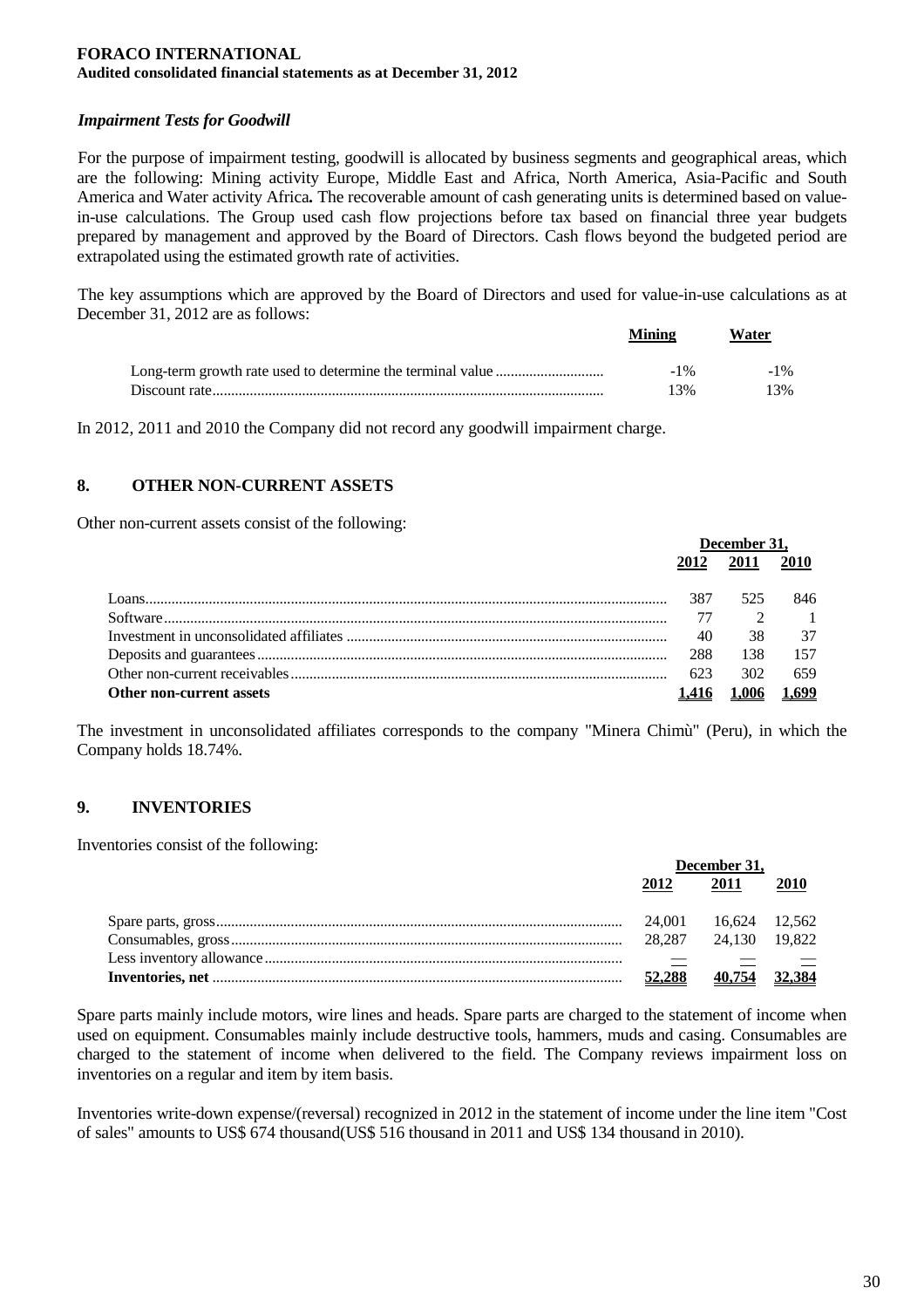*Impairment Tests for Goodwill*

For the purpose of impairment testing, goodwill is allocated by business segments and geographical areas, which are the following: Mining activity Europe, Middle East and Africa, North America, Asia-Pacific and South America and Water activity Africa**.** The recoverable amount of cash generating units is determined based on value-in-use calculations. The Group used cash flow projections before tax based on financial three year budgets prepared by management and approved by the Board of Directors. Cash flows beyond the budgeted period are extrapolated using the estimated growth rate of activities.

The key assumptions which are approved by the Board of Directors and used for value-in-use calculations as at December 31, 2012 are as follows:

| | Mining | Water |
|---|---|---|
| Long-term growth rate used to determine the terminal value | -1% | -1% |
| Discount rate | 13% | 13% |

In 2012, 2011 and 2010 the Company did not record any goodwill impairment charge.

## 8. OTHER NON-CURRENT ASSETS

Other non-current assets consist of the following:

| | December 31, | | |
|---|---|---|---|
| | 2012 | 2011 | 2010 |
| Loans | 387 | 525 | 846 |
| Software | 77 | 2 | 1 |
| Investment in unconsolidated affiliates | 40 | 38 | 37 |
| Deposits and guarantees | 288 | 138 | 157 |
| Other non-current receivables | 623 | 302 | 659 |
| **Other non-current assets** | **1,416** | **1,006** | **1,699** |

The investment in unconsolidated affiliates corresponds to the company "Minera Chimù" (Peru), in which the Company holds 18.74%.

## 9. INVENTORIES

Inventories consist of the following:

| | December 31, | | |
|---|---|---|---|
| | 2012 | 2011 | 2010 |
| Spare parts, gross | 24,001 | 16,624 | 12,562 |
| Consumables, gross | 28,287 | 24,130 | 19,822 |
| Less inventory allowance | — | — | — |
| **Inventories, net** | **52,288** | **40,754** | **32,384** |

Spare parts mainly include motors, wire lines and heads. Spare parts are charged to the statement of income when used on equipment. Consumables mainly include destructive tools, hammers, muds and casing. Consumables are charged to the statement of income when delivered to the field. The Company reviews impairment loss on inventories on a regular and item by item basis.

Inventories write-down expense/(reversal) recognized in 2012 in the statement of income under the line item "Cost of sales" amounts to US$ 674 thousand(US$ 516 thousand in 2011 and US$ 134 thousand in 2010).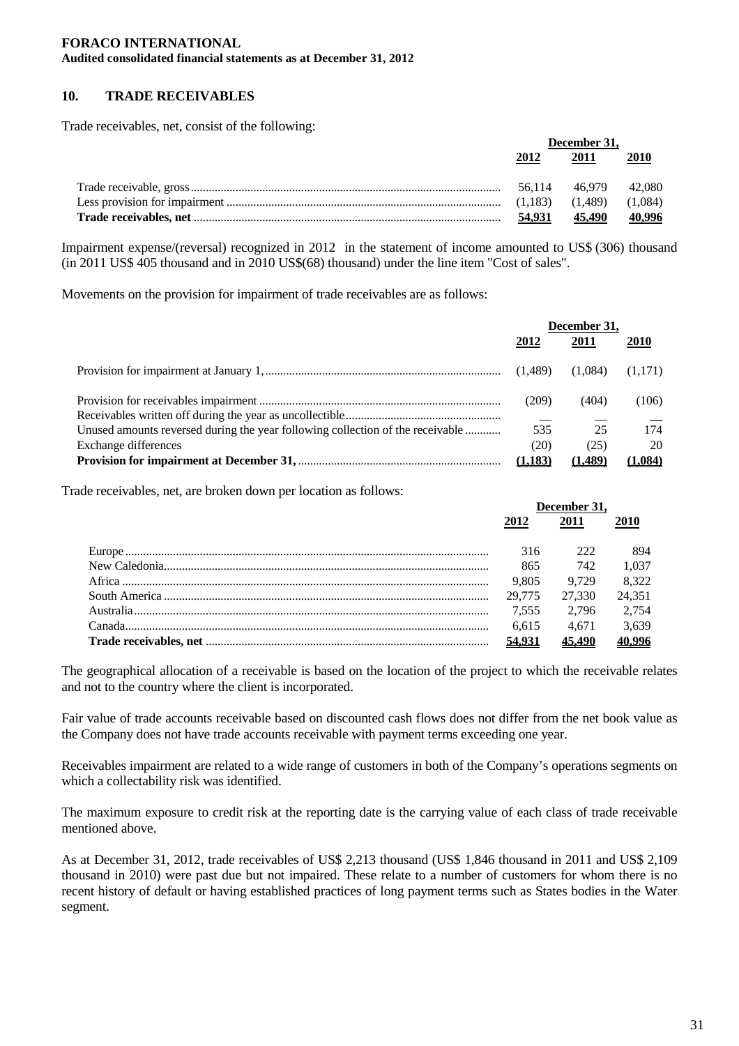## 10. TRADE RECEIVABLES

Trade receivables, net, consist of the following:

| | December 31, | | |
|---|---|---|---|
| | **2012** | **2011** | **2010** |
| Trade receivable, gross | 56,114 | 46,979 | 42,080 |
| Less provision for impairment | (1,183) | (1,489) | (1,084) |
| **Trade receivables, net** | **54,931** | **45,490** | **40,996** |

Impairment expense/(reversal) recognized in 2012 in the statement of income amounted to US$ (306) thousand (in 2011 US$ 405 thousand and in 2010 US$(68) thousand) under the line item "Cost of sales".

Movements on the provision for impairment of trade receivables are as follows:

| | December 31, | | |
|---|---|---|---|
| | **2012** | **2011** | **2010** |
| Provision for impairment at January 1, | (1,489) | (1,084) | (1,171) |
| Provision for receivables impairment | (209) | (404) | (106) |
| Receivables written off during the year as uncollectible | — | — | — |
| Unused amounts reversed during the year following collection of the receivable | 535 | 25 | 174 |
| Exchange differences | (20) | (25) | 20 |
| **Provision for impairment at December 31,** | **(1,183)** | **(1,489)** | **(1,084)** |

Trade receivables, net, are broken down per location as follows:

| | December 31, | | |
|---|---|---|---|
| | **2012** | **2011** | **2010** |
| Europe | 316 | 222 | 894 |
| New Caledonia | 865 | 742 | 1,037 |
| Africa | 9,805 | 9,729 | 8,322 |
| South America | 29,775 | 27,330 | 24,351 |
| Australia | 7,555 | 2,796 | 2,754 |
| Canada | 6,615 | 4,671 | 3,639 |
| **Trade receivables, net** | **54,931** | **45,490** | **40,996** |

The geographical allocation of a receivable is based on the location of the project to which the receivable relates and not to the country where the client is incorporated.

Fair value of trade accounts receivable based on discounted cash flows does not differ from the net book value as the Company does not have trade accounts receivable with payment terms exceeding one year.

Receivables impairment are related to a wide range of customers in both of the Company's operations segments on which a collectability risk was identified.

The maximum exposure to credit risk at the reporting date is the carrying value of each class of trade receivable mentioned above.

As at December 31, 2012, trade receivables of US$ 2,213 thousand (US$ 1,846 thousand in 2011 and US$ 2,109 thousand in 2010) were past due but not impaired. These relate to a number of customers for whom there is no recent history of default or having established practices of long payment terms such as States bodies in the Water segment.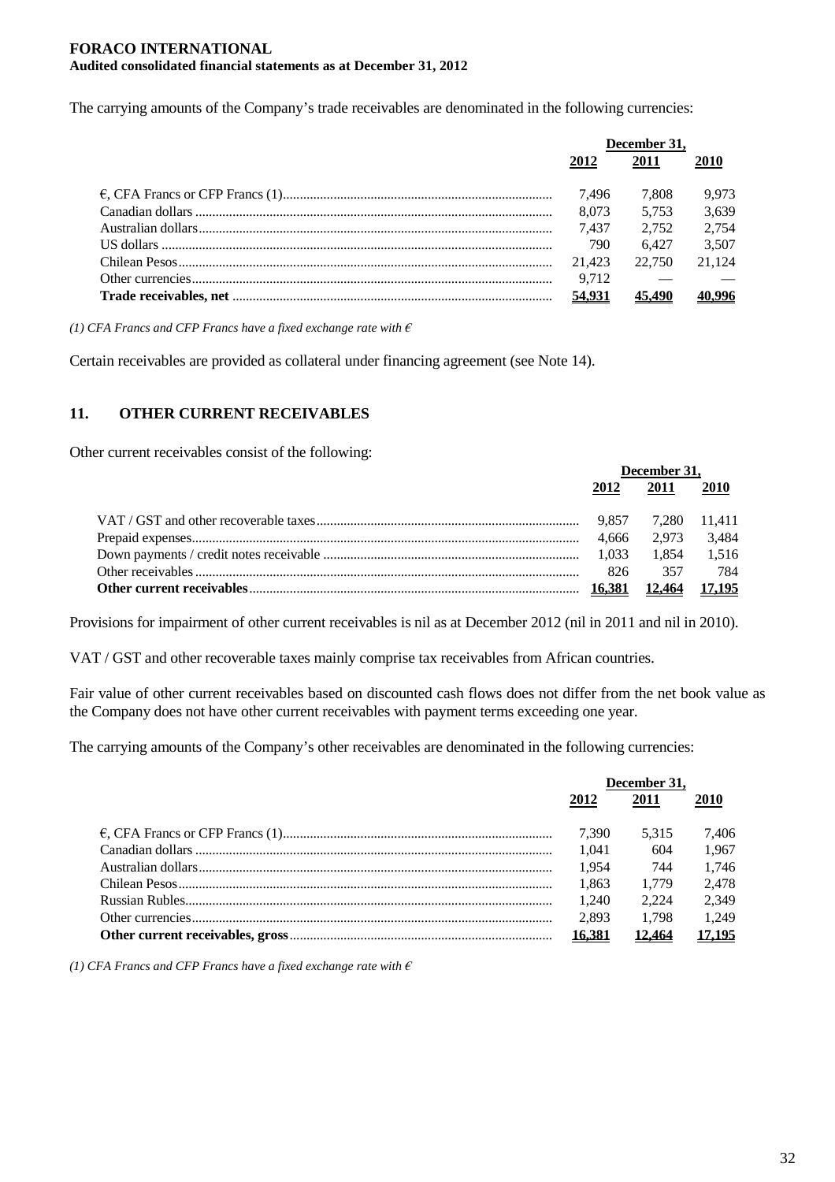The carrying amounts of the Company's trade receivables are denominated in the following currencies:

| | December 31, | | |
|---|---|---|---|
| | 2012 | 2011 | 2010 |
| €, CFA Francs or CFP Francs (1) | 7,496 | 7,808 | 9,973 |
| Canadian dollars | 8,073 | 5,753 | 3,639 |
| Australian dollars | 7,437 | 2,752 | 2,754 |
| US dollars | 790 | 6,427 | 3,507 |
| Chilean Pesos | 21,423 | 22,750 | 21,124 |
| Other currencies | 9,712 | — | — |
| **Trade receivables, net** | **54,931** | **45,490** | **40,996** |

*(1) CFA Francs and CFP Francs have a fixed exchange rate with €*

Certain receivables are provided as collateral under financing agreement (see Note 14).

## 11. OTHER CURRENT RECEIVABLES

Other current receivables consist of the following:

| | December 31, | | |
|---|---|---|---|
| | 2012 | 2011 | 2010 |
| VAT / GST and other recoverable taxes | 9,857 | 7,280 | 11,411 |
| Prepaid expenses | 4,666 | 2,973 | 3,484 |
| Down payments / credit notes receivable | 1,033 | 1,854 | 1,516 |
| Other receivables | 826 | 357 | 784 |
| **Other current receivables** | **16,381** | **12,464** | **17,195** |

Provisions for impairment of other current receivables is nil as at December 2012 (nil in 2011 and nil in 2010).

VAT / GST and other recoverable taxes mainly comprise tax receivables from African countries.

Fair value of other current receivables based on discounted cash flows does not differ from the net book value as the Company does not have other current receivables with payment terms exceeding one year.

The carrying amounts of the Company's other receivables are denominated in the following currencies:

| | December 31, | | |
|---|---|---|---|
| | 2012 | 2011 | 2010 |
| €, CFA Francs or CFP Francs (1) | 7,390 | 5,315 | 7,406 |
| Canadian dollars | 1,041 | 604 | 1,967 |
| Australian dollars | 1,954 | 744 | 1,746 |
| Chilean Pesos | 1,863 | 1,779 | 2,478 |
| Russian Rubles | 1,240 | 2,224 | 2,349 |
| Other currencies | 2,893 | 1,798 | 1,249 |
| **Other current receivables, gross** | **16,381** | **12,464** | **17,195** |

*(1) CFA Francs and CFP Francs have a fixed exchange rate with €*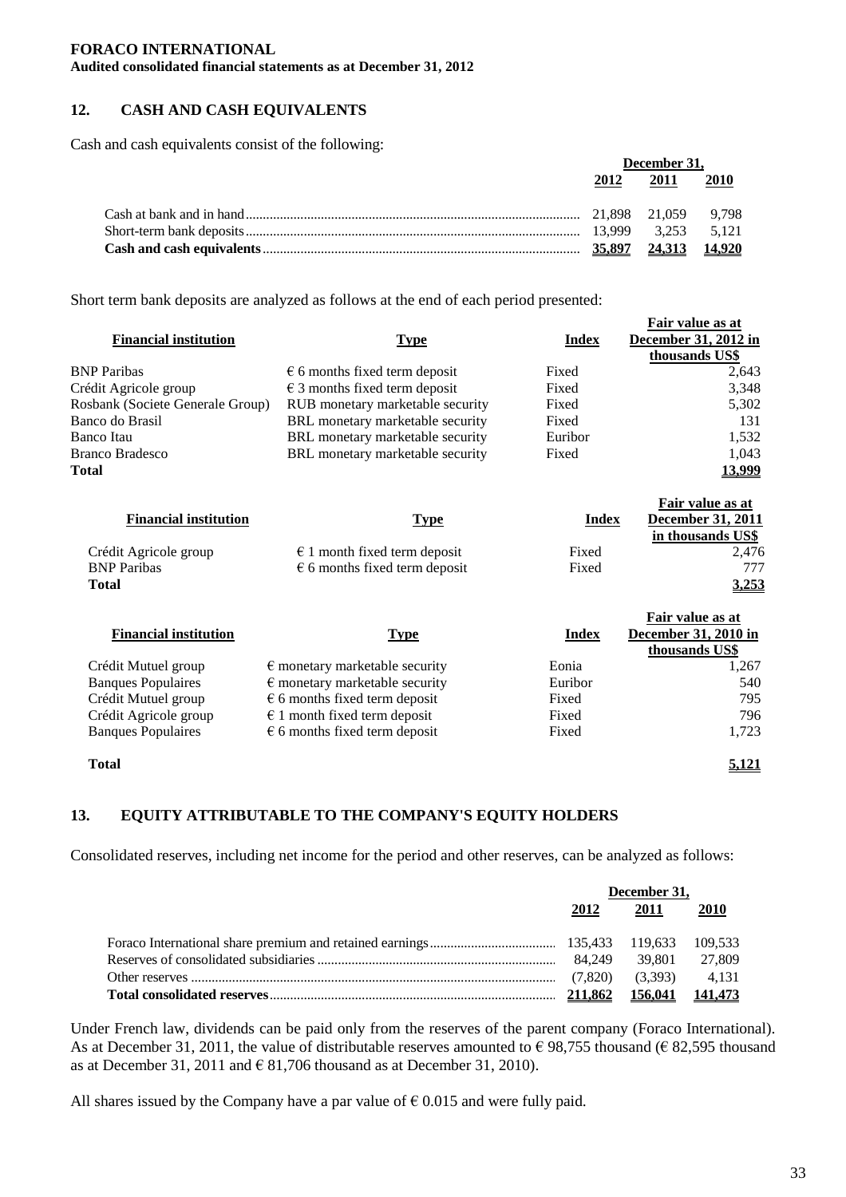## 12. CASH AND CASH EQUIVALENTS

Cash and cash equivalents consist of the following:

| | December 31, | | |
|---|---|---|---|
| | 2012 | 2011 | 2010 |
| Cash at bank and in hand | 21,898 | 21,059 | 9,798 |
| Short-term bank deposits | 13,999 | 3,253 | 5,121 |
| **Cash and cash equivalents** | **35,897** | **24,313** | **14,920** |

Short term bank deposits are analyzed as follows at the end of each period presented:

| Financial institution | Type | Index | Fair value as at December 31, 2012 in thousands US$ |
|---|---|---|---|
| BNP Paribas | € 6 months fixed term deposit | Fixed | 2,643 |
| Crédit Agricole group | € 3 months fixed term deposit | Fixed | 3,348 |
| Rosbank (Societe Generale Group) | RUB monetary marketable security | Fixed | 5,302 |
| Banco do Brasil | BRL monetary marketable security | Fixed | 131 |
| Banco Itau | BRL monetary marketable security | Euribor | 1,532 |
| Branco Bradesco | BRL monetary marketable security | Fixed | 1,043 |
| **Total** | | | **13,999** |

| Financial institution | Type | Index | Fair value as at December 31, 2011 in thousands US$ |
|---|---|---|---|
| Crédit Agricole group | € 1 month fixed term deposit | Fixed | 2,476 |
| BNP Paribas | € 6 months fixed term deposit | Fixed | 777 |
| **Total** | | | **3,253** |

| Financial institution | Type | Index | Fair value as at December 31, 2010 in thousands US$ |
|---|---|---|---|
| Crédit Mutuel group | € monetary marketable security | Eonia | 1,267 |
| Banques Populaires | € monetary marketable security | Euribor | 540 |
| Crédit Mutuel group | € 6 months fixed term deposit | Fixed | 795 |
| Crédit Agricole group | € 1 month fixed term deposit | Fixed | 796 |
| Banques Populaires | € 6 months fixed term deposit | Fixed | 1,723 |
| **Total** | | | **5,121** |

## 13. EQUITY ATTRIBUTABLE TO THE COMPANY'S EQUITY HOLDERS

Consolidated reserves, including net income for the period and other reserves, can be analyzed as follows:

| | December 31, | | |
|---|---|---|---|
| | 2012 | 2011 | 2010 |
| Foraco International share premium and retained earnings | 135,433 | 119,633 | 109,533 |
| Reserves of consolidated subsidiaries | 84,249 | 39,801 | 27,809 |
| Other reserves | (7,820) | (3,393) | 4,131 |
| **Total consolidated reserves** | **211,862** | **156,041** | **141,473** |

Under French law, dividends can be paid only from the reserves of the parent company (Foraco International). As at December 31, 2011, the value of distributable reserves amounted to € 98,755 thousand (€ 82,595 thousand as at December 31, 2011 and € 81,706 thousand as at December 31, 2010).

All shares issued by the Company have a par value of € 0.015 and were fully paid.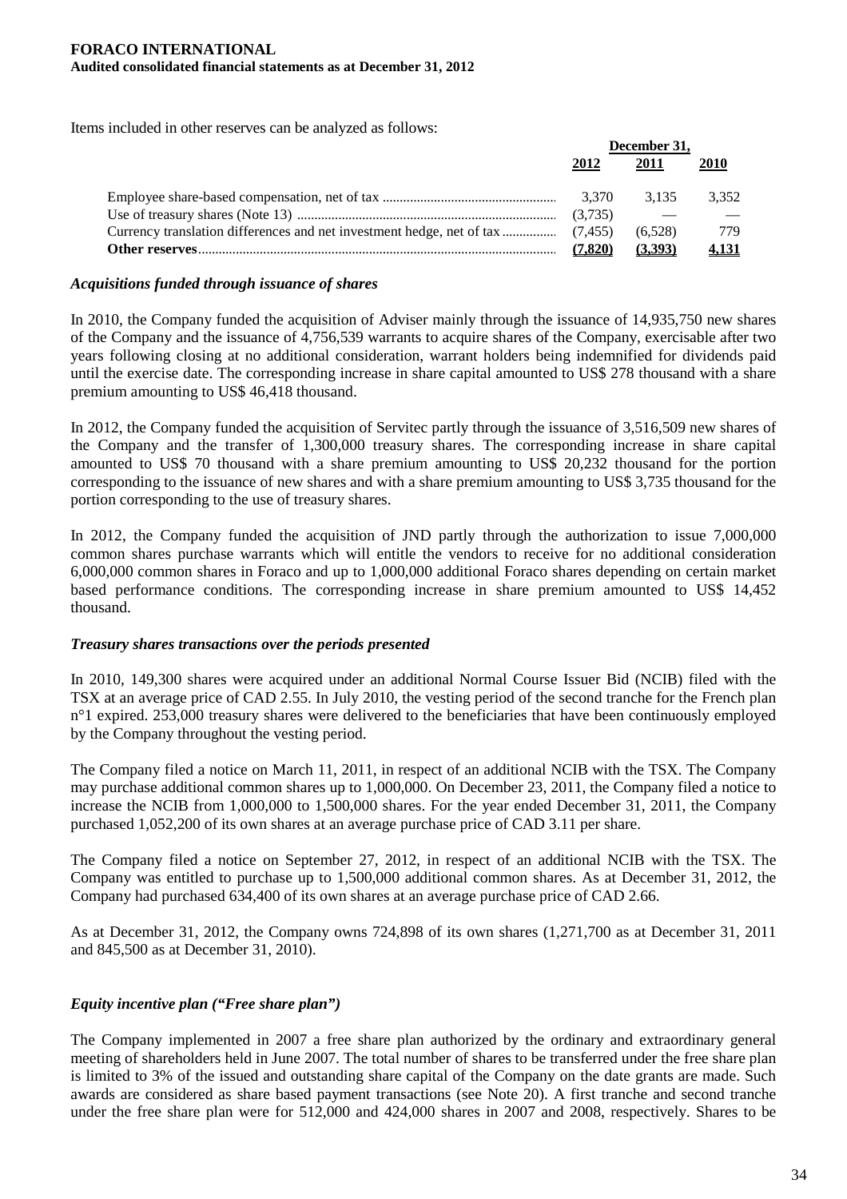Items included in other reserves can be analyzed as follows:

| | December 31, | | |
|---|---|---|---|
| | **2012** | **2011** | **2010** |
| Employee share-based compensation, net of tax | 3,370 | 3,135 | 3,352 |
| Use of treasury shares (Note 13) | (3,735) | — | — |
| Currency translation differences and net investment hedge, net of tax | (7,455) | (6,528) | 779 |
| **Other reserves** | **(7,820)** | **(3,393)** | **4,131** |

### *Acquisitions funded through issuance of shares*

In 2010, the Company funded the acquisition of Adviser mainly through the issuance of 14,935,750 new shares of the Company and the issuance of 4,756,539 warrants to acquire shares of the Company, exercisable after two years following closing at no additional consideration, warrant holders being indemnified for dividends paid until the exercise date. The corresponding increase in share capital amounted to US$ 278 thousand with a share premium amounting to US$ 46,418 thousand.

In 2012, the Company funded the acquisition of Servitec partly through the issuance of 3,516,509 new shares of the Company and the transfer of 1,300,000 treasury shares. The corresponding increase in share capital amounted to US$ 70 thousand with a share premium amounting to US$ 20,232 thousand for the portion corresponding to the issuance of new shares and with a share premium amounting to US$ 3,735 thousand for the portion corresponding to the use of treasury shares.

In 2012, the Company funded the acquisition of JND partly through the authorization to issue 7,000,000 common shares purchase warrants which will entitle the vendors to receive for no additional consideration 6,000,000 common shares in Foraco and up to 1,000,000 additional Foraco shares depending on certain market based performance conditions. The corresponding increase in share premium amounted to US$ 14,452 thousand.

### *Treasury shares transactions over the periods presented*

In 2010, 149,300 shares were acquired under an additional Normal Course Issuer Bid (NCIB) filed with the TSX at an average price of CAD 2.55. In July 2010, the vesting period of the second tranche for the French plan n°1 expired. 253,000 treasury shares were delivered to the beneficiaries that have been continuously employed by the Company throughout the vesting period.

The Company filed a notice on March 11, 2011, in respect of an additional NCIB with the TSX. The Company may purchase additional common shares up to 1,000,000. On December 23, 2011, the Company filed a notice to increase the NCIB from 1,000,000 to 1,500,000 shares. For the year ended December 31, 2011, the Company purchased 1,052,200 of its own shares at an average purchase price of CAD 3.11 per share.

The Company filed a notice on September 27, 2012, in respect of an additional NCIB with the TSX. The Company was entitled to purchase up to 1,500,000 additional common shares. As at December 31, 2012, the Company had purchased 634,400 of its own shares at an average purchase price of CAD 2.66.

As at December 31, 2012, the Company owns 724,898 of its own shares (1,271,700 as at December 31, 2011 and 845,500 as at December 31, 2010).

### *Equity incentive plan ("Free share plan")*

The Company implemented in 2007 a free share plan authorized by the ordinary and extraordinary general meeting of shareholders held in June 2007. The total number of shares to be transferred under the free share plan is limited to 3% of the issued and outstanding share capital of the Company on the date grants are made. Such awards are considered as share based payment transactions (see Note 20). A first tranche and second tranche under the free share plan were for 512,000 and 424,000 shares in 2007 and 2008, respectively. Shares to be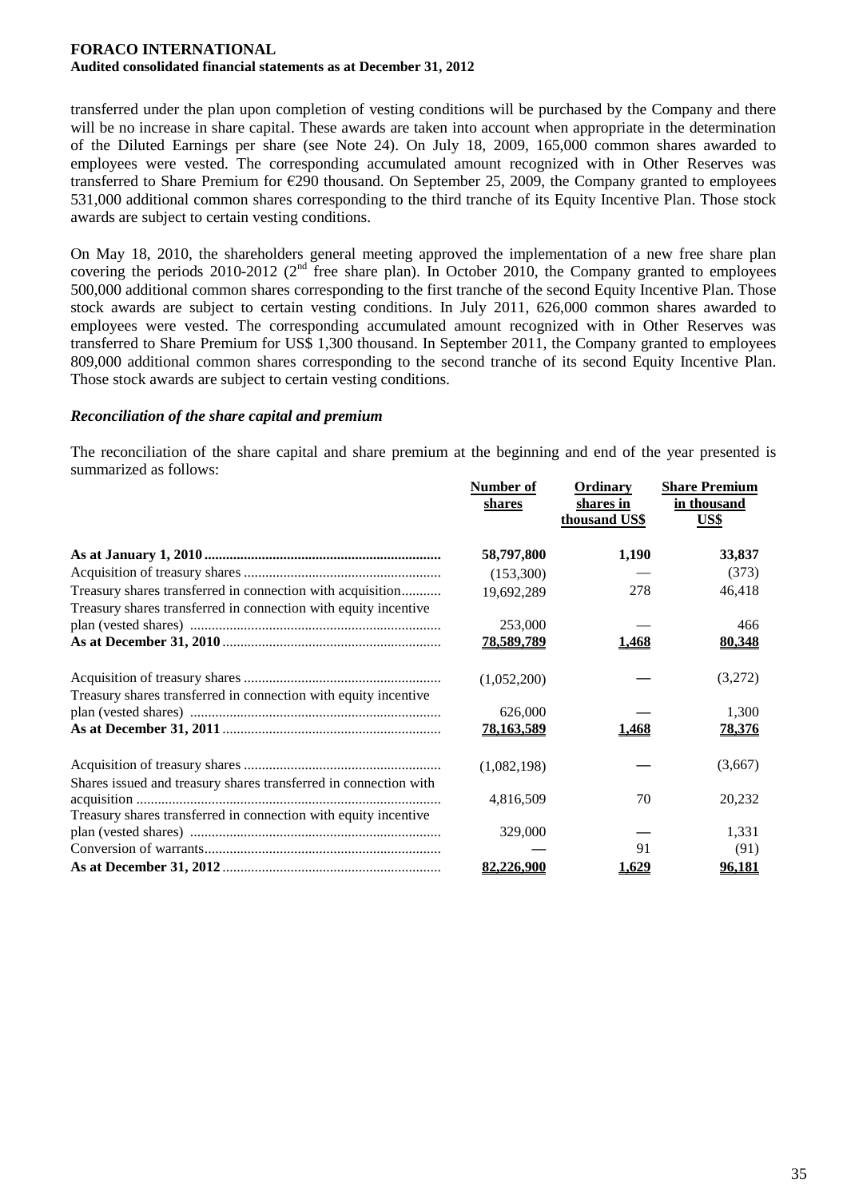transferred under the plan upon completion of vesting conditions will be purchased by the Company and there will be no increase in share capital. These awards are taken into account when appropriate in the determination of the Diluted Earnings per share (see Note 24). On July 18, 2009, 165,000 common shares awarded to employees were vested. The corresponding accumulated amount recognized with in Other Reserves was transferred to Share Premium for €290 thousand. On September 25, 2009, the Company granted to employees 531,000 additional common shares corresponding to the third tranche of its Equity Incentive Plan. Those stock awards are subject to certain vesting conditions.

On May 18, 2010, the shareholders general meeting approved the implementation of a new free share plan covering the periods 2010-2012 (2nd free share plan). In October 2010, the Company granted to employees 500,000 additional common shares corresponding to the first tranche of the second Equity Incentive Plan. Those stock awards are subject to certain vesting conditions. In July 2011, 626,000 common shares awarded to employees were vested. The corresponding accumulated amount recognized with in Other Reserves was transferred to Share Premium for US$ 1,300 thousand. In September 2011, the Company granted to employees 809,000 additional common shares corresponding to the second tranche of its second Equity Incentive Plan. Those stock awards are subject to certain vesting conditions.

### *Reconciliation of the share capital and premium*

The reconciliation of the share capital and share premium at the beginning and end of the year presented is summarized as follows:

| | Number of shares | Ordinary shares in thousand US$ | Share Premium in thousand US$ |
|---|---|---|---|
| **As at January 1, 2010** | **58,797,800** | **1,190** | **33,837** |
| Acquisition of treasury shares | (153,300) | — | (373) |
| Treasury shares transferred in connection with acquisition | 19,692,289 | 278 | 46,418 |
| Treasury shares transferred in connection with equity incentive plan (vested shares) | 253,000 | — | 466 |
| **As at December 31, 2010** | **78,589,789** | **1,468** | **80,348** |
| Acquisition of treasury shares | (1,052,200) | — | (3,272) |
| Treasury shares transferred in connection with equity incentive plan (vested shares) | 626,000 | — | 1,300 |
| **As at December 31, 2011** | **78,163,589** | **1,468** | **78,376** |
| Acquisition of treasury shares | (1,082,198) | — | (3,667) |
| Shares issued and treasury shares transferred in connection with acquisition | 4,816,509 | 70 | 20,232 |
| Treasury shares transferred in connection with equity incentive plan (vested shares) | 329,000 | — | 1,331 |
| Conversion of warrants | — | 91 | (91) |
| **As at December 31, 2012** | **82,226,900** | **1,629** | **96,181** |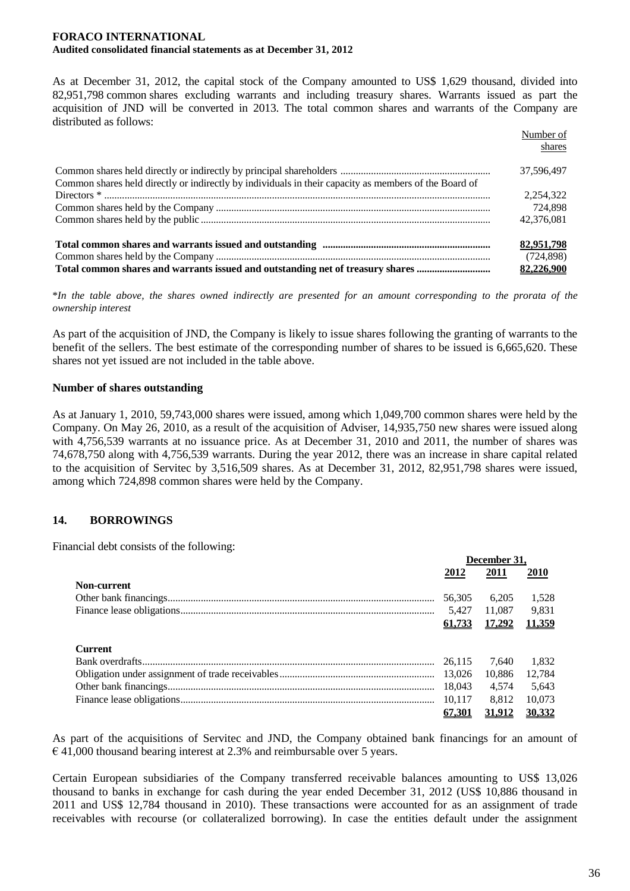As at December 31, 2012, the capital stock of the Company amounted to US$ 1,629 thousand, divided into 82,951,798 common shares excluding warrants and including treasury shares. Warrants issued as part the acquisition of JND will be converted in 2013. The total common shares and warrants of the Company are distributed as follows:

| | Number of shares |
|---|---|
| Common shares held directly or indirectly by principal shareholders | 37,596,497 |
| Common shares held directly or indirectly by individuals in their capacity as members of the Board of Directors * | 2,254,322 |
| Common shares held by the Company | 724,898 |
| Common shares held by the public | 42,376,081 |
| **Total common shares and warrants issued and outstanding** | **82,951,798** |
| Common shares held by the Company | (724,898) |
| **Total common shares and warrants issued and outstanding net of treasury shares** | **82,226,900** |

*\*In the table above, the shares owned indirectly are presented for an amount corresponding to the prorata of the ownership interest*

As part of the acquisition of JND, the Company is likely to issue shares following the granting of warrants to the benefit of the sellers. The best estimate of the corresponding number of shares to be issued is 6,665,620. These shares not yet issued are not included in the table above.

**Number of shares outstanding**

As at January 1, 2010, 59,743,000 shares were issued, among which 1,049,700 common shares were held by the Company. On May 26, 2010, as a result of the acquisition of Adviser, 14,935,750 new shares were issued along with 4,756,539 warrants at no issuance price. As at December 31, 2010 and 2011, the number of shares was 74,678,750 along with 4,756,539 warrants. During the year 2012, there was an increase in share capital related to the acquisition of Servitec by 3,516,509 shares. As at December 31, 2012, 82,951,798 shares were issued, among which 724,898 common shares were held by the Company.

## 14. BORROWINGS

Financial debt consists of the following:

| | December 31, | | |
|---|---|---|---|
| | 2012 | 2011 | 2010 |
| **Non-current** | | | |
| Other bank financings | 56,305 | 6,205 | 1,528 |
| Finance lease obligations | 5,427 | 11,087 | 9,831 |
| | **61,733** | **17,292** | **11,359** |
| **Current** | | | |
| Bank overdrafts | 26,115 | 7,640 | 1,832 |
| Obligation under assignment of trade receivables | 13,026 | 10,886 | 12,784 |
| Other bank financings | 18,043 | 4,574 | 5,643 |
| Finance lease obligations | 10,117 | 8,812 | 10,073 |
| | **67,301** | **31,912** | **30,332** |

As part of the acquisitions of Servitec and JND, the Company obtained bank financings for an amount of € 41,000 thousand bearing interest at 2.3% and reimbursable over 5 years.

Certain European subsidiaries of the Company transferred receivable balances amounting to US$ 13,026 thousand to banks in exchange for cash during the year ended December 31, 2012 (US$ 10,886 thousand in 2011 and US$ 12,784 thousand in 2010). These transactions were accounted for as an assignment of trade receivables with recourse (or collateralized borrowing). In case the entities default under the assignment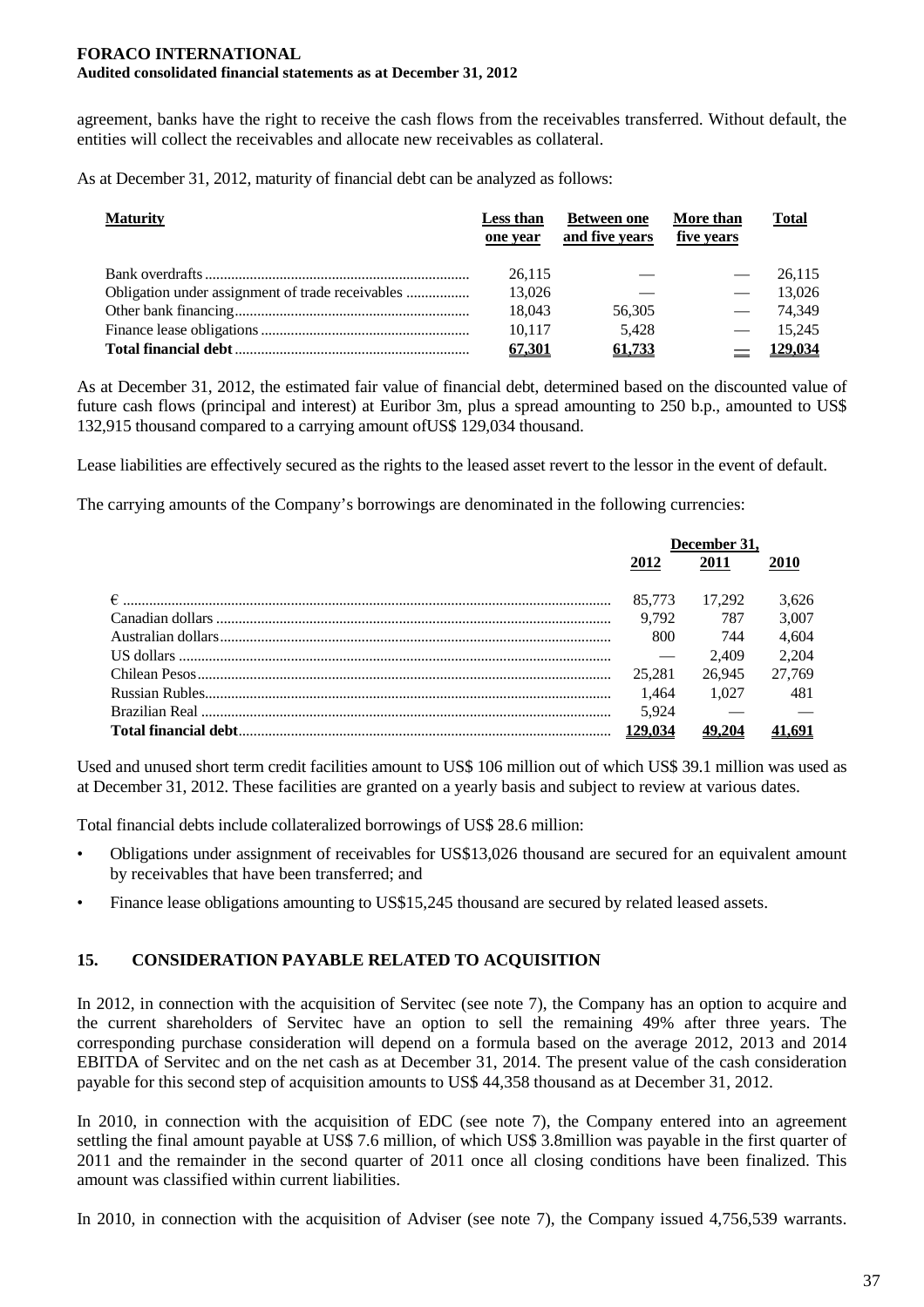agreement, banks have the right to receive the cash flows from the receivables transferred. Without default, the entities will collect the receivables and allocate new receivables as collateral.

As at December 31, 2012, maturity of financial debt can be analyzed as follows:

| Maturity | Less than one year | Between one and five years | More than five years | Total |
|---|---|---|---|---|
| Bank overdrafts | 26,115 | — | — | 26,115 |
| Obligation under assignment of trade receivables | 13,026 | — | — | 13,026 |
| Other bank financing | 18,043 | 56,305 | — | 74,349 |
| Finance lease obligations | 10,117 | 5,428 | — | 15,245 |
| **Total financial debt** | **67,301** | **61,733** | **—** | **129,034** |

As at December 31, 2012, the estimated fair value of financial debt, determined based on the discounted value of future cash flows (principal and interest) at Euribor 3m, plus a spread amounting to 250 b.p., amounted to US$ 132,915 thousand compared to a carrying amount ofUS$ 129,034 thousand.

Lease liabilities are effectively secured as the rights to the leased asset revert to the lessor in the event of default.

The carrying amounts of the Company's borrowings are denominated in the following currencies:

| | December 31, | | |
|---|---|---|---|
| | 2012 | 2011 | 2010 |
| € | 85,773 | 17,292 | 3,626 |
| Canadian dollars | 9,792 | 787 | 3,007 |
| Australian dollars | 800 | 744 | 4,604 |
| US dollars | — | 2,409 | 2,204 |
| Chilean Pesos | 25,281 | 26,945 | 27,769 |
| Russian Rubles | 1,464 | 1,027 | 481 |
| Brazilian Real | 5,924 | — | — |
| **Total financial debt** | **129,034** | **49,204** | **41,691** |

Used and unused short term credit facilities amount to US$ 106 million out of which US$ 39.1 million was used as at December 31, 2012. These facilities are granted on a yearly basis and subject to review at various dates.

Total financial debts include collateralized borrowings of US$ 28.6 million:

- Obligations under assignment of receivables for US$13,026 thousand are secured for an equivalent amount by receivables that have been transferred; and
- Finance lease obligations amounting to US$15,245 thousand are secured by related leased assets.

## 15. CONSIDERATION PAYABLE RELATED TO ACQUISITION

In 2012, in connection with the acquisition of Servitec (see note 7), the Company has an option to acquire and the current shareholders of Servitec have an option to sell the remaining 49% after three years. The corresponding purchase consideration will depend on a formula based on the average 2012, 2013 and 2014 EBITDA of Servitec and on the net cash as at December 31, 2014. The present value of the cash consideration payable for this second step of acquisition amounts to US$ 44,358 thousand as at December 31, 2012.

In 2010, in connection with the acquisition of EDC (see note 7), the Company entered into an agreement settling the final amount payable at US$ 7.6 million, of which US$ 3.8million was payable in the first quarter of 2011 and the remainder in the second quarter of 2011 once all closing conditions have been finalized. This amount was classified within current liabilities.

In 2010, in connection with the acquisition of Adviser (see note 7), the Company issued 4,756,539 warrants.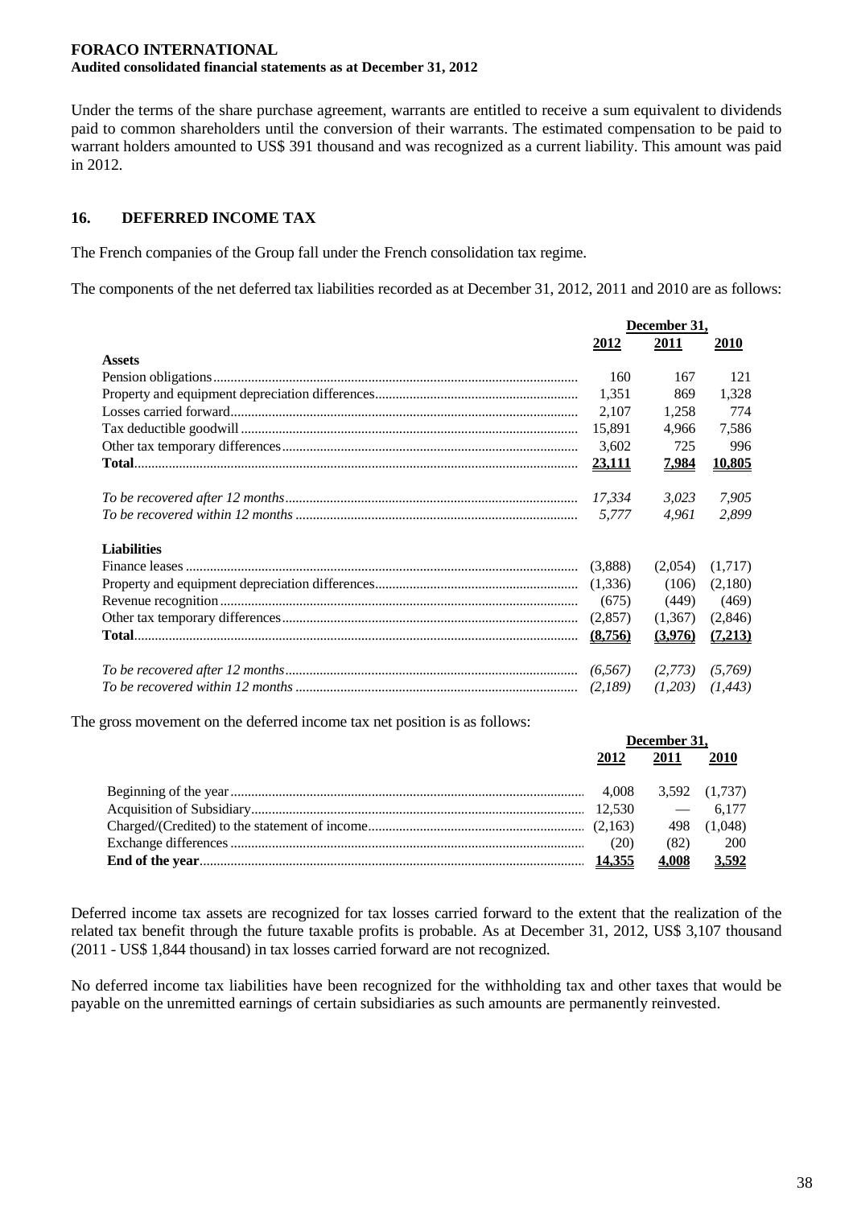Under the terms of the share purchase agreement, warrants are entitled to receive a sum equivalent to dividends paid to common shareholders until the conversion of their warrants. The estimated compensation to be paid to warrant holders amounted to US$ 391 thousand and was recognized as a current liability. This amount was paid in 2012.

## 16. DEFERRED INCOME TAX

The French companies of the Group fall under the French consolidation tax regime.

The components of the net deferred tax liabilities recorded as at December 31, 2012, 2011 and 2010 are as follows:

| | December 31, | | |
|---|---|---|---|
| | 2012 | 2011 | 2010 |
| **Assets** | | | |
| Pension obligations | 160 | 167 | 121 |
| Property and equipment depreciation differences | 1,351 | 869 | 1,328 |
| Losses carried forward | 2,107 | 1,258 | 774 |
| Tax deductible goodwill | 15,891 | 4,966 | 7,586 |
| Other tax temporary differences | 3,602 | 725 | 996 |
| **Total** | **23,111** | **7,984** | **10,805** |
| *To be recovered after 12 months* | *17,334* | *3,023* | *7,905* |
| *To be recovered within 12 months* | *5,777* | *4,961* | *2,899* |
| **Liabilities** | | | |
| Finance leases | (3,888) | (2,054) | (1,717) |
| Property and equipment depreciation differences | (1,336) | (106) | (2,180) |
| Revenue recognition | (675) | (449) | (469) |
| Other tax temporary differences | (2,857) | (1,367) | (2,846) |
| **Total** | **(8,756)** | **(3,976)** | **(7,213)** |
| *To be recovered after 12 months* | *(6,567)* | *(2,773)* | *(5,769)* |
| *To be recovered within 12 months* | *(2,189)* | *(1,203)* | *(1,443)* |

The gross movement on the deferred income tax net position is as follows:

| | December 31, | | |
|---|---|---|---|
| | 2012 | 2011 | 2010 |
| Beginning of the year | 4,008 | 3,592 | (1,737) |
| Acquisition of Subsidiary | 12,530 | — | 6,177 |
| Charged/(Credited) to the statement of income | (2,163) | 498 | (1,048) |
| Exchange differences | (20) | (82) | 200 |
| **End of the year** | **14,355** | **4,008** | **3,592** |

Deferred income tax assets are recognized for tax losses carried forward to the extent that the realization of the related tax benefit through the future taxable profits is probable. As at December 31, 2012, US$ 3,107 thousand (2011 - US$ 1,844 thousand) in tax losses carried forward are not recognized.

No deferred income tax liabilities have been recognized for the withholding tax and other taxes that would be payable on the unremitted earnings of certain subsidiaries as such amounts are permanently reinvested.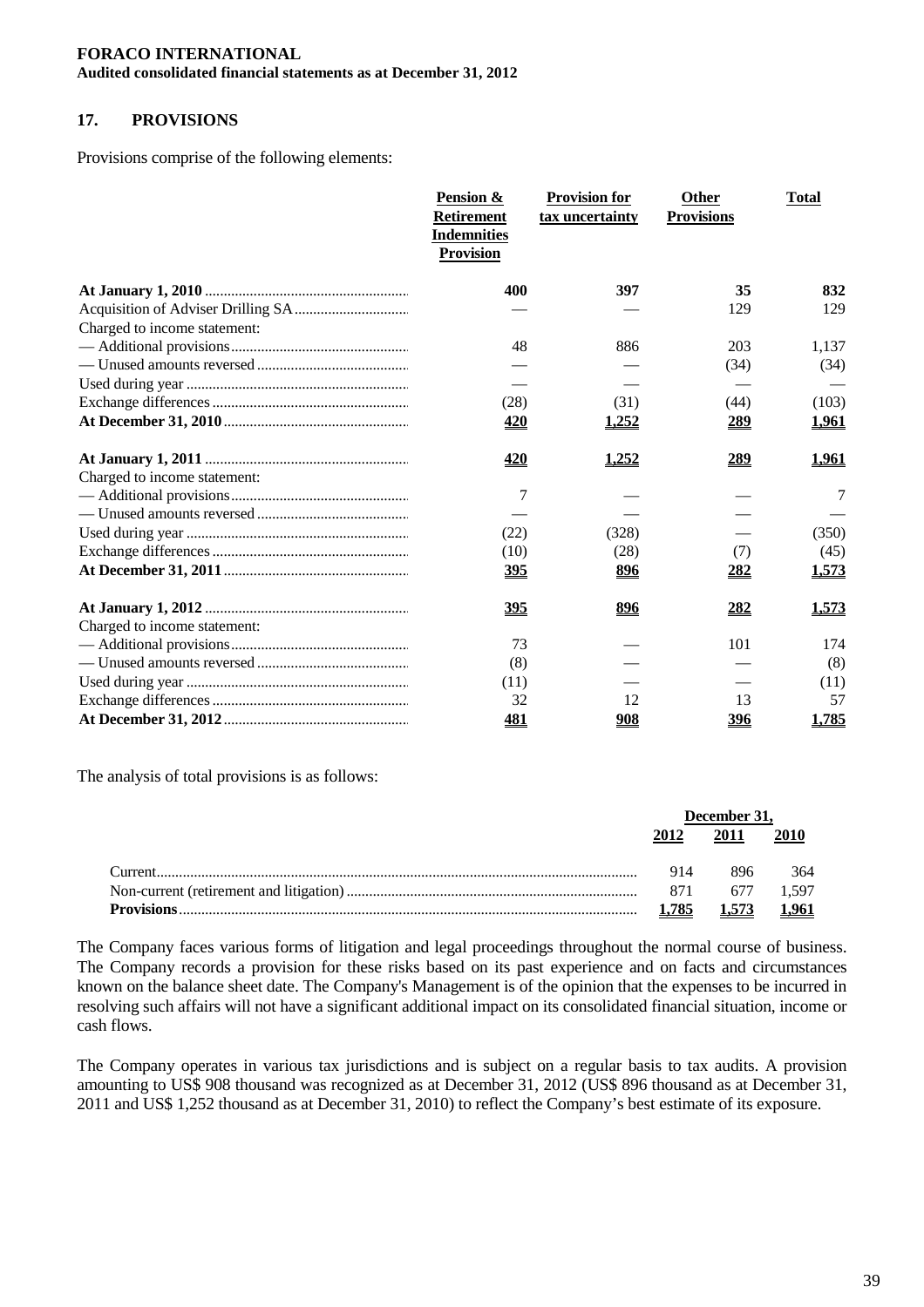**FORACO INTERNATIONAL**
**Audited consolidated financial statements as at December 31, 2012**

## 17. PROVISIONS

Provisions comprise of the following elements:

| | Pension & Retirement Indemnities Provision | Provision for tax uncertainty | Other Provisions | Total |
|---|---|---|---|---|
| **At January 1, 2010** | **400** | **397** | **35** | **832** |
| Acquisition of Adviser Drilling SA | — | — | 129 | 129 |
| Charged to income statement: | | | | |
| — Additional provisions | 48 | 886 | 203 | 1,137 |
| — Unused amounts reversed | — | — | (34) | (34) |
| Used during year | — | — | — | — |
| Exchange differences | (28) | (31) | (44) | (103) |
| **At December 31, 2010** | **420** | **1,252** | **289** | **1,961** |
| **At January 1, 2011** | **420** | **1,252** | **289** | **1,961** |
| Charged to income statement: | | | | |
| — Additional provisions | 7 | — | — | 7 |
| — Unused amounts reversed | — | — | — | — |
| Used during year | (22) | (328) | — | (350) |
| Exchange differences | (10) | (28) | (7) | (45) |
| **At December 31, 2011** | **395** | **896** | **282** | **1,573** |
| **At January 1, 2012** | **395** | **896** | **282** | **1,573** |
| Charged to income statement: | | | | |
| — Additional provisions | 73 | — | 101 | 174 |
| — Unused amounts reversed | (8) | — | — | (8) |
| Used during year | (11) | — | — | (11) |
| Exchange differences | 32 | 12 | 13 | 57 |
| **At December 31, 2012** | **481** | **908** | **396** | **1,785** |

The analysis of total provisions is as follows:

| | December 31, | | |
|---|---|---|---|
| | **2012** | **2011** | **2010** |
| Current | 914 | 896 | 364 |
| Non-current (retirement and litigation) | 871 | 677 | 1,597 |
| **Provisions** | **1,785** | **1,573** | **1,961** |

The Company faces various forms of litigation and legal proceedings throughout the normal course of business. The Company records a provision for these risks based on its past experience and on facts and circumstances known on the balance sheet date. The Company's Management is of the opinion that the expenses to be incurred in resolving such affairs will not have a significant additional impact on its consolidated financial situation, income or cash flows.

The Company operates in various tax jurisdictions and is subject on a regular basis to tax audits. A provision amounting to US$ 908 thousand was recognized as at December 31, 2012 (US$ 896 thousand as at December 31, 2011 and US$ 1,252 thousand as at December 31, 2010) to reflect the Company's best estimate of its exposure.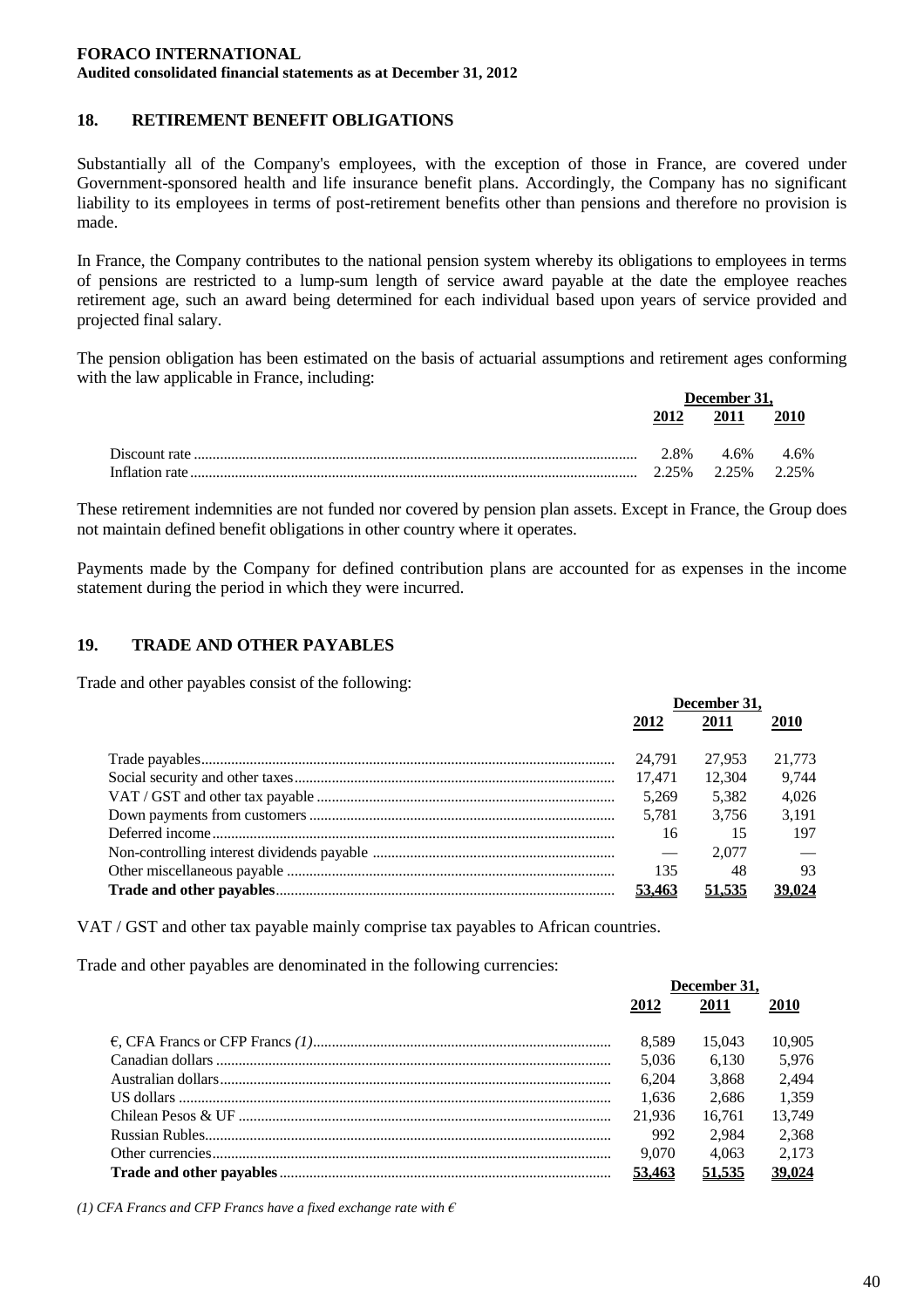## 18. RETIREMENT BENEFIT OBLIGATIONS

Substantially all of the Company's employees, with the exception of those in France, are covered under Government-sponsored health and life insurance benefit plans. Accordingly, the Company has no significant liability to its employees in terms of post-retirement benefits other than pensions and therefore no provision is made.

In France, the Company contributes to the national pension system whereby its obligations to employees in terms of pensions are restricted to a lump-sum length of service award payable at the date the employee reaches retirement age, such an award being determined for each individual based upon years of service provided and projected final salary.

The pension obligation has been estimated on the basis of actuarial assumptions and retirement ages conforming with the law applicable in France, including:

| | December 31, | | |
|---|---|---|---|
| | 2012 | 2011 | 2010 |
| Discount rate | 2.8% | 4.6% | 4.6% |
| Inflation rate | 2.25% | 2.25% | 2.25% |

These retirement indemnities are not funded nor covered by pension plan assets. Except in France, the Group does not maintain defined benefit obligations in other country where it operates.

Payments made by the Company for defined contribution plans are accounted for as expenses in the income statement during the period in which they were incurred.

## 19. TRADE AND OTHER PAYABLES

Trade and other payables consist of the following:

| | December 31, | | |
|---|---|---|---|
| | 2012 | 2011 | 2010 |
| Trade payables | 24,791 | 27,953 | 21,773 |
| Social security and other taxes | 17,471 | 12,304 | 9,744 |
| VAT / GST and other tax payable | 5,269 | 5,382 | 4,026 |
| Down payments from customers | 5,781 | 3,756 | 3,191 |
| Deferred income | 16 | 15 | 197 |
| Non-controlling interest dividends payable | — | 2,077 | — |
| Other miscellaneous payable | 135 | 48 | 93 |
| **Trade and other payables** | **53,463** | **51,535** | **39,024** |

VAT / GST and other tax payable mainly comprise tax payables to African countries.

Trade and other payables are denominated in the following currencies:

| | December 31, | | |
|---|---|---|---|
| | 2012 | 2011 | 2010 |
| €, CFA Francs or CFP Francs *(1)* | 8,589 | 15,043 | 10,905 |
| Canadian dollars | 5,036 | 6,130 | 5,976 |
| Australian dollars | 6,204 | 3,868 | 2,494 |
| US dollars | 1,636 | 2,686 | 1,359 |
| Chilean Pesos & UF | 21,936 | 16,761 | 13,749 |
| Russian Rubles | 992 | 2,984 | 2,368 |
| Other currencies | 9,070 | 4,063 | 2,173 |
| **Trade and other payables** | **53,463** | **51,535** | **39,024** |

*(1) CFA Francs and CFP Francs have a fixed exchange rate with €*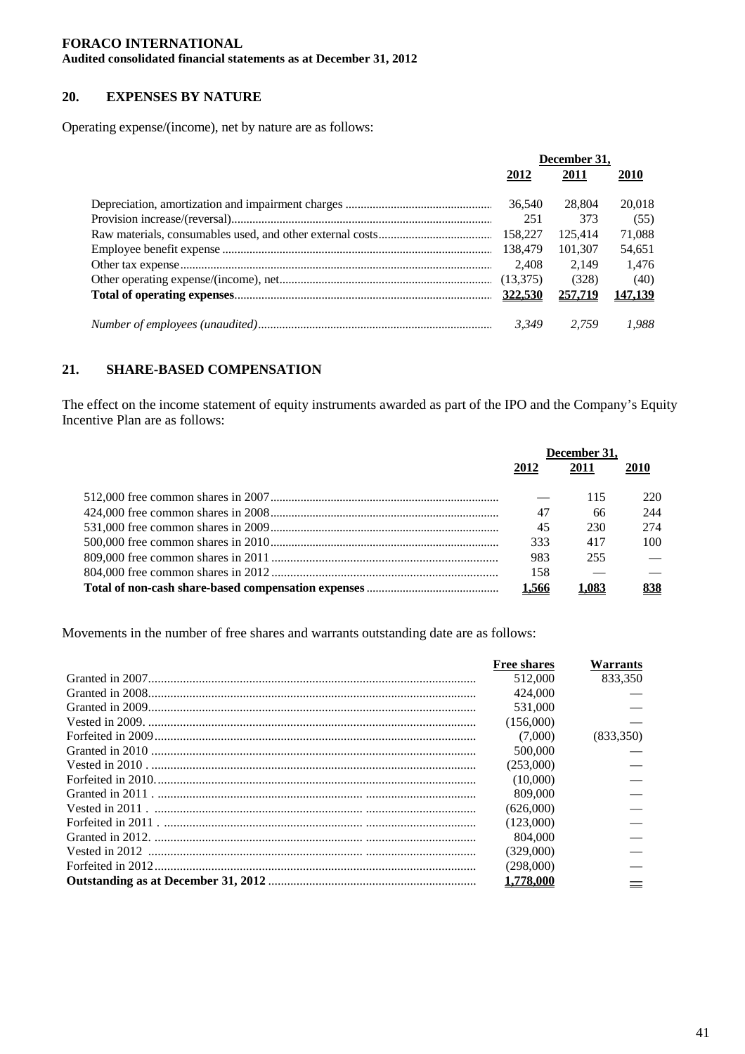## 20. EXPENSES BY NATURE

Operating expense/(income), net by nature are as follows:

| | December 31, | | |
|---|---|---|---|
| | **2012** | **2011** | **2010** |
| Depreciation, amortization and impairment charges | 36,540 | 28,804 | 20,018 |
| Provision increase/(reversal) | 251 | 373 | (55) |
| Raw materials, consumables used, and other external costs | 158,227 | 125,414 | 71,088 |
| Employee benefit expense | 138,479 | 101,307 | 54,651 |
| Other tax expense | 2,408 | 2,149 | 1,476 |
| Other operating expense/(income), net | (13,375) | (328) | (40) |
| **Total of operating expenses** | **322,530** | **257,719** | **147,139** |
| *Number of employees (unaudited)* | *3,349* | *2,759* | *1,988* |

## 21. SHARE-BASED COMPENSATION

The effect on the income statement of equity instruments awarded as part of the IPO and the Company's Equity Incentive Plan are as follows:

| | December 31, | | |
|---|---|---|---|
| | **2012** | **2011** | **2010** |
| 512,000 free common shares in 2007 | — | 115 | 220 |
| 424,000 free common shares in 2008 | 47 | 66 | 244 |
| 531,000 free common shares in 2009 | 45 | 230 | 274 |
| 500,000 free common shares in 2010 | 333 | 417 | 100 |
| 809,000 free common shares in 2011 | 983 | 255 | — |
| 804,000 free common shares in 2012 | 158 | — | — |
| **Total of non-cash share-based compensation expenses** | **1,566** | **1,083** | **838** |

Movements in the number of free shares and warrants outstanding date are as follows:

| | **Free shares** | **Warrants** |
|---|---|---|
| Granted in 2007 | 512,000 | 833,350 |
| Granted in 2008 | 424,000 | — |
| Granted in 2009 | 531,000 | — |
| Vested in 2009. | (156,000) | — |
| Forfeited in 2009 | (7,000) | (833,350) |
| Granted in 2010 | 500,000 | — |
| Vested in 2010 . | (253,000) | — |
| Forfeited in 2010. | (10,000) | — |
| Granted in 2011 . | 809,000 | — |
| Vested in 2011 . | (626,000) | — |
| Forfeited in 2011 . | (123,000) | — |
| Granted in 2012. | 804,000 | — |
| Vested in 2012 | (329,000) | — |
| Forfeited in 2012 | (298,000) | — |
| **Outstanding as at December 31, 2012** | **1,778,000** | **—** |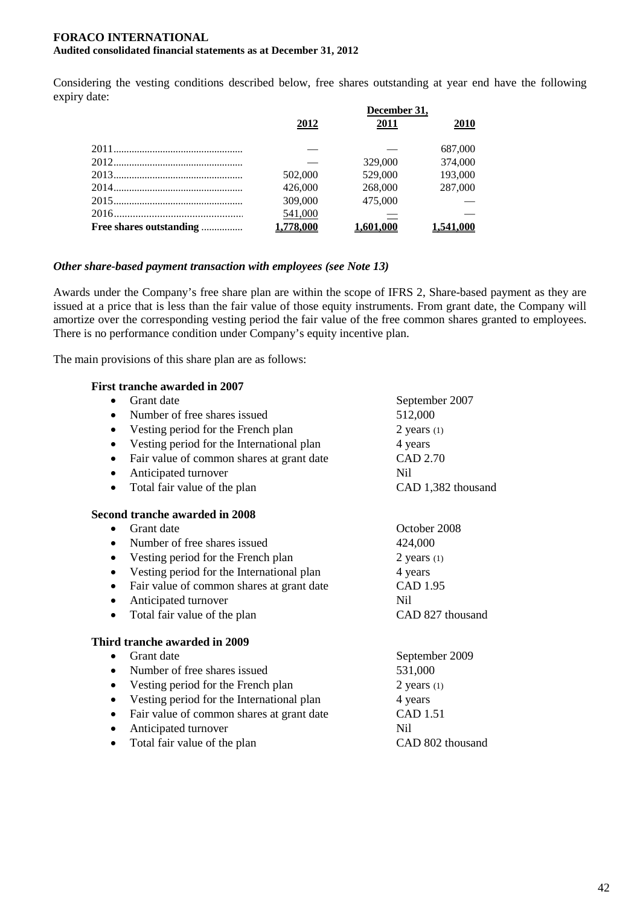Considering the vesting conditions described below, free shares outstanding at year end have the following expiry date:

| | December 31, | | |
|---|---|---|---|
| | **2012** | **2011** | **2010** |
| 2011 | — | — | 687,000 |
| 2012 | — | 329,000 | 374,000 |
| 2013 | 502,000 | 529,000 | 193,000 |
| 2014 | 426,000 | 268,000 | 287,000 |
| 2015 | 309,000 | 475,000 | — |
| 2016 | 541,000 | — | — |
| **Free shares outstanding** | **1,778,000** | **1,601,000** | **1,541,000** |

***Other share-based payment transaction with employees (see Note 13)***

Awards under the Company's free share plan are within the scope of IFRS 2, Share-based payment as they are issued at a price that is less than the fair value of those equity instruments. From grant date, the Company will amortize over the corresponding vesting period the fair value of the free common shares granted to employees. There is no performance condition under Company's equity incentive plan.

The main provisions of this share plan are as follows:

**First tranche awarded in 2007**

- Grant date: September 2007
- Number of free shares issued: 512,000
- Vesting period for the French plan: 2 years (1)
- Vesting period for the International plan: 4 years
- Fair value of common shares at grant date: CAD 2.70
- Anticipated turnover: Nil
- Total fair value of the plan: CAD 1,382 thousand

**Second tranche awarded in 2008**

- Grant date: October 2008
- Number of free shares issued: 424,000
- Vesting period for the French plan: 2 years (1)
- Vesting period for the International plan: 4 years
- Fair value of common shares at grant date: CAD 1.95
- Anticipated turnover: Nil
- Total fair value of the plan: CAD 827 thousand

**Third tranche awarded in 2009**

- Grant date: September 2009
- Number of free shares issued: 531,000
- Vesting period for the French plan: 2 years (1)
- Vesting period for the International plan: 4 years
- Fair value of common shares at grant date: CAD 1.51
- Anticipated turnover: Nil
- Total fair value of the plan: CAD 802 thousand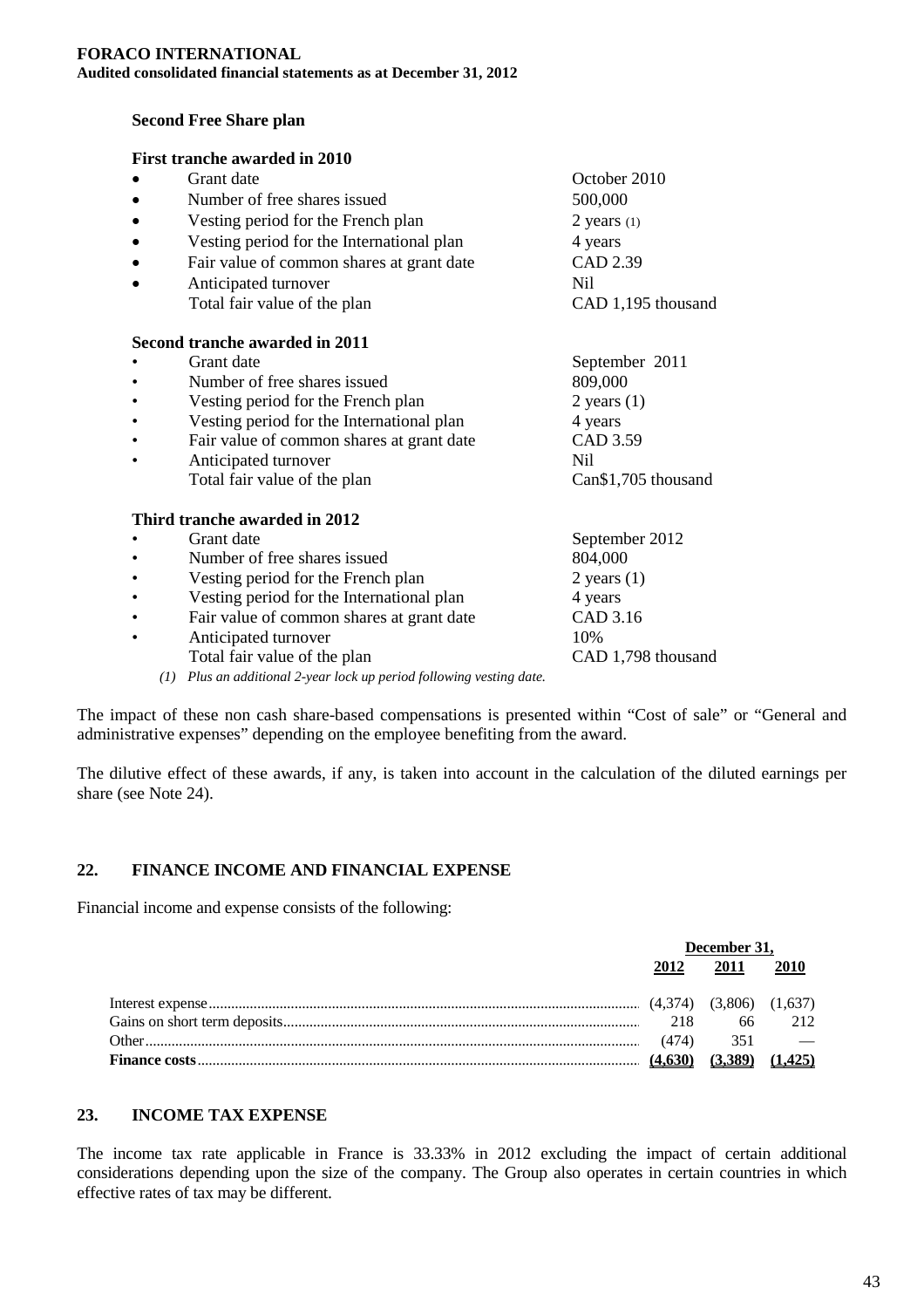**Second Free Share plan**

**First tranche awarded in 2010**

- Grant date — October 2010
- Number of free shares issued — 500,000
- Vesting period for the French plan — 2 years (1)
- Vesting period for the International plan — 4 years
- Fair value of common shares at grant date — CAD 2.39
- Anticipated turnover — Nil

Total fair value of the plan — CAD 1,195 thousand

**Second tranche awarded in 2011**

- Grant date — September 2011
- Number of free shares issued — 809,000
- Vesting period for the French plan — 2 years (1)
- Vesting period for the International plan — 4 years
- Fair value of common shares at grant date — CAD 3.59
- Anticipated turnover — Nil

Total fair value of the plan — Can$1,705 thousand

**Third tranche awarded in 2012**

- Grant date — September 2012
- Number of free shares issued — 804,000
- Vesting period for the French plan — 2 years (1)
- Vesting period for the International plan — 4 years
- Fair value of common shares at grant date — CAD 3.16
- Anticipated turnover — 10%

Total fair value of the plan — CAD 1,798 thousand

*(1) Plus an additional 2-year lock up period following vesting date.*

The impact of these non cash share-based compensations is presented within "Cost of sale" or "General and administrative expenses" depending on the employee benefiting from the award.

The dilutive effect of these awards, if any, is taken into account in the calculation of the diluted earnings per share (see Note 24).

## 22. FINANCE INCOME AND FINANCIAL EXPENSE

Financial income and expense consists of the following:

| | December 31, | | |
|---|---|---|---|
| | 2012 | 2011 | 2010 |
| Interest expense | (4,374) | (3,806) | (1,637) |
| Gains on short term deposits | 218 | 66 | 212 |
| Other | (474) | 351 | — |
| **Finance costs** | **(4,630)** | **(3,389)** | **(1,425)** |

## 23. INCOME TAX EXPENSE

The income tax rate applicable in France is 33.33% in 2012 excluding the impact of certain additional considerations depending upon the size of the company. The Group also operates in certain countries in which effective rates of tax may be different.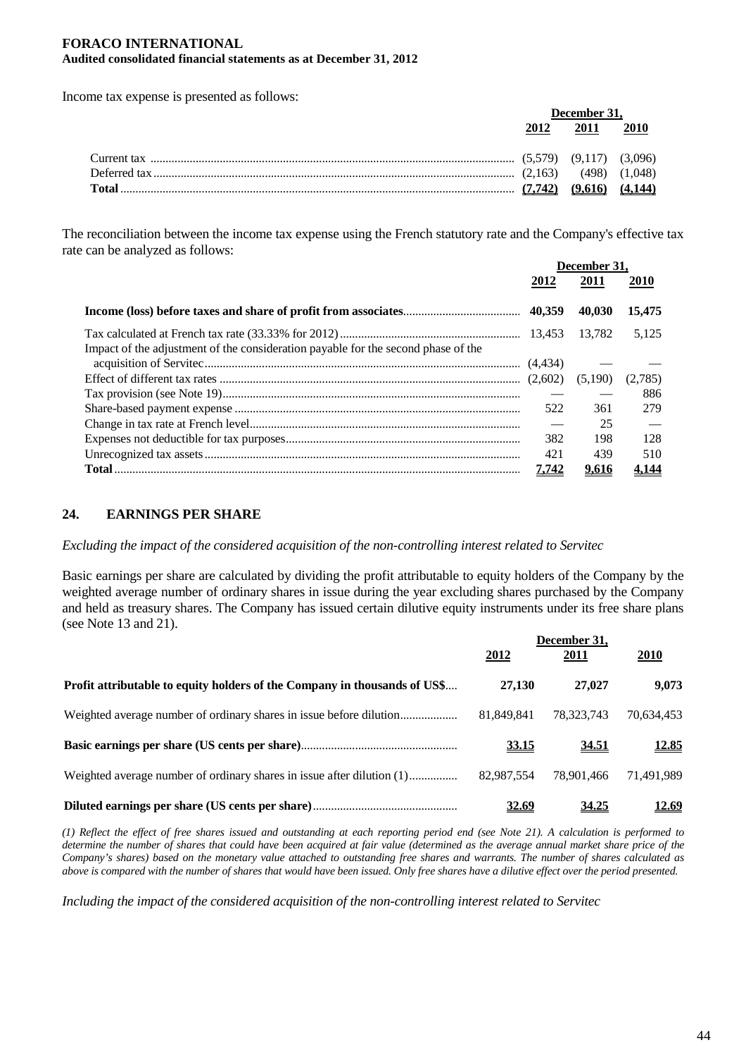Income tax expense is presented as follows:

| | December 31, | | |
|---|---|---|---|
| | **2012** | **2011** | **2010** |
| Current tax | (5,579) | (9,117) | (3,096) |
| Deferred tax | (2,163) | (498) | (1,048) |
| **Total** | **(7,742)** | **(9,616)** | **(4,144)** |

The reconciliation between the income tax expense using the French statutory rate and the Company's effective tax rate can be analyzed as follows:

| | December 31, | | |
|---|---|---|---|
| | **2012** | **2011** | **2010** |
| **Income (loss) before taxes and share of profit from associates** | **40,359** | **40,030** | **15,475** |
| Tax calculated at French tax rate (33.33% for 2012) | 13,453 | 13,782 | 5,125 |
| Impact of the adjustment of the consideration payable for the second phase of the acquisition of Servitec | (4,434) | — | — |
| Effect of different tax rates | (2,602) | (5,190) | (2,785) |
| Tax provision (see Note 19) | — | — | 886 |
| Share-based payment expense | 522 | 361 | 279 |
| Change in tax rate at French level | — | 25 | — |
| Expenses not deductible for tax purposes | 382 | 198 | 128 |
| Unrecognized tax assets | 421 | 439 | 510 |
| **Total** | **7,742** | **9,616** | **4,144** |

## 24. EARNINGS PER SHARE

*Excluding the impact of the considered acquisition of the non-controlling interest related to Servitec*

Basic earnings per share are calculated by dividing the profit attributable to equity holders of the Company by the weighted average number of ordinary shares in issue during the year excluding shares purchased by the Company and held as treasury shares. The Company has issued certain dilutive equity instruments under its free share plans (see Note 13 and 21).

| | December 31, | | |
|---|---|---|---|
| | **2012** | **2011** | **2010** |
| **Profit attributable to equity holders of the Company in thousands of US$** | **27,130** | **27,027** | **9,073** |
| Weighted average number of ordinary shares in issue before dilution | 81,849,841 | 78,323,743 | 70,634,453 |
| **Basic earnings per share (US cents per share)** | **33.15** | **34.51** | **12.85** |
| Weighted average number of ordinary shares in issue after dilution (1) | 82,987,554 | 78,901,466 | 71,491,989 |
| **Diluted earnings per share (US cents per share)** | **32.69** | **34.25** | **12.69** |

*(1) Reflect the effect of free shares issued and outstanding at each reporting period end (see Note 21). A calculation is performed to determine the number of shares that could have been acquired at fair value (determined as the average annual market share price of the Company's shares) based on the monetary value attached to outstanding free shares and warrants. The number of shares calculated as above is compared with the number of shares that would have been issued. Only free shares have a dilutive effect over the period presented.*

*Including the impact of the considered acquisition of the non-controlling interest related to Servitec*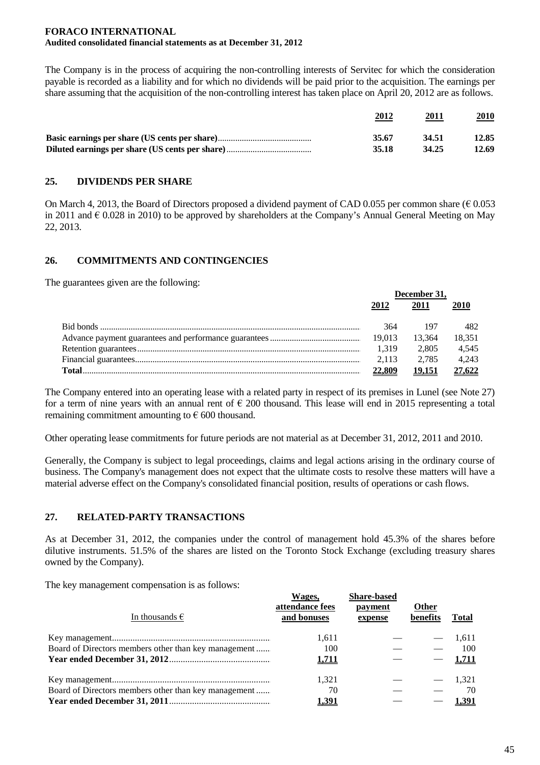The Company is in the process of acquiring the non-controlling interests of Servitec for which the consideration payable is recorded as a liability and for which no dividends will be paid prior to the acquisition. The earnings per share assuming that the acquisition of the non-controlling interest has taken place on April 20, 2012 are as follows.

| | 2012 | 2011 | 2010 |
|---|---|---|---|
| **Basic earnings per share (US cents per share)** | **35.67** | **34.51** | **12.85** |
| **Diluted earnings per share (US cents per share)** | **35.18** | **34.25** | **12.69** |

## 25. DIVIDENDS PER SHARE

On March 4, 2013, the Board of Directors proposed a dividend payment of CAD 0.055 per common share (€ 0.053 in 2011 and € 0.028 in 2010) to be approved by shareholders at the Company's Annual General Meeting on May 22, 2013.

## 26. COMMITMENTS AND CONTINGENCIES

The guarantees given are the following:

| | December 31, | | |
|---|---|---|---|
| | 2012 | 2011 | 2010 |
| Bid bonds | 364 | 197 | 482 |
| Advance payment guarantees and performance guarantees | 19,013 | 13,364 | 18,351 |
| Retention guarantees | 1,319 | 2,805 | 4,545 |
| Financial guarantees | 2,113 | 2,785 | 4,243 |
| **Total** | **22,809** | **19,151** | **27,622** |

The Company entered into an operating lease with a related party in respect of its premises in Lunel (see Note 27) for a term of nine years with an annual rent of € 200 thousand. This lease will end in 2015 representing a total remaining commitment amounting to € 600 thousand.

Other operating lease commitments for future periods are not material as at December 31, 2012, 2011 and 2010.

Generally, the Company is subject to legal proceedings, claims and legal actions arising in the ordinary course of business. The Company's management does not expect that the ultimate costs to resolve these matters will have a material adverse effect on the Company's consolidated financial position, results of operations or cash flows.

## 27. RELATED-PARTY TRANSACTIONS

As at December 31, 2012, the companies under the control of management hold 45.3% of the shares before dilutive instruments. 51.5% of the shares are listed on the Toronto Stock Exchange (excluding treasury shares owned by the Company).

The key management compensation is as follows:

| In thousands € | Wages, attendance fees and bonuses | Share-based payment expense | Other benefits | Total |
|---|---|---|---|---|
| Key management | 1,611 | — | — | 1,611 |
| Board of Directors members other than key management | 100 | — | — | 100 |
| **Year ended December 31, 2012** | **1,711** | — | — | **1,711** |
| Key management | 1,321 | — | — | 1,321 |
| Board of Directors members other than key management | 70 | — | — | 70 |
| **Year ended December 31, 2011** | **1,391** | — | — | **1,391** |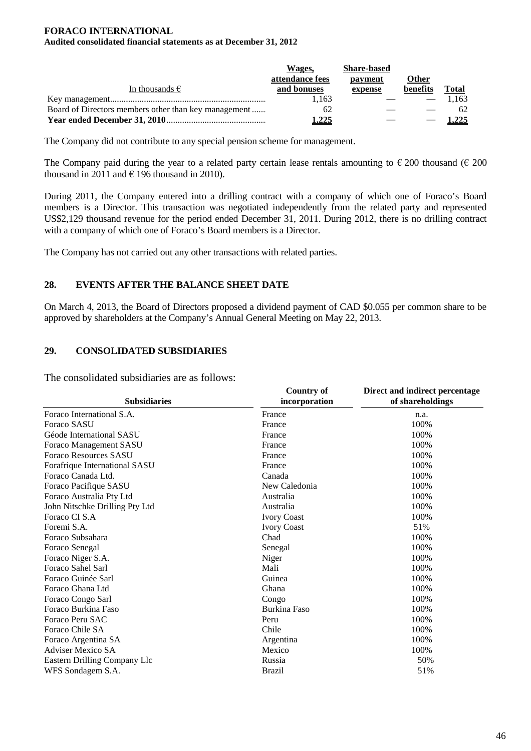| In thousands € | Wages, attendance fees and bonuses | Share-based payment expense | Other benefits | Total |
|---|---|---|---|---|
| Key management | 1,163 | — | — | 1,163 |
| Board of Directors members other than key management | 62 | — | — | 62 |
| **Year ended December 31, 2010** | 1,225 | — | — | 1,225 |

The Company did not contribute to any special pension scheme for management.

The Company paid during the year to a related party certain lease rentals amounting to € 200 thousand (€ 200 thousand in 2011 and € 196 thousand in 2010).

During 2011, the Company entered into a drilling contract with a company of which one of Foraco's Board members is a Director. This transaction was negotiated independently from the related party and represented US$2,129 thousand revenue for the period ended December 31, 2011. During 2012, there is no drilling contract with a company of which one of Foraco's Board members is a Director.

The Company has not carried out any other transactions with related parties.

## 28. EVENTS AFTER THE BALANCE SHEET DATE

On March 4, 2013, the Board of Directors proposed a dividend payment of CAD $0.055 per common share to be approved by shareholders at the Company's Annual General Meeting on May 22, 2013.

## 29. CONSOLIDATED SUBSIDIARIES

The consolidated subsidiaries are as follows:

| Subsidiaries | Country of incorporation | Direct and indirect percentage of shareholdings |
|---|---|---|
| Foraco International S.A. | France | n.a. |
| Foraco SASU | France | 100% |
| Géode International SASU | France | 100% |
| Foraco Management SASU | France | 100% |
| Foraco Resources SASU | France | 100% |
| Forafrique International SASU | France | 100% |
| Foraco Canada Ltd. | Canada | 100% |
| Foraco Pacifique SASU | New Caledonia | 100% |
| Foraco Australia Pty Ltd | Australia | 100% |
| John Nitschke Drilling Pty Ltd | Australia | 100% |
| Foraco CI S.A | Ivory Coast | 100% |
| Foremi S.A. | Ivory Coast | 51% |
| Foraco Subsahara | Chad | 100% |
| Foraco Senegal | Senegal | 100% |
| Foraco Niger S.A. | Niger | 100% |
| Foraco Sahel Sarl | Mali | 100% |
| Foraco Guinée Sarl | Guinea | 100% |
| Foraco Ghana Ltd | Ghana | 100% |
| Foraco Congo Sarl | Congo | 100% |
| Foraco Burkina Faso | Burkina Faso | 100% |
| Foraco Peru SAC | Peru | 100% |
| Foraco Chile SA | Chile | 100% |
| Foraco Argentina SA | Argentina | 100% |
| Adviser Mexico SA | Mexico | 100% |
| Eastern Drilling Company Llc | Russia | 50% |
| WFS Sondagem S.A. | Brazil | 51% |